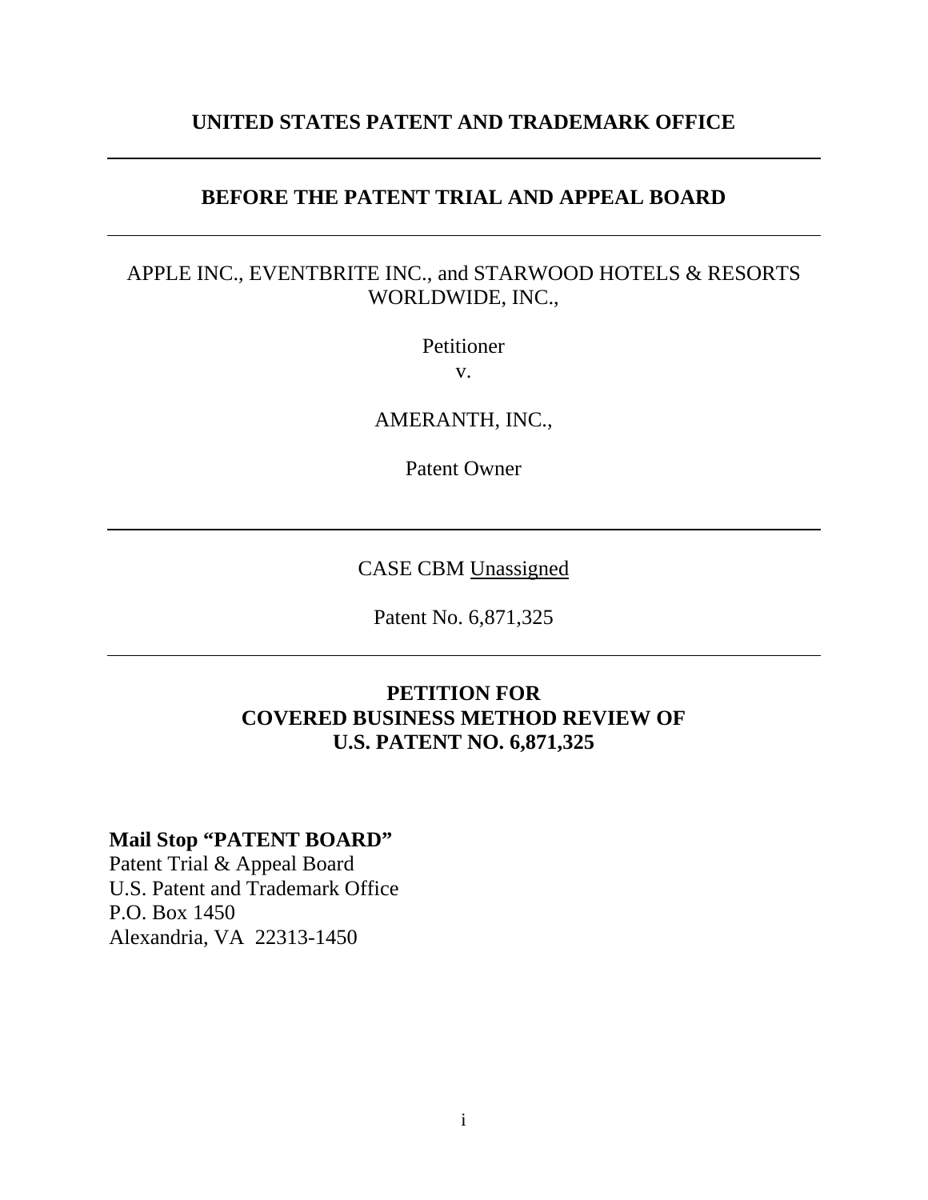**UNITED STATES PATENT AND TRADEMARK OFFICE**

---

**BEFORE THE PATENT TRIAL AND APPEAL BOARD**

---

APPLE INC., EVENTBRITE INC., and STARWOOD HOTELS & RESORTS WORLDWIDE, INC.,

Petitioner

v.

AMERANTH, INC.,

Patent Owner

---

CASE CBM Unassigned

Patent No. 6,871,325

---

**PETITION FOR**
**COVERED BUSINESS METHOD REVIEW OF**
**U.S. PATENT NO. 6,871,325**

**Mail Stop "PATENT BOARD"**
Patent Trial & Appeal Board
U.S. Patent and Trademark Office
P.O. Box 1450
Alexandria, VA 22313-1450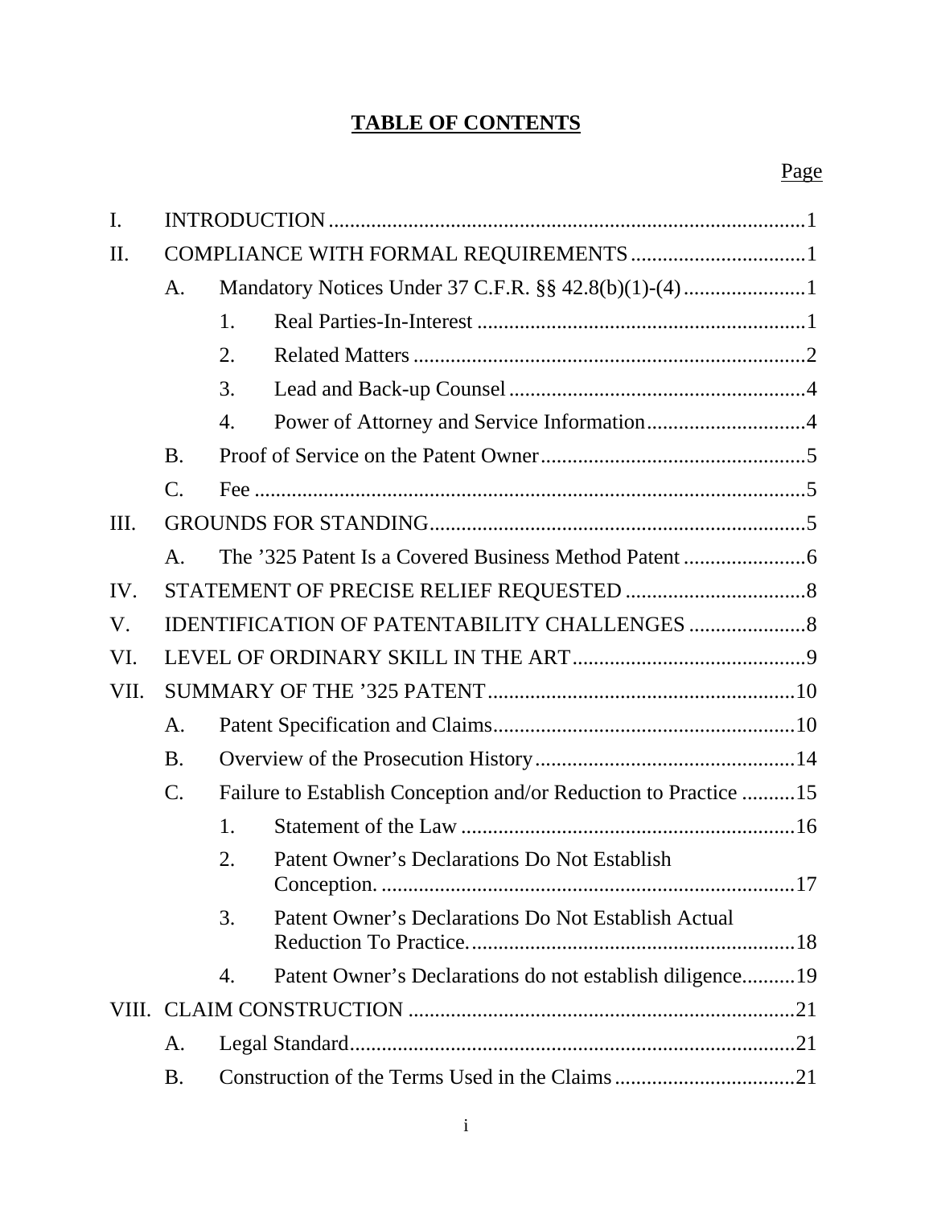## TABLE OF CONTENTS

| | | | Page |
|---|---|---|---|
| I. | INTRODUCTION | | 1 |
| II. | COMPLIANCE WITH FORMAL REQUIREMENTS | | 1 |
| | A. | Mandatory Notices Under 37 C.F.R. §§ 42.8(b)(1)-(4) | 1 |
| | | 1. Real Parties-In-Interest | 1 |
| | | 2. Related Matters | 2 |
| | | 3. Lead and Back-up Counsel | 4 |
| | | 4. Power of Attorney and Service Information | 4 |
| | B. | Proof of Service on the Patent Owner | 5 |
| | C. | Fee | 5 |
| III. | GROUNDS FOR STANDING | | 5 |
| | A. | The ’325 Patent Is a Covered Business Method Patent | 6 |
| IV. | STATEMENT OF PRECISE RELIEF REQUESTED | | 8 |
| V. | IDENTIFICATION OF PATENTABILITY CHALLENGES | | 8 |
| VI. | LEVEL OF ORDINARY SKILL IN THE ART | | 9 |
| VII. | SUMMARY OF THE ’325 PATENT | | 10 |
| | A. | Patent Specification and Claims | 10 |
| | B. | Overview of the Prosecution History | 14 |
| | C. | Failure to Establish Conception and/or Reduction to Practice | 15 |
| | | 1. Statement of the Law | 16 |
| | | 2. Patent Owner’s Declarations Do Not Establish Conception. | 17 |
| | | 3. Patent Owner’s Declarations Do Not Establish Actual Reduction To Practice. | 18 |
| | | 4. Patent Owner’s Declarations do not establish diligence | 19 |
| VIII. | CLAIM CONSTRUCTION | | 21 |
| | A. | Legal Standard | 21 |
| | B. | Construction of the Terms Used in the Claims | 21 |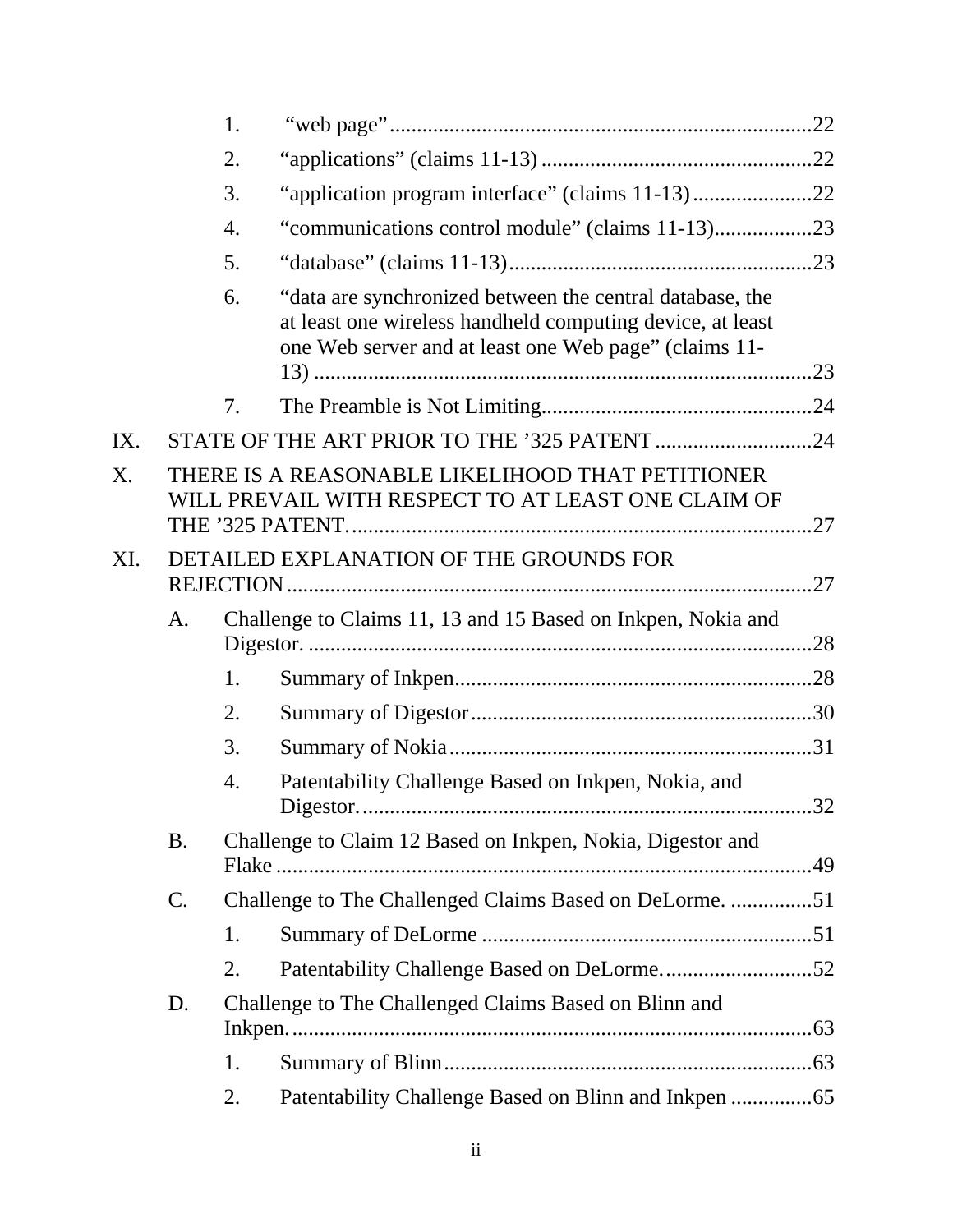1. "web page" ....................................................................... 22
2. "applications" (claims 11-13) ........................................... 22
3. "application program interface" (claims 11-13) ............... 22
4. "communications control module" (claims 11-13)............. 23
5. "database" (claims 11-13)................................................. 23
6. "data are synchronized between the central database, the at least one wireless handheld computing device, at least one Web server and at least one Web page" (claims 11-13) ................................................................................... 23
7. The Preamble is Not Limiting........................................... 24

IX. STATE OF THE ART PRIOR TO THE '325 PATENT ............................ 24

X. THERE IS A REASONABLE LIKELIHOOD THAT PETITIONER WILL PREVAIL WITH RESPECT TO AT LEAST ONE CLAIM OF THE '325 PATENT. ................................................................................... 27

XI. DETAILED EXPLANATION OF THE GROUNDS FOR REJECTION ................................................................................................ 27

A. Challenge to Claims 11, 13 and 15 Based on Inkpen, Nokia and Digestor. ........................................................................................... 28
   1. Summary of Inkpen.............................................................. 28
   2. Summary of Digestor........................................................... 30
   3. Summary of Nokia ............................................................... 31
   4. Patentability Challenge Based on Inkpen, Nokia, and Digestor. ................................................................................ 32

B. Challenge to Claim 12 Based on Inkpen, Nokia, Digestor and Flake ................................................................................................. 49

C. Challenge to The Challenged Claims Based on DeLorme. ............... 51
   1. Summary of DeLorme ......................................................... 51
   2. Patentability Challenge Based on DeLorme.......................... 52

D. Challenge to The Challenged Claims Based on Blinn and Inkpen. ............................................................................................... 63
   1. Summary of Blinn................................................................ 63
   2. Patentability Challenge Based on Blinn and Inkpen ............... 65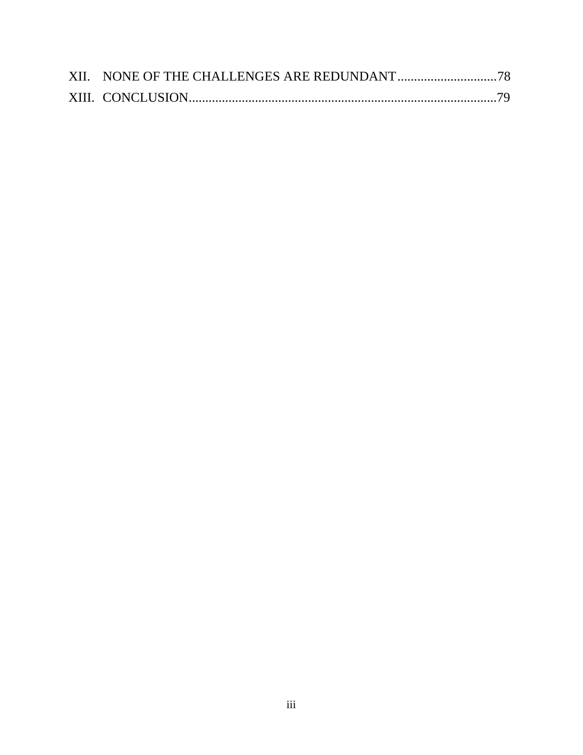XII. NONE OF THE CHALLENGES ARE REDUNDANT..............................78

XIII. CONCLUSION..........................................................................................79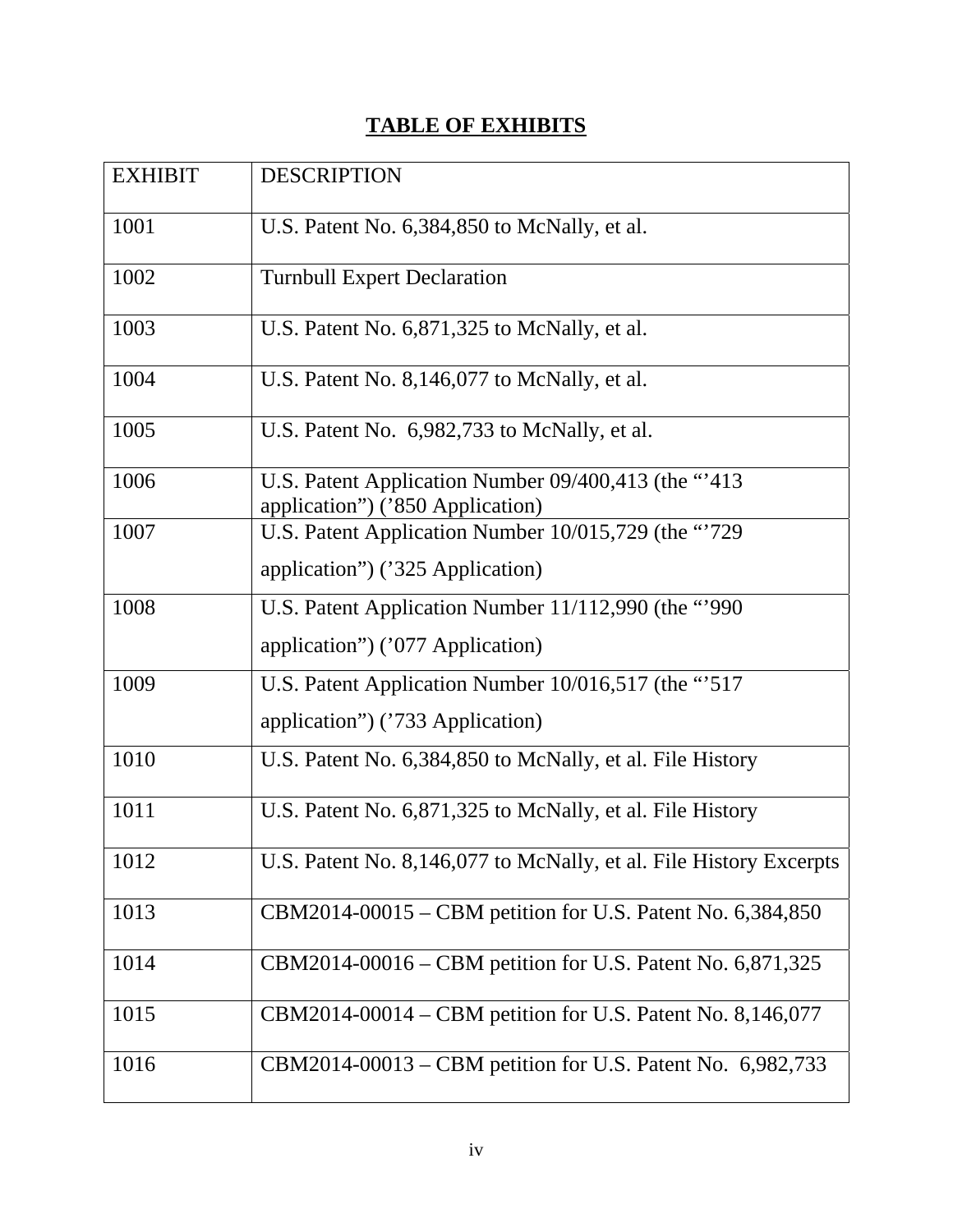# TABLE OF EXHIBITS

| EXHIBIT | DESCRIPTION |
|---|---|
| 1001 | U.S. Patent No. 6,384,850 to McNally, et al. |
| 1002 | Turnbull Expert Declaration |
| 1003 | U.S. Patent No. 6,871,325 to McNally, et al. |
| 1004 | U.S. Patent No. 8,146,077 to McNally, et al. |
| 1005 | U.S. Patent No. 6,982,733 to McNally, et al. |
| 1006 | U.S. Patent Application Number 09/400,413 (the "'413 application") ('850 Application) |
| 1007 | U.S. Patent Application Number 10/015,729 (the "'729 application") ('325 Application) |
| 1008 | U.S. Patent Application Number 11/112,990 (the "'990 application") ('077 Application) |
| 1009 | U.S. Patent Application Number 10/016,517 (the "'517 application") ('733 Application) |
| 1010 | U.S. Patent No. 6,384,850 to McNally, et al. File History |
| 1011 | U.S. Patent No. 6,871,325 to McNally, et al. File History |
| 1012 | U.S. Patent No. 8,146,077 to McNally, et al. File History Excerpts |
| 1013 | CBM2014-00015 – CBM petition for U.S. Patent No. 6,384,850 |
| 1014 | CBM2014-00016 – CBM petition for U.S. Patent No. 6,871,325 |
| 1015 | CBM2014-00014 – CBM petition for U.S. Patent No. 8,146,077 |
| 1016 | CBM2014-00013 – CBM petition for U.S. Patent No. 6,982,733 |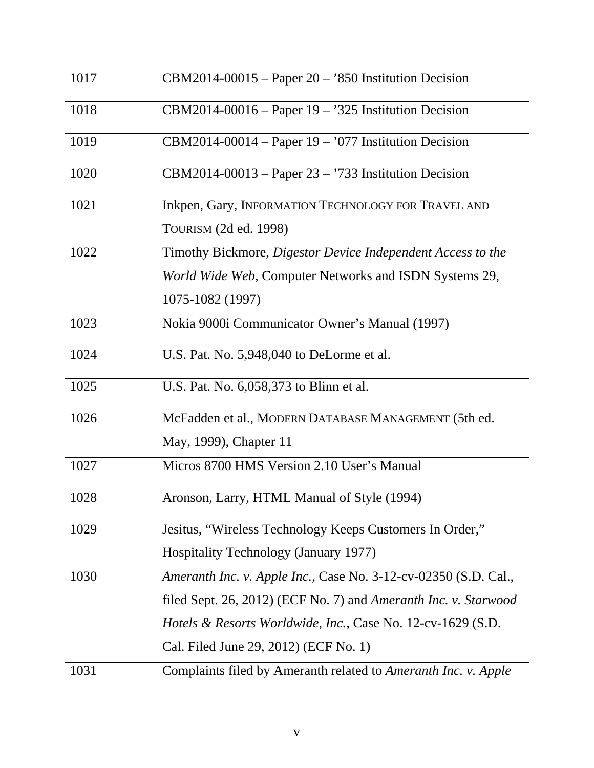| | |
|---|---|
| 1017 | CBM2014-00015 – Paper 20 – ’850 Institution Decision |
| 1018 | CBM2014-00016 – Paper 19 – ’325 Institution Decision |
| 1019 | CBM2014-00014 – Paper 19 – ’077 Institution Decision |
| 1020 | CBM2014-00013 – Paper 23 – ’733 Institution Decision |
| 1021 | Inkpen, Gary, INFORMATION TECHNOLOGY FOR TRAVEL AND TOURISM (2d ed. 1998) |
| 1022 | Timothy Bickmore, *Digestor Device Independent Access to the World Wide Web*, Computer Networks and ISDN Systems 29, 1075-1082 (1997) |
| 1023 | Nokia 9000i Communicator Owner’s Manual (1997) |
| 1024 | U.S. Pat. No. 5,948,040 to DeLorme et al. |
| 1025 | U.S. Pat. No. 6,058,373 to Blinn et al. |
| 1026 | McFadden et al., MODERN DATABASE MANAGEMENT (5th ed. May, 1999), Chapter 11 |
| 1027 | Micros 8700 HMS Version 2.10 User’s Manual |
| 1028 | Aronson, Larry, HTML Manual of Style (1994) |
| 1029 | Jesitus, “Wireless Technology Keeps Customers In Order,” Hospitality Technology (January 1977) |
| 1030 | *Ameranth Inc. v. Apple Inc.*, Case No. 3-12-cv-02350 (S.D. Cal., filed Sept. 26, 2012) (ECF No. 7) and *Ameranth Inc. v. Starwood Hotels & Resorts Worldwide, Inc.*, Case No. 12-cv-1629 (S.D. Cal. Filed June 29, 2012) (ECF No. 1) |
| 1031 | Complaints filed by Ameranth related to *Ameranth Inc. v. Apple* |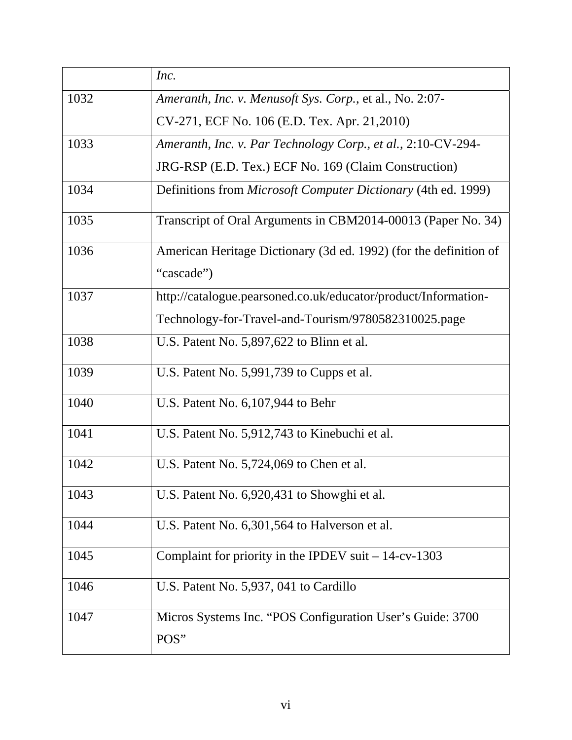| | |
|---|---|
| | *Inc.* |
| 1032 | *Ameranth, Inc. v. Menusoft Sys. Corp.*, et al., No. 2:07-CV-271, ECF No. 106 (E.D. Tex. Apr. 21,2010) |
| 1033 | *Ameranth, Inc. v. Par Technology Corp., et al.*, 2:10-CV-294-JRG-RSP (E.D. Tex.) ECF No. 169 (Claim Construction) |
| 1034 | Definitions from *Microsoft Computer Dictionary* (4th ed. 1999) |
| 1035 | Transcript of Oral Arguments in CBM2014-00013 (Paper No. 34) |
| 1036 | American Heritage Dictionary (3d ed. 1992) (for the definition of "cascade") |
| 1037 | http://catalogue.pearsoned.co.uk/educator/product/Information-Technology-for-Travel-and-Tourism/9780582310025.page |
| 1038 | U.S. Patent No. 5,897,622 to Blinn et al. |
| 1039 | U.S. Patent No. 5,991,739 to Cupps et al. |
| 1040 | U.S. Patent No. 6,107,944 to Behr |
| 1041 | U.S. Patent No. 5,912,743 to Kinebuchi et al. |
| 1042 | U.S. Patent No. 5,724,069 to Chen et al. |
| 1043 | U.S. Patent No. 6,920,431 to Showghi et al. |
| 1044 | U.S. Patent No. 6,301,564 to Halverson et al. |
| 1045 | Complaint for priority in the IPDEV suit – 14-cv-1303 |
| 1046 | U.S. Patent No. 5,937, 041 to Cardillo |
| 1047 | Micros Systems Inc. "POS Configuration User's Guide: 3700 POS" |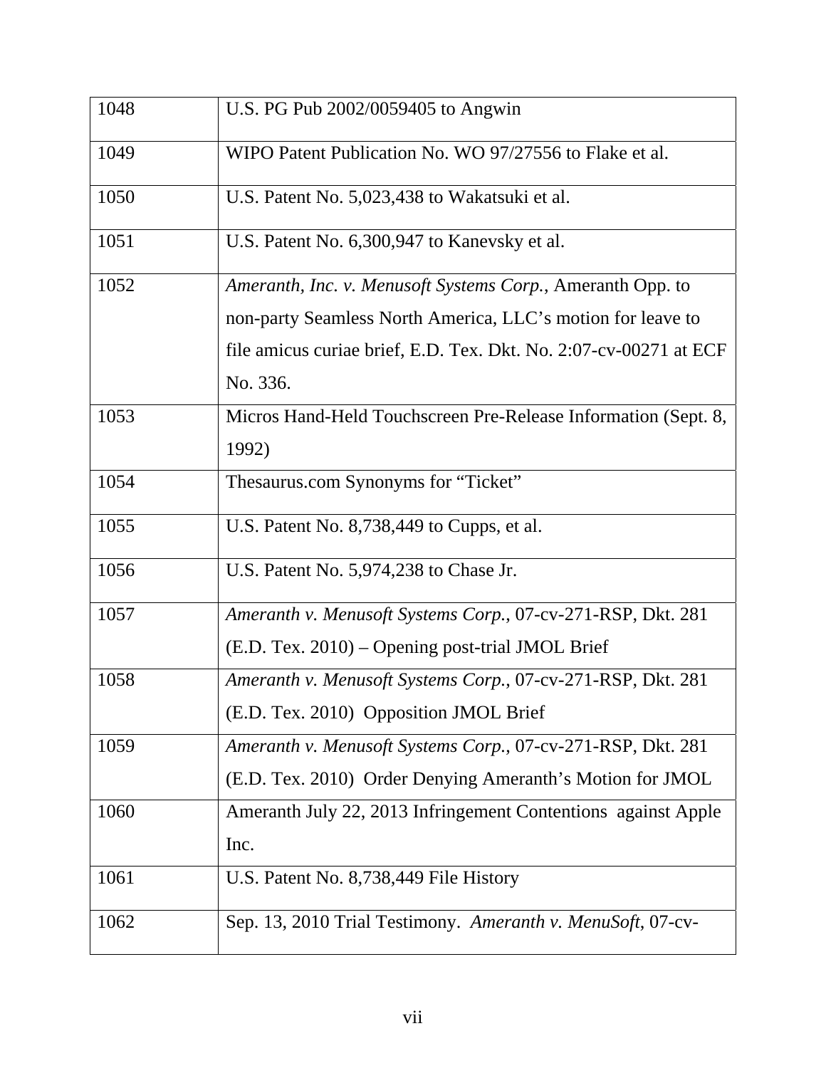| | |
|---|---|
| 1048 | U.S. PG Pub 2002/0059405 to Angwin |
| 1049 | WIPO Patent Publication No. WO 97/27556 to Flake et al. |
| 1050 | U.S. Patent No. 5,023,438 to Wakatsuki et al. |
| 1051 | U.S. Patent No. 6,300,947 to Kanevsky et al. |
| 1052 | *Ameranth, Inc. v. Menusoft Systems Corp.*, Ameranth Opp. to non-party Seamless North America, LLC's motion for leave to file amicus curiae brief, E.D. Tex. Dkt. No. 2:07-cv-00271 at ECF No. 336. |
| 1053 | Micros Hand-Held Touchscreen Pre-Release Information (Sept. 8, 1992) |
| 1054 | Thesaurus.com Synonyms for "Ticket" |
| 1055 | U.S. Patent No. 8,738,449 to Cupps, et al. |
| 1056 | U.S. Patent No. 5,974,238 to Chase Jr. |
| 1057 | *Ameranth v. Menusoft Systems Corp.*, 07-cv-271-RSP, Dkt. 281 (E.D. Tex. 2010) – Opening post-trial JMOL Brief |
| 1058 | *Ameranth v. Menusoft Systems Corp.*, 07-cv-271-RSP, Dkt. 281 (E.D. Tex. 2010) Opposition JMOL Brief |
| 1059 | *Ameranth v. Menusoft Systems Corp.*, 07-cv-271-RSP, Dkt. 281 (E.D. Tex. 2010) Order Denying Ameranth's Motion for JMOL |
| 1060 | Ameranth July 22, 2013 Infringement Contentions against Apple Inc. |
| 1061 | U.S. Patent No. 8,738,449 File History |
| 1062 | Sep. 13, 2010 Trial Testimony. *Ameranth v. MenuSoft*, 07-cv- |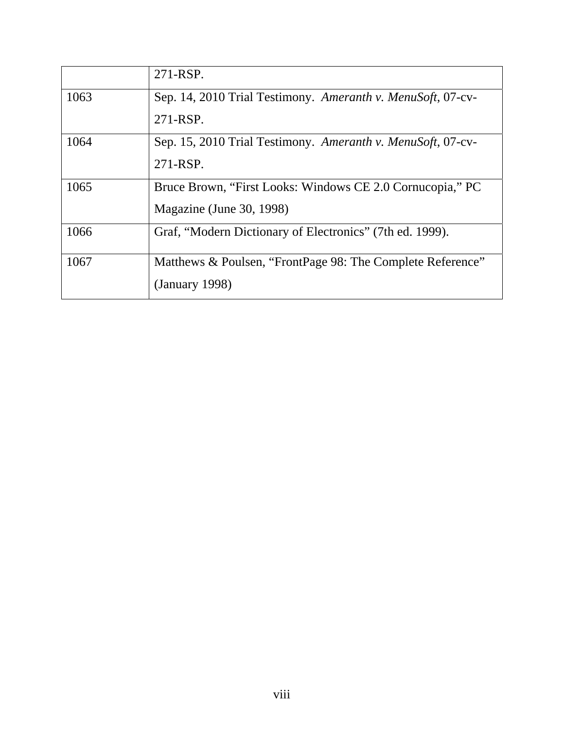| | |
|---|---|
| | 271-RSP. |
| 1063 | Sep. 14, 2010 Trial Testimony. *Ameranth v. MenuSoft*, 07-cv-271-RSP. |
| 1064 | Sep. 15, 2010 Trial Testimony. *Ameranth v. MenuSoft*, 07-cv-271-RSP. |
| 1065 | Bruce Brown, "First Looks: Windows CE 2.0 Cornucopia," PC Magazine (June 30, 1998) |
| 1066 | Graf, "Modern Dictionary of Electronics" (7th ed. 1999). |
| 1067 | Matthews & Poulsen, "FrontPage 98: The Complete Reference" (January 1998) |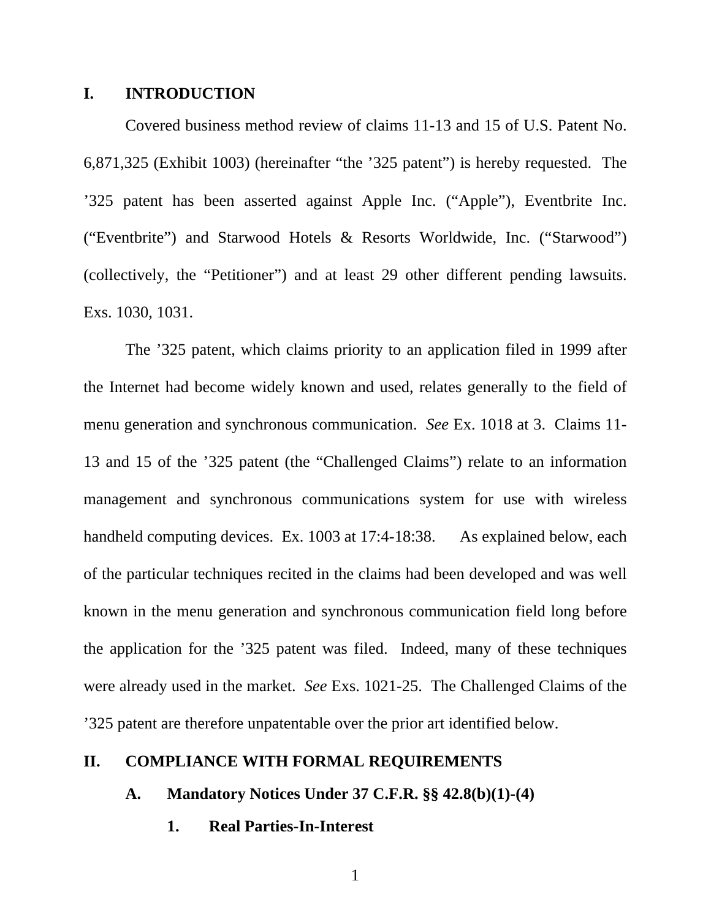## I. INTRODUCTION

Covered business method review of claims 11-13 and 15 of U.S. Patent No. 6,871,325 (Exhibit 1003) (hereinafter "the '325 patent") is hereby requested. The '325 patent has been asserted against Apple Inc. ("Apple"), Eventbrite Inc. ("Eventbrite") and Starwood Hotels & Resorts Worldwide, Inc. ("Starwood") (collectively, the "Petitioner") and at least 29 other different pending lawsuits. Exs. 1030, 1031.

The '325 patent, which claims priority to an application filed in 1999 after the Internet had become widely known and used, relates generally to the field of menu generation and synchronous communication. *See* Ex. 1018 at 3. Claims 11-13 and 15 of the '325 patent (the "Challenged Claims") relate to an information management and synchronous communications system for use with wireless handheld computing devices. Ex. 1003 at 17:4-18:38. As explained below, each of the particular techniques recited in the claims had been developed and was well known in the menu generation and synchronous communication field long before the application for the '325 patent was filed. Indeed, many of these techniques were already used in the market. *See* Exs. 1021-25. The Challenged Claims of the '325 patent are therefore unpatentable over the prior art identified below.

## II. COMPLIANCE WITH FORMAL REQUIREMENTS

### A. Mandatory Notices Under 37 C.F.R. §§ 42.8(b)(1)-(4)

#### 1. Real Parties-In-Interest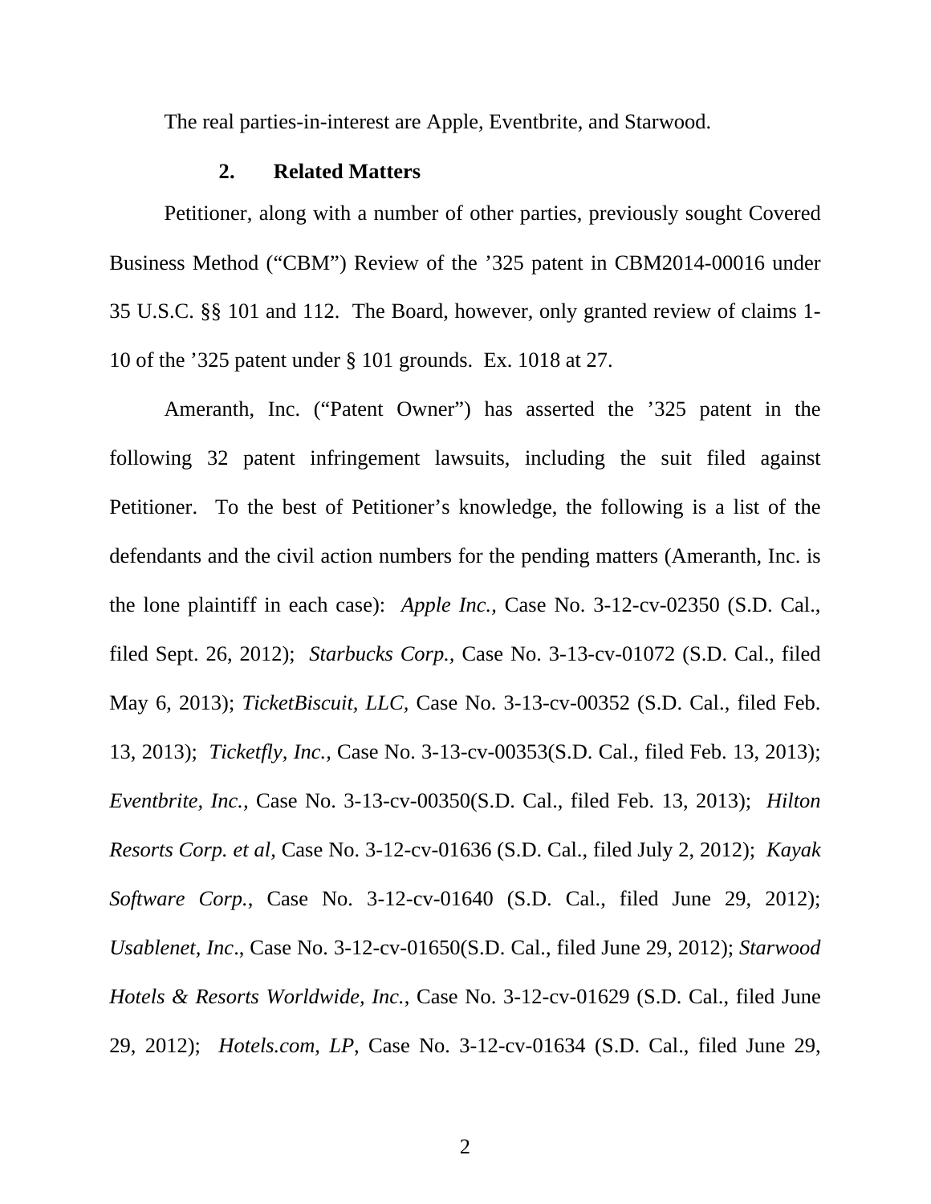The real parties-in-interest are Apple, Eventbrite, and Starwood.

### 2. Related Matters

Petitioner, along with a number of other parties, previously sought Covered Business Method ("CBM") Review of the '325 patent in CBM2014-00016 under 35 U.S.C. §§ 101 and 112. The Board, however, only granted review of claims 1-10 of the '325 patent under § 101 grounds. Ex. 1018 at 27.

Ameranth, Inc. ("Patent Owner") has asserted the '325 patent in the following 32 patent infringement lawsuits, including the suit filed against Petitioner. To the best of Petitioner's knowledge, the following is a list of the defendants and the civil action numbers for the pending matters (Ameranth, Inc. is the lone plaintiff in each case): *Apple Inc.*, Case No. 3-12-cv-02350 (S.D. Cal., filed Sept. 26, 2012); *Starbucks Corp.*, Case No. 3-13-cv-01072 (S.D. Cal., filed May 6, 2013); *TicketBiscuit, LLC*, Case No. 3-13-cv-00352 (S.D. Cal., filed Feb. 13, 2013); *Ticketfly, Inc.*, Case No. 3-13-cv-00353(S.D. Cal., filed Feb. 13, 2013); *Eventbrite, Inc.*, Case No. 3-13-cv-00350(S.D. Cal., filed Feb. 13, 2013); *Hilton Resorts Corp. et al*, Case No. 3-12-cv-01636 (S.D. Cal., filed July 2, 2012); *Kayak Software Corp.*, Case No. 3-12-cv-01640 (S.D. Cal., filed June 29, 2012); *Usablenet, Inc*., Case No. 3-12-cv-01650(S.D. Cal., filed June 29, 2012); *Starwood Hotels & Resorts Worldwide, Inc.*, Case No. 3-12-cv-01629 (S.D. Cal., filed June 29, 2012); *Hotels.com, LP*, Case No. 3-12-cv-01634 (S.D. Cal., filed June 29,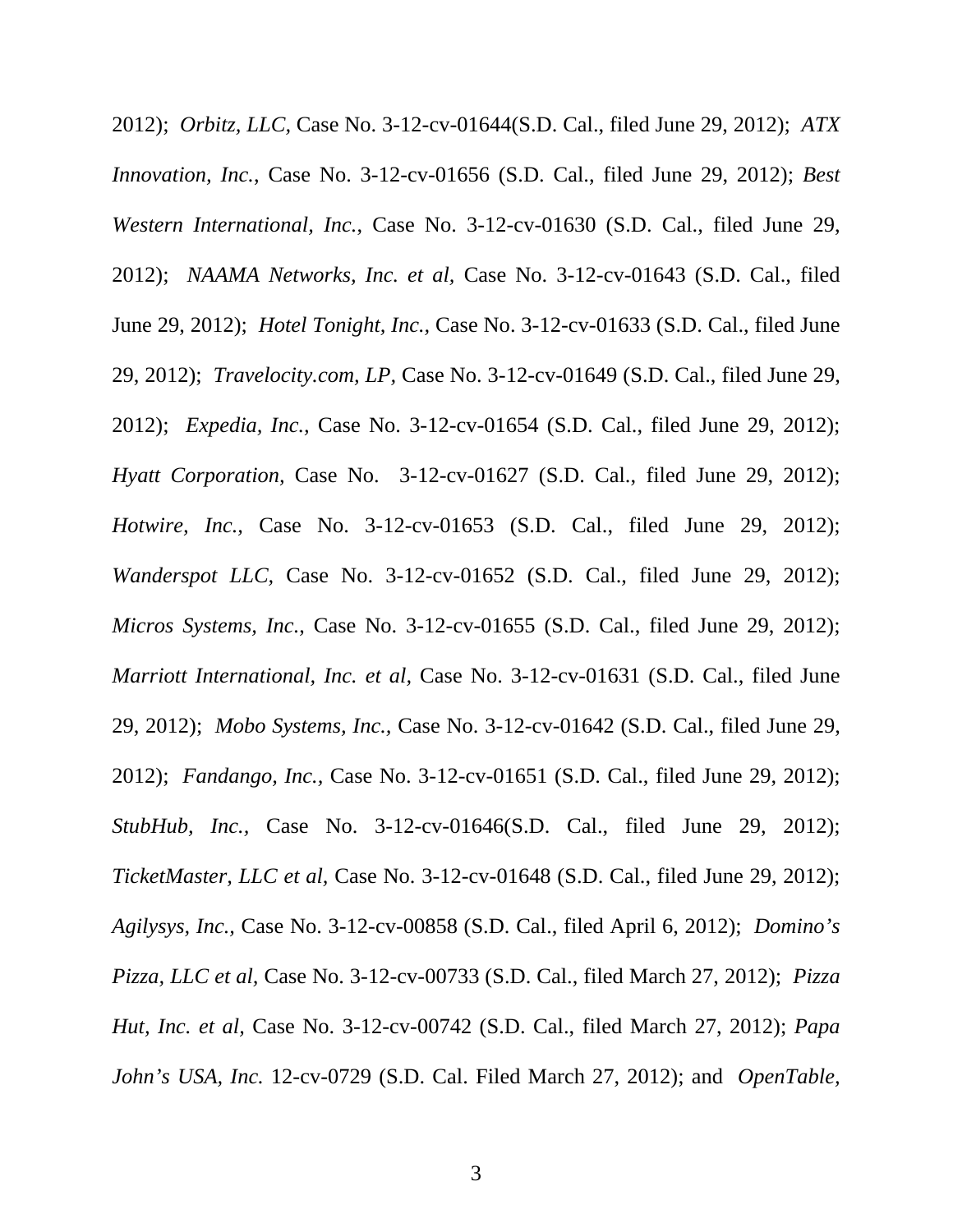2012); *Orbitz, LLC,* Case No. 3-12-cv-01644(S.D. Cal., filed June 29, 2012); *ATX Innovation, Inc.*, Case No. 3-12-cv-01656 (S.D. Cal., filed June 29, 2012); *Best Western International, Inc.*, Case No. 3-12-cv-01630 (S.D. Cal., filed June 29, 2012); *NAAMA Networks, Inc. et al,* Case No. 3-12-cv-01643 (S.D. Cal., filed June 29, 2012); *Hotel Tonight, Inc.*, Case No. 3-12-cv-01633 (S.D. Cal., filed June 29, 2012); *Travelocity.com, LP,* Case No. 3-12-cv-01649 (S.D. Cal., filed June 29, 2012); *Expedia, Inc.,* Case No. 3-12-cv-01654 (S.D. Cal., filed June 29, 2012); *Hyatt Corporation,* Case No. 3-12-cv-01627 (S.D. Cal., filed June 29, 2012); *Hotwire, Inc.*, Case No. 3-12-cv-01653 (S.D. Cal., filed June 29, 2012); *Wanderspot LLC,* Case No. 3-12-cv-01652 (S.D. Cal., filed June 29, 2012); *Micros Systems, Inc*., Case No. 3-12-cv-01655 (S.D. Cal., filed June 29, 2012); *Marriott International, Inc. et al,* Case No. 3-12-cv-01631 (S.D. Cal., filed June 29, 2012); *Mobo Systems, Inc.*, Case No. 3-12-cv-01642 (S.D. Cal., filed June 29, 2012); *Fandango, Inc.*, Case No. 3-12-cv-01651 (S.D. Cal., filed June 29, 2012); *StubHub, Inc.,* Case No. 3-12-cv-01646(S.D. Cal., filed June 29, 2012); *TicketMaster, LLC et al,* Case No. 3-12-cv-01648 (S.D. Cal., filed June 29, 2012); *Agilysys, Inc.,* Case No. 3-12-cv-00858 (S.D. Cal., filed April 6, 2012); *Domino's Pizza, LLC et al,* Case No. 3-12-cv-00733 (S.D. Cal., filed March 27, 2012); *Pizza Hut, Inc. et al,* Case No. 3-12-cv-00742 (S.D. Cal., filed March 27, 2012); *Papa John's USA, Inc.* 12-cv-0729 (S.D. Cal. Filed March 27, 2012); and *OpenTable,*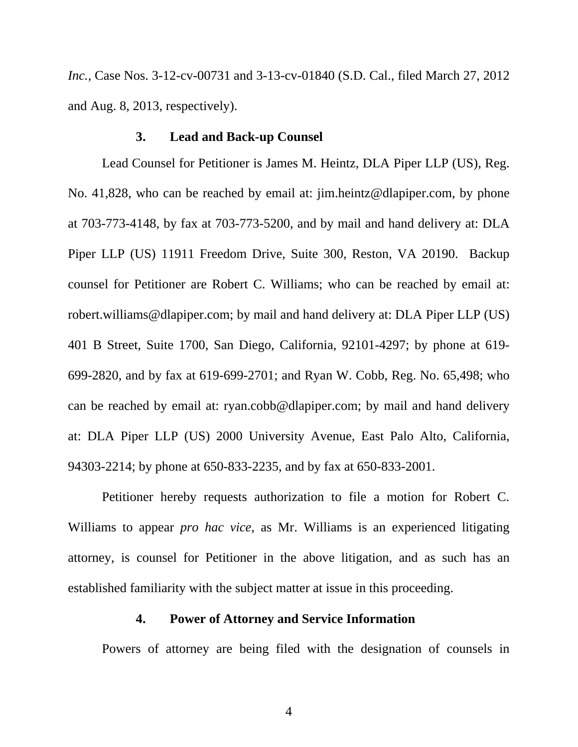*Inc.*, Case Nos. 3-12-cv-00731 and 3-13-cv-01840 (S.D. Cal., filed March 27, 2012 and Aug. 8, 2013, respectively).

### 3. Lead and Back-up Counsel

Lead Counsel for Petitioner is James M. Heintz, DLA Piper LLP (US), Reg. No. 41,828, who can be reached by email at: jim.heintz@dlapiper.com, by phone at 703-773-4148, by fax at 703-773-5200, and by mail and hand delivery at: DLA Piper LLP (US) 11911 Freedom Drive, Suite 300, Reston, VA 20190. Backup counsel for Petitioner are Robert C. Williams; who can be reached by email at: robert.williams@dlapiper.com; by mail and hand delivery at: DLA Piper LLP (US) 401 B Street, Suite 1700, San Diego, California, 92101-4297; by phone at 619-699-2820, and by fax at 619-699-2701; and Ryan W. Cobb, Reg. No. 65,498; who can be reached by email at: ryan.cobb@dlapiper.com; by mail and hand delivery at: DLA Piper LLP (US) 2000 University Avenue, East Palo Alto, California, 94303-2214; by phone at 650-833-2235, and by fax at 650-833-2001.

Petitioner hereby requests authorization to file a motion for Robert C. Williams to appear *pro hac vice*, as Mr. Williams is an experienced litigating attorney, is counsel for Petitioner in the above litigation, and as such has an established familiarity with the subject matter at issue in this proceeding.

### 4. Power of Attorney and Service Information

Powers of attorney are being filed with the designation of counsels in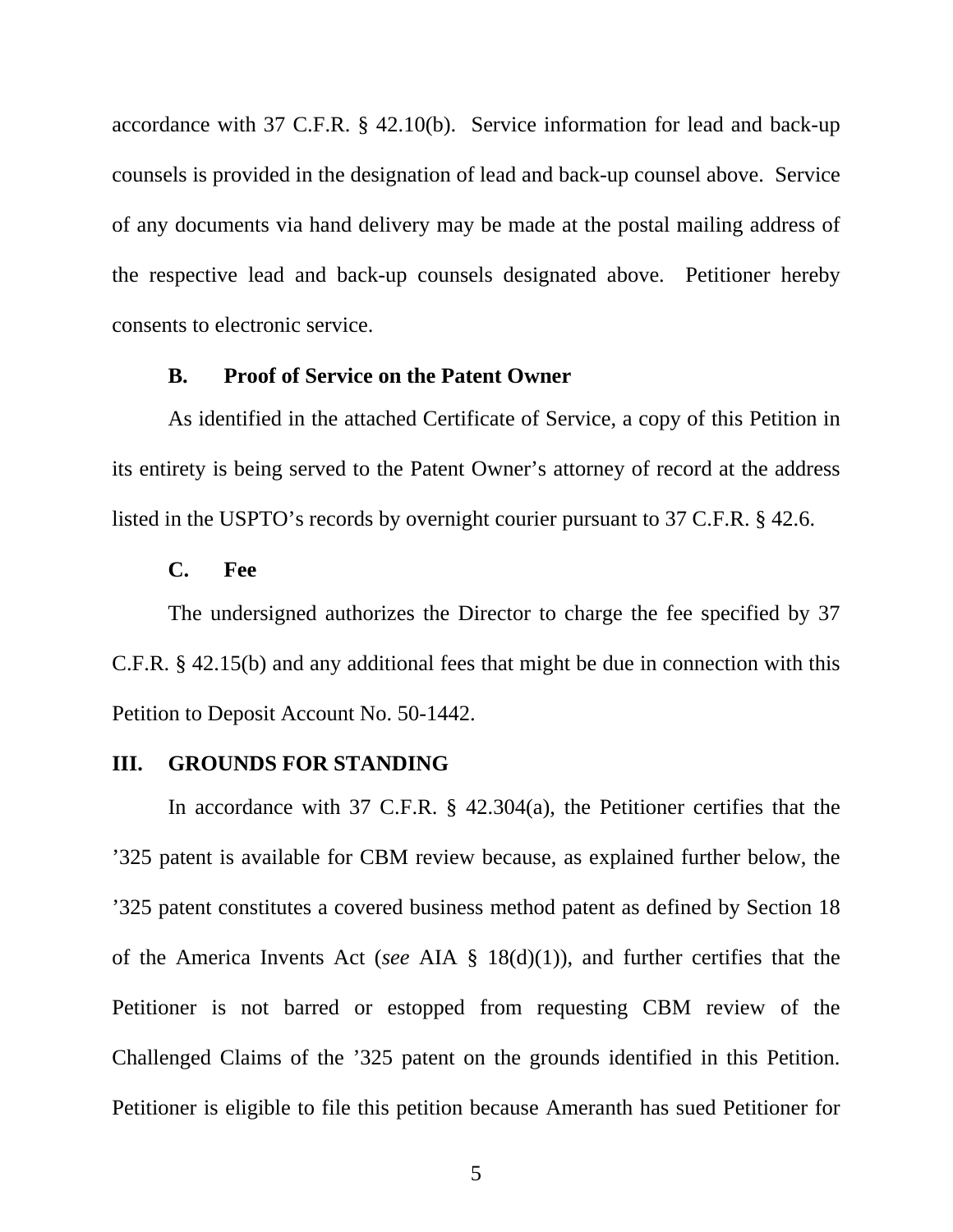accordance with 37 C.F.R. § 42.10(b). Service information for lead and back-up counsels is provided in the designation of lead and back-up counsel above. Service of any documents via hand delivery may be made at the postal mailing address of the respective lead and back-up counsels designated above. Petitioner hereby consents to electronic service.

### B. Proof of Service on the Patent Owner

As identified in the attached Certificate of Service, a copy of this Petition in its entirety is being served to the Patent Owner's attorney of record at the address listed in the USPTO's records by overnight courier pursuant to 37 C.F.R. § 42.6.

### C. Fee

The undersigned authorizes the Director to charge the fee specified by 37 C.F.R. § 42.15(b) and any additional fees that might be due in connection with this Petition to Deposit Account No. 50-1442.

## III. GROUNDS FOR STANDING

In accordance with 37 C.F.R. § 42.304(a), the Petitioner certifies that the '325 patent is available for CBM review because, as explained further below, the '325 patent constitutes a covered business method patent as defined by Section 18 of the America Invents Act (*see* AIA § 18(d)(1)), and further certifies that the Petitioner is not barred or estopped from requesting CBM review of the Challenged Claims of the '325 patent on the grounds identified in this Petition. Petitioner is eligible to file this petition because Ameranth has sued Petitioner for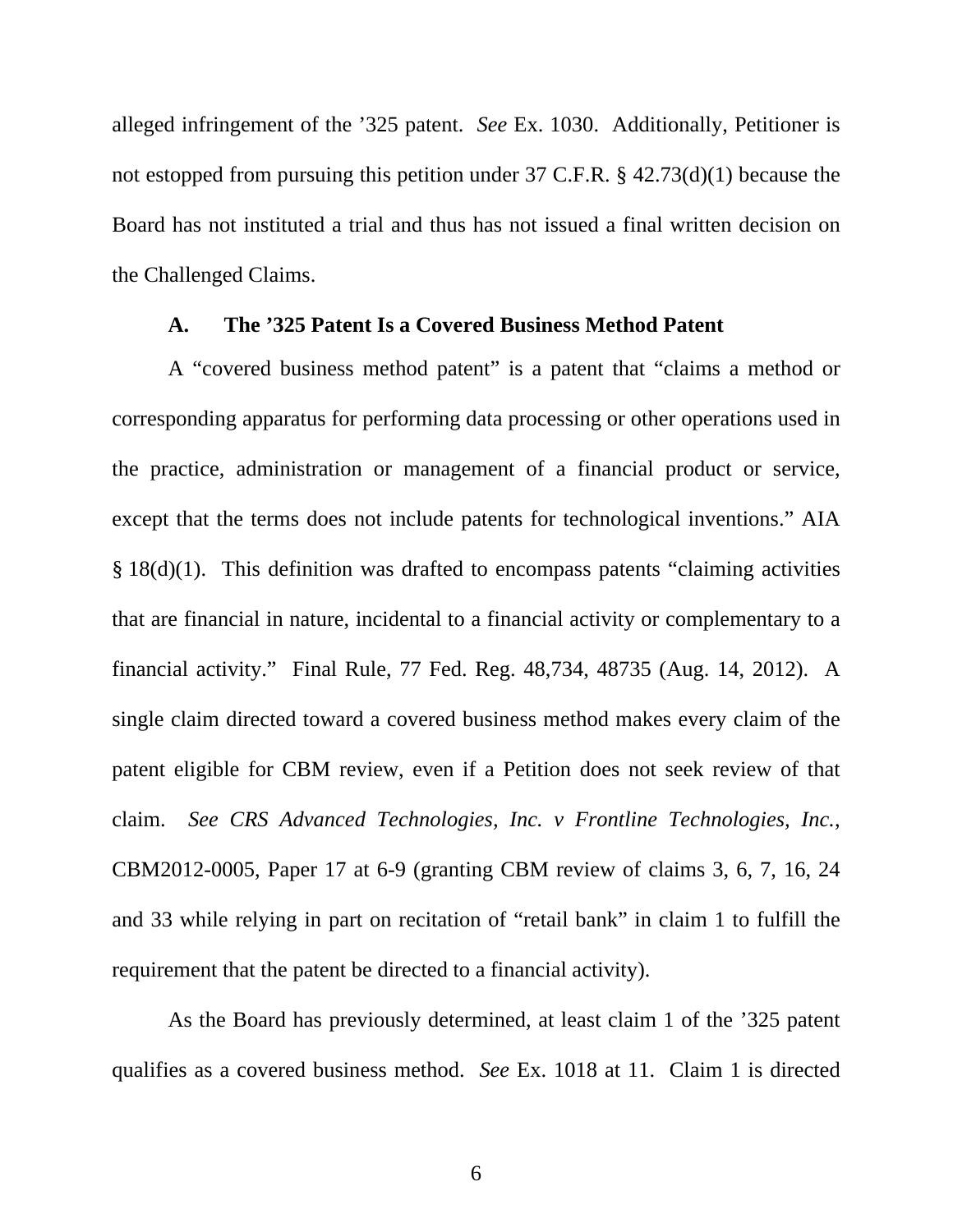alleged infringement of the '325 patent. *See* Ex. 1030. Additionally, Petitioner is not estopped from pursuing this petition under 37 C.F.R. § 42.73(d)(1) because the Board has not instituted a trial and thus has not issued a final written decision on the Challenged Claims.

### A. The '325 Patent Is a Covered Business Method Patent

A "covered business method patent" is a patent that "claims a method or corresponding apparatus for performing data processing or other operations used in the practice, administration or management of a financial product or service, except that the terms does not include patents for technological inventions." AIA § 18(d)(1). This definition was drafted to encompass patents "claiming activities that are financial in nature, incidental to a financial activity or complementary to a financial activity." Final Rule, 77 Fed. Reg. 48,734, 48735 (Aug. 14, 2012). A single claim directed toward a covered business method makes every claim of the patent eligible for CBM review, even if a Petition does not seek review of that claim. *See CRS Advanced Technologies, Inc. v Frontline Technologies, Inc.*, CBM2012-0005, Paper 17 at 6-9 (granting CBM review of claims 3, 6, 7, 16, 24 and 33 while relying in part on recitation of "retail bank" in claim 1 to fulfill the requirement that the patent be directed to a financial activity).

As the Board has previously determined, at least claim 1 of the '325 patent qualifies as a covered business method. *See* Ex. 1018 at 11. Claim 1 is directed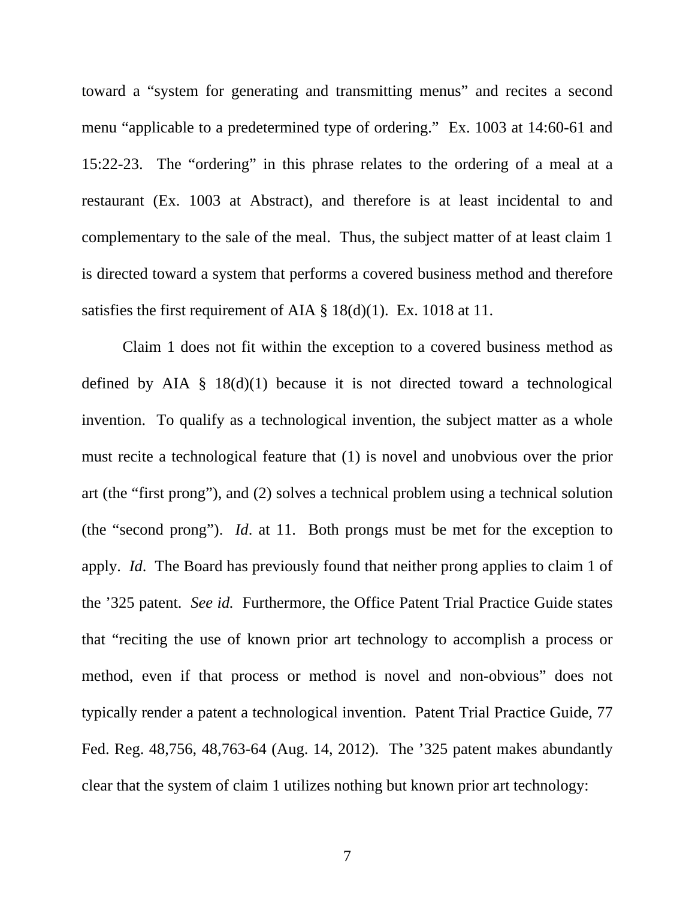toward a "system for generating and transmitting menus" and recites a second menu "applicable to a predetermined type of ordering." Ex. 1003 at 14:60-61 and 15:22-23. The "ordering" in this phrase relates to the ordering of a meal at a restaurant (Ex. 1003 at Abstract), and therefore is at least incidental to and complementary to the sale of the meal. Thus, the subject matter of at least claim 1 is directed toward a system that performs a covered business method and therefore satisfies the first requirement of AIA § 18(d)(1). Ex. 1018 at 11.

Claim 1 does not fit within the exception to a covered business method as defined by AIA § 18(d)(1) because it is not directed toward a technological invention. To qualify as a technological invention, the subject matter as a whole must recite a technological feature that (1) is novel and unobvious over the prior art (the "first prong"), and (2) solves a technical problem using a technical solution (the "second prong"). *Id*. at 11. Both prongs must be met for the exception to apply. *Id*. The Board has previously found that neither prong applies to claim 1 of the '325 patent. *See id.* Furthermore, the Office Patent Trial Practice Guide states that "reciting the use of known prior art technology to accomplish a process or method, even if that process or method is novel and non-obvious" does not typically render a patent a technological invention. Patent Trial Practice Guide, 77 Fed. Reg. 48,756, 48,763-64 (Aug. 14, 2012). The '325 patent makes abundantly clear that the system of claim 1 utilizes nothing but known prior art technology: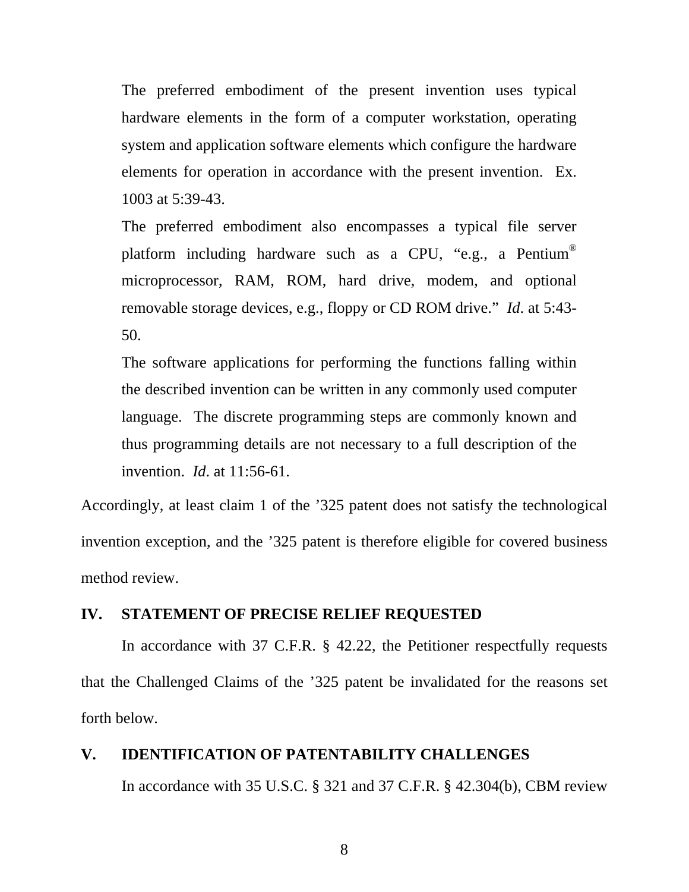> The preferred embodiment of the present invention uses typical hardware elements in the form of a computer workstation, operating system and application software elements which configure the hardware elements for operation in accordance with the present invention. Ex. 1003 at 5:39-43.
>
> The preferred embodiment also encompasses a typical file server platform including hardware such as a CPU, "e.g., a Pentium® microprocessor, RAM, ROM, hard drive, modem, and optional removable storage devices, e.g., floppy or CD ROM drive." *Id*. at 5:43-50.
>
> The software applications for performing the functions falling within the described invention can be written in any commonly used computer language. The discrete programming steps are commonly known and thus programming details are not necessary to a full description of the invention. *Id*. at 11:56-61.

Accordingly, at least claim 1 of the '325 patent does not satisfy the technological invention exception, and the '325 patent is therefore eligible for covered business method review.

## IV. STATEMENT OF PRECISE RELIEF REQUESTED

In accordance with 37 C.F.R. § 42.22, the Petitioner respectfully requests that the Challenged Claims of the '325 patent be invalidated for the reasons set forth below.

## V. IDENTIFICATION OF PATENTABILITY CHALLENGES

In accordance with 35 U.S.C. § 321 and 37 C.F.R. § 42.304(b), CBM review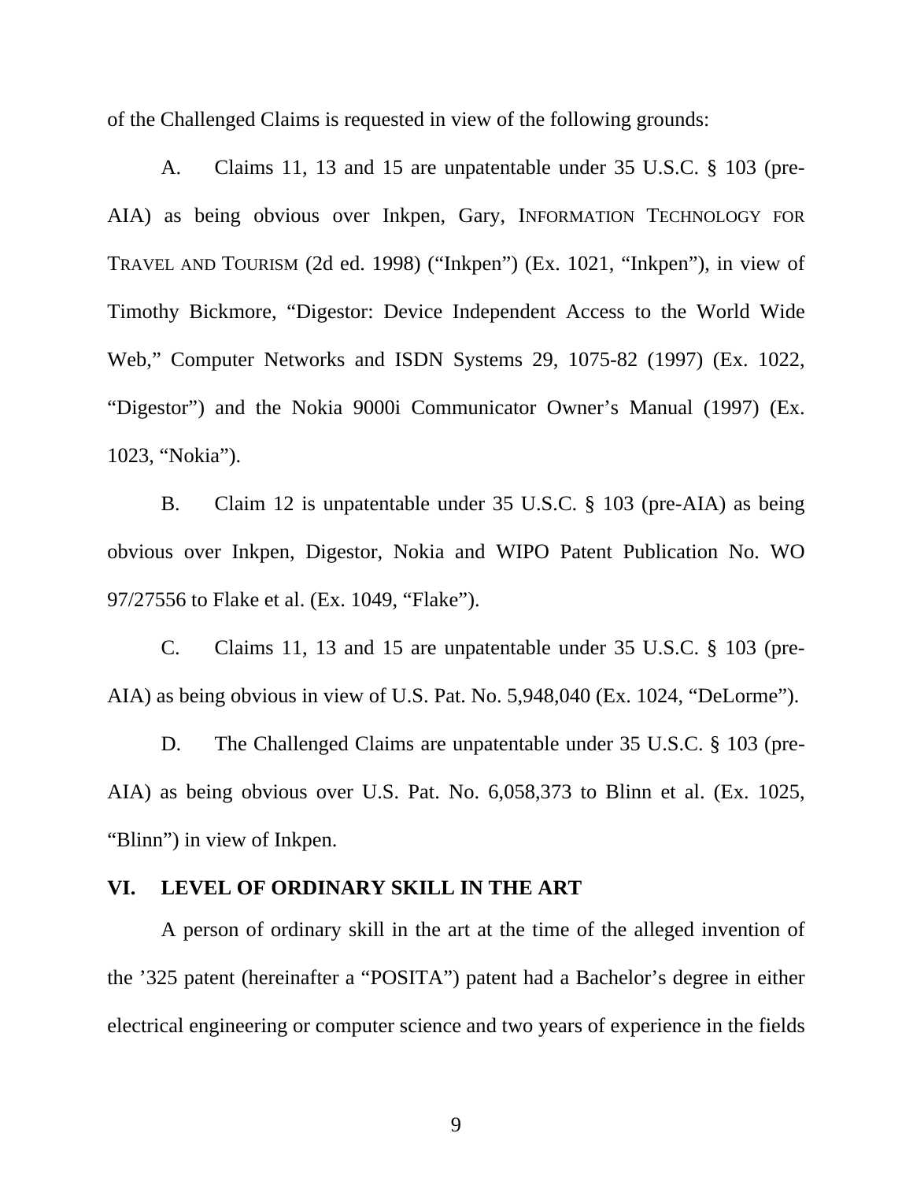of the Challenged Claims is requested in view of the following grounds:

A. Claims 11, 13 and 15 are unpatentable under 35 U.S.C. § 103 (pre-AIA) as being obvious over Inkpen, Gary, INFORMATION TECHNOLOGY FOR TRAVEL AND TOURISM (2d ed. 1998) ("Inkpen") (Ex. 1021, "Inkpen"), in view of Timothy Bickmore, "Digestor: Device Independent Access to the World Wide Web," Computer Networks and ISDN Systems 29, 1075-82 (1997) (Ex. 1022, "Digestor") and the Nokia 9000i Communicator Owner's Manual (1997) (Ex. 1023, "Nokia").

B. Claim 12 is unpatentable under 35 U.S.C. § 103 (pre-AIA) as being obvious over Inkpen, Digestor, Nokia and WIPO Patent Publication No. WO 97/27556 to Flake et al. (Ex. 1049, "Flake").

C. Claims 11, 13 and 15 are unpatentable under 35 U.S.C. § 103 (pre-AIA) as being obvious in view of U.S. Pat. No. 5,948,040 (Ex. 1024, "DeLorme").

D. The Challenged Claims are unpatentable under 35 U.S.C. § 103 (pre-AIA) as being obvious over U.S. Pat. No. 6,058,373 to Blinn et al. (Ex. 1025, "Blinn") in view of Inkpen.

## VI. LEVEL OF ORDINARY SKILL IN THE ART

A person of ordinary skill in the art at the time of the alleged invention of the '325 patent (hereinafter a "POSITA") patent had a Bachelor's degree in either electrical engineering or computer science and two years of experience in the fields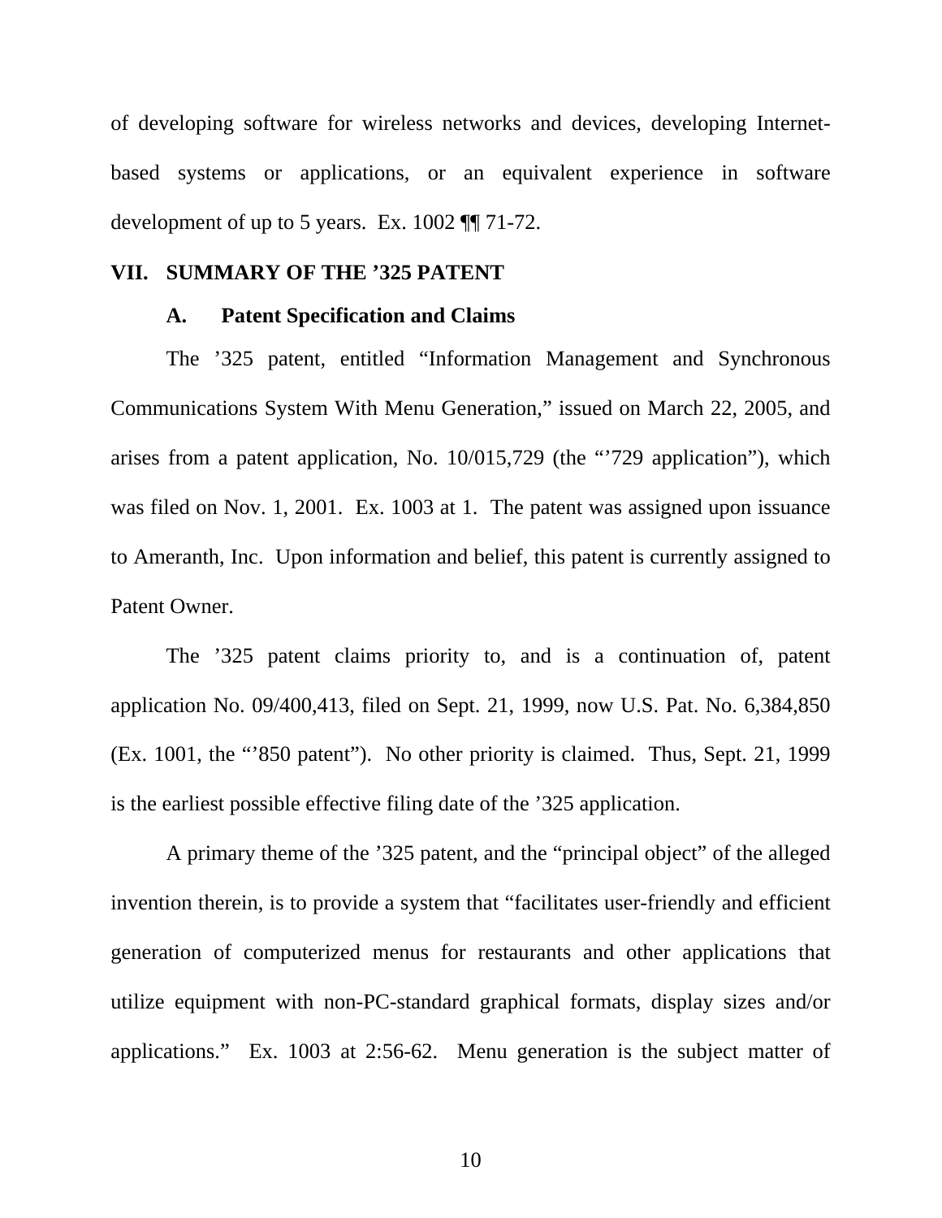of developing software for wireless networks and devices, developing Internet-based systems or applications, or an equivalent experience in software development of up to 5 years. Ex. 1002 ¶¶ 71-72.

## VII. SUMMARY OF THE ’325 PATENT

### A. Patent Specification and Claims

The ’325 patent, entitled “Information Management and Synchronous Communications System With Menu Generation,” issued on March 22, 2005, and arises from a patent application, No. 10/015,729 (the “’729 application”), which was filed on Nov. 1, 2001. Ex. 1003 at 1. The patent was assigned upon issuance to Ameranth, Inc. Upon information and belief, this patent is currently assigned to Patent Owner.

The ’325 patent claims priority to, and is a continuation of, patent application No. 09/400,413, filed on Sept. 21, 1999, now U.S. Pat. No. 6,384,850 (Ex. 1001, the “’850 patent”). No other priority is claimed. Thus, Sept. 21, 1999 is the earliest possible effective filing date of the ’325 application.

A primary theme of the ’325 patent, and the “principal object” of the alleged invention therein, is to provide a system that “facilitates user-friendly and efficient generation of computerized menus for restaurants and other applications that utilize equipment with non-PC-standard graphical formats, display sizes and/or applications.” Ex. 1003 at 2:56-62. Menu generation is the subject matter of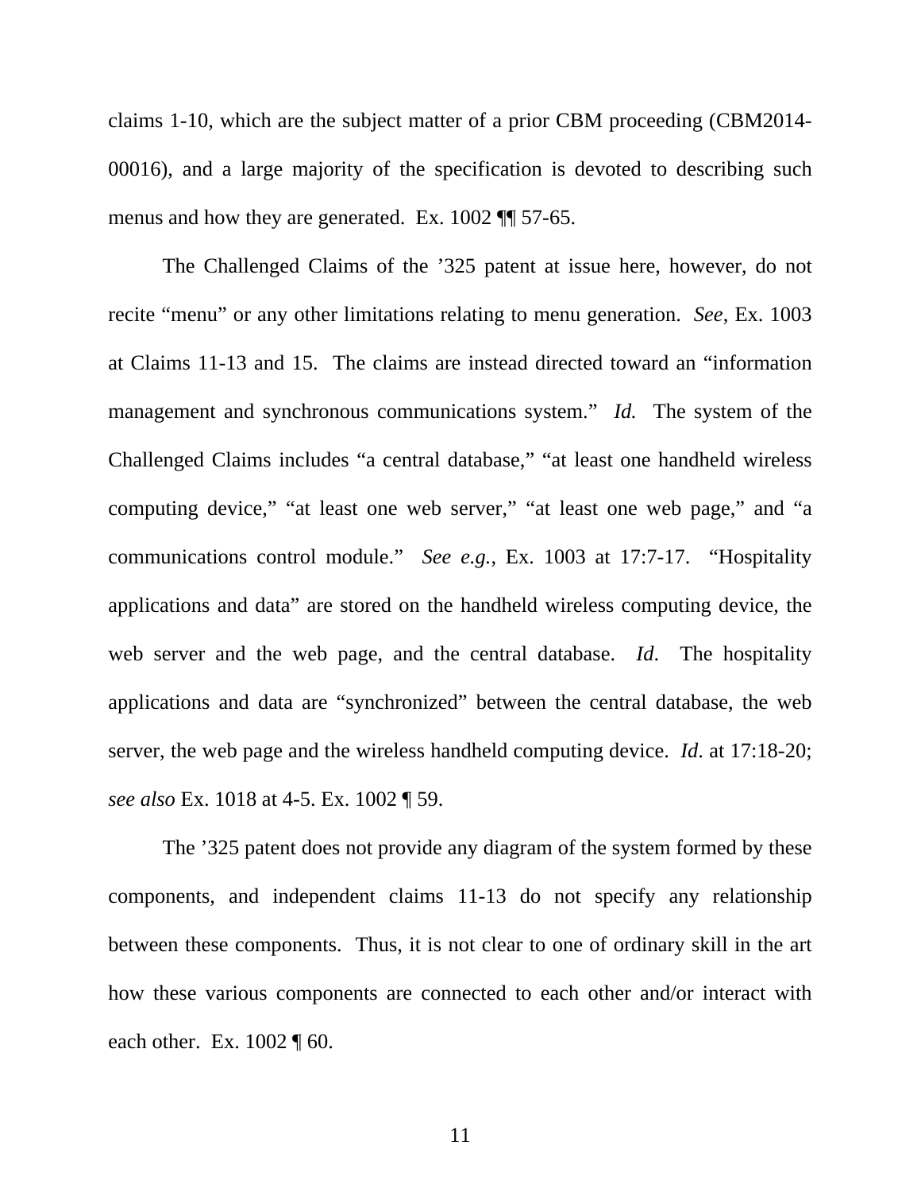claims 1-10, which are the subject matter of a prior CBM proceeding (CBM2014-00016), and a large majority of the specification is devoted to describing such menus and how they are generated. Ex. 1002 ¶¶ 57-65.

The Challenged Claims of the ’325 patent at issue here, however, do not recite “menu” or any other limitations relating to menu generation. *See*, Ex. 1003 at Claims 11-13 and 15. The claims are instead directed toward an “information management and synchronous communications system.” *Id.* The system of the Challenged Claims includes “a central database,” “at least one handheld wireless computing device,” “at least one web server,” “at least one web page,” and “a communications control module.” *See e.g.*, Ex. 1003 at 17:7-17. “Hospitality applications and data” are stored on the handheld wireless computing device, the web server and the web page, and the central database. *Id*. The hospitality applications and data are “synchronized” between the central database, the web server, the web page and the wireless handheld computing device. *Id*. at 17:18-20; *see also* Ex. 1018 at 4-5. Ex. 1002 ¶ 59.

The ’325 patent does not provide any diagram of the system formed by these components, and independent claims 11-13 do not specify any relationship between these components. Thus, it is not clear to one of ordinary skill in the art how these various components are connected to each other and/or interact with each other. Ex. 1002 ¶ 60.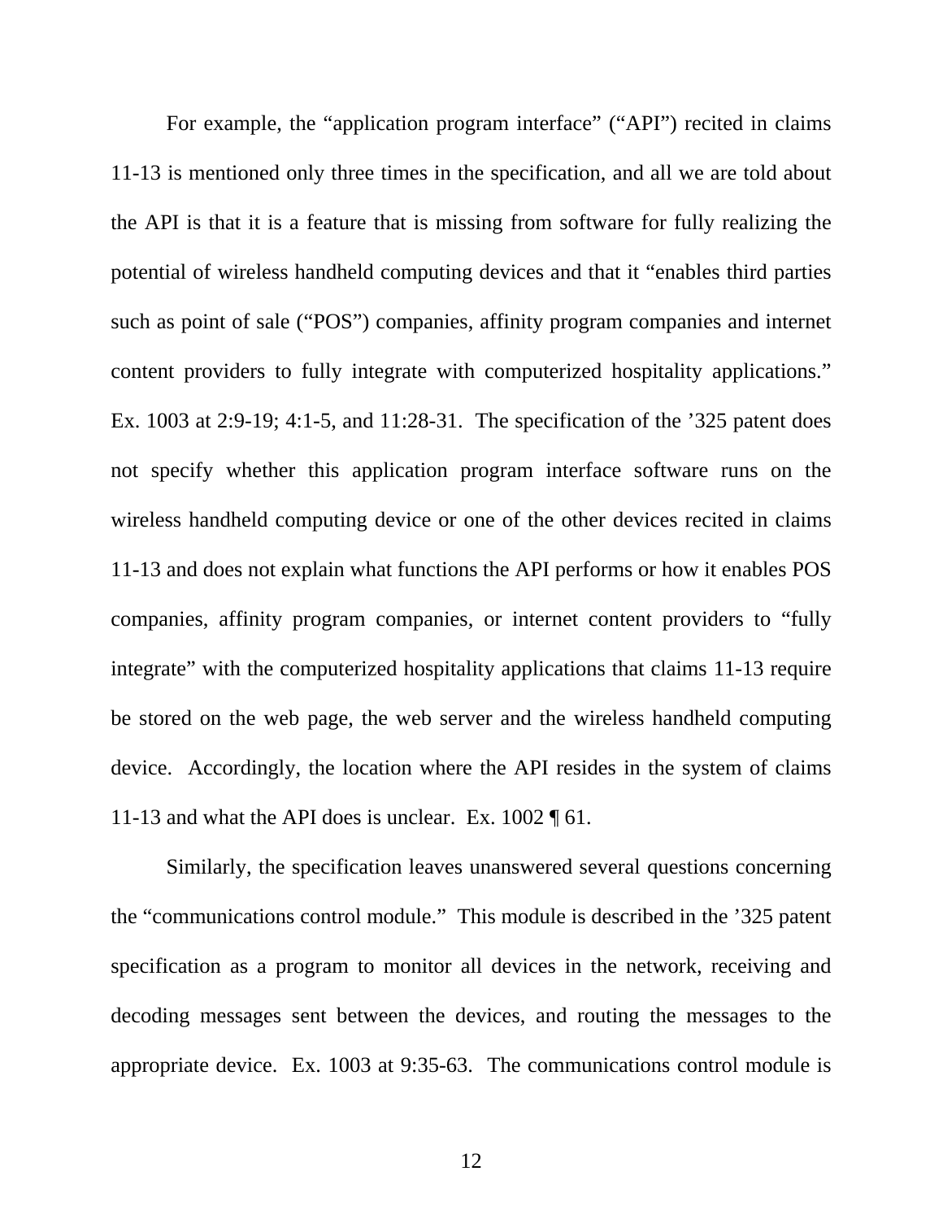For example, the "application program interface" ("API") recited in claims 11-13 is mentioned only three times in the specification, and all we are told about the API is that it is a feature that is missing from software for fully realizing the potential of wireless handheld computing devices and that it "enables third parties such as point of sale ("POS") companies, affinity program companies and internet content providers to fully integrate with computerized hospitality applications." Ex. 1003 at 2:9-19; 4:1-5, and 11:28-31. The specification of the '325 patent does not specify whether this application program interface software runs on the wireless handheld computing device or one of the other devices recited in claims 11-13 and does not explain what functions the API performs or how it enables POS companies, affinity program companies, or internet content providers to "fully integrate" with the computerized hospitality applications that claims 11-13 require be stored on the web page, the web server and the wireless handheld computing device. Accordingly, the location where the API resides in the system of claims 11-13 and what the API does is unclear. Ex. 1002 ¶ 61.

Similarly, the specification leaves unanswered several questions concerning the "communications control module." This module is described in the '325 patent specification as a program to monitor all devices in the network, receiving and decoding messages sent between the devices, and routing the messages to the appropriate device. Ex. 1003 at 9:35-63. The communications control module is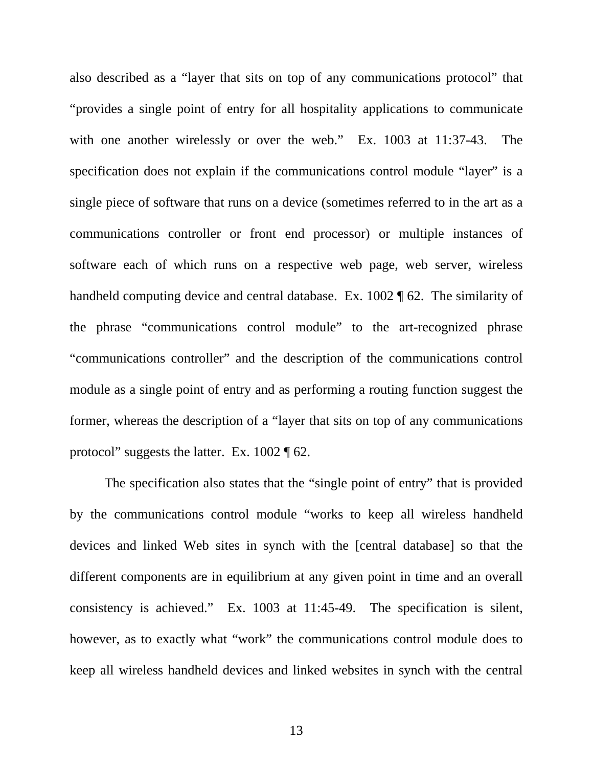also described as a "layer that sits on top of any communications protocol" that "provides a single point of entry for all hospitality applications to communicate with one another wirelessly or over the web." Ex. 1003 at 11:37-43. The specification does not explain if the communications control module "layer" is a single piece of software that runs on a device (sometimes referred to in the art as a communications controller or front end processor) or multiple instances of software each of which runs on a respective web page, web server, wireless handheld computing device and central database. Ex. 1002 ¶ 62. The similarity of the phrase "communications control module" to the art-recognized phrase "communications controller" and the description of the communications control module as a single point of entry and as performing a routing function suggest the former, whereas the description of a "layer that sits on top of any communications protocol" suggests the latter. Ex. 1002 ¶ 62.

The specification also states that the "single point of entry" that is provided by the communications control module "works to keep all wireless handheld devices and linked Web sites in synch with the [central database] so that the different components are in equilibrium at any given point in time and an overall consistency is achieved." Ex. 1003 at 11:45-49. The specification is silent, however, as to exactly what "work" the communications control module does to keep all wireless handheld devices and linked websites in synch with the central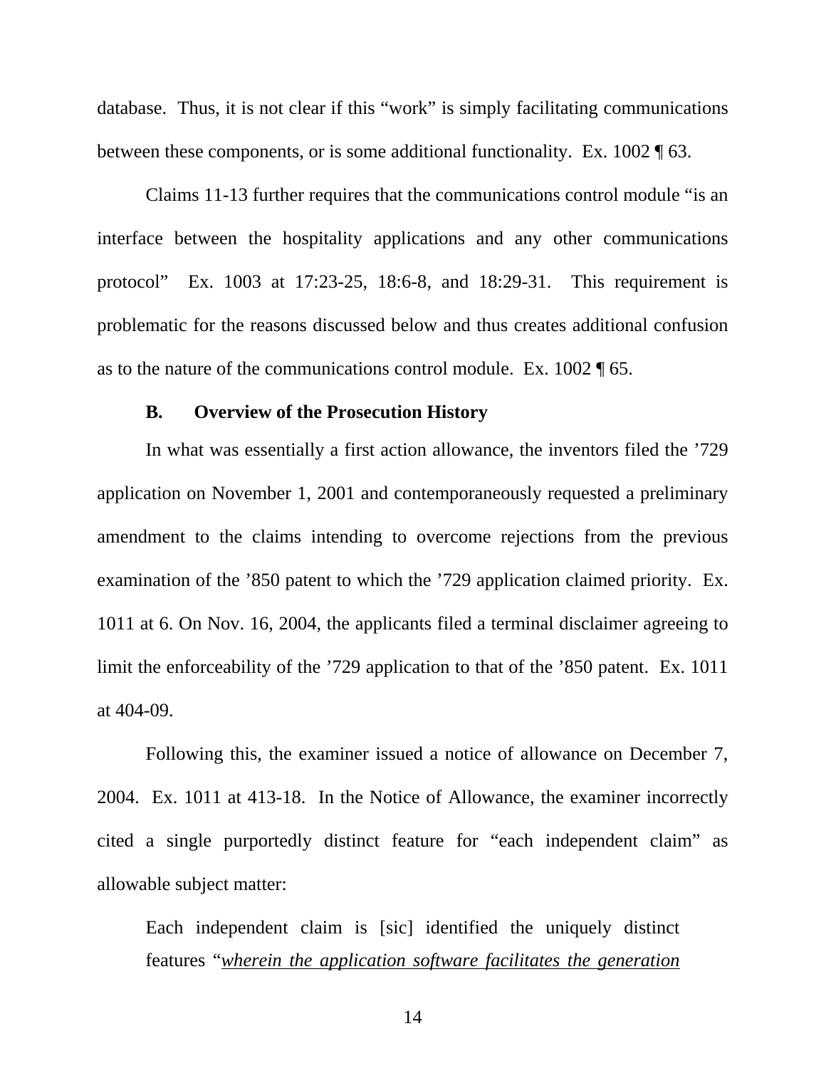database. Thus, it is not clear if this "work" is simply facilitating communications between these components, or is some additional functionality. Ex. 1002 ¶ 63.

Claims 11-13 further requires that the communications control module "is an interface between the hospitality applications and any other communications protocol" Ex. 1003 at 17:23-25, 18:6-8, and 18:29-31. This requirement is problematic for the reasons discussed below and thus creates additional confusion as to the nature of the communications control module. Ex. 1002 ¶ 65.

### B. Overview of the Prosecution History

In what was essentially a first action allowance, the inventors filed the '729 application on November 1, 2001 and contemporaneously requested a preliminary amendment to the claims intending to overcome rejections from the previous examination of the '850 patent to which the '729 application claimed priority. Ex. 1011 at 6. On Nov. 16, 2004, the applicants filed a terminal disclaimer agreeing to limit the enforceability of the '729 application to that of the '850 patent. Ex. 1011 at 404-09.

Following this, the examiner issued a notice of allowance on December 7, 2004. Ex. 1011 at 413-18. In the Notice of Allowance, the examiner incorrectly cited a single purportedly distinct feature for "each independent claim" as allowable subject matter:

> Each independent claim is [sic] identified the uniquely distinct features "<u>*wherein the application software facilitates the generation*</u>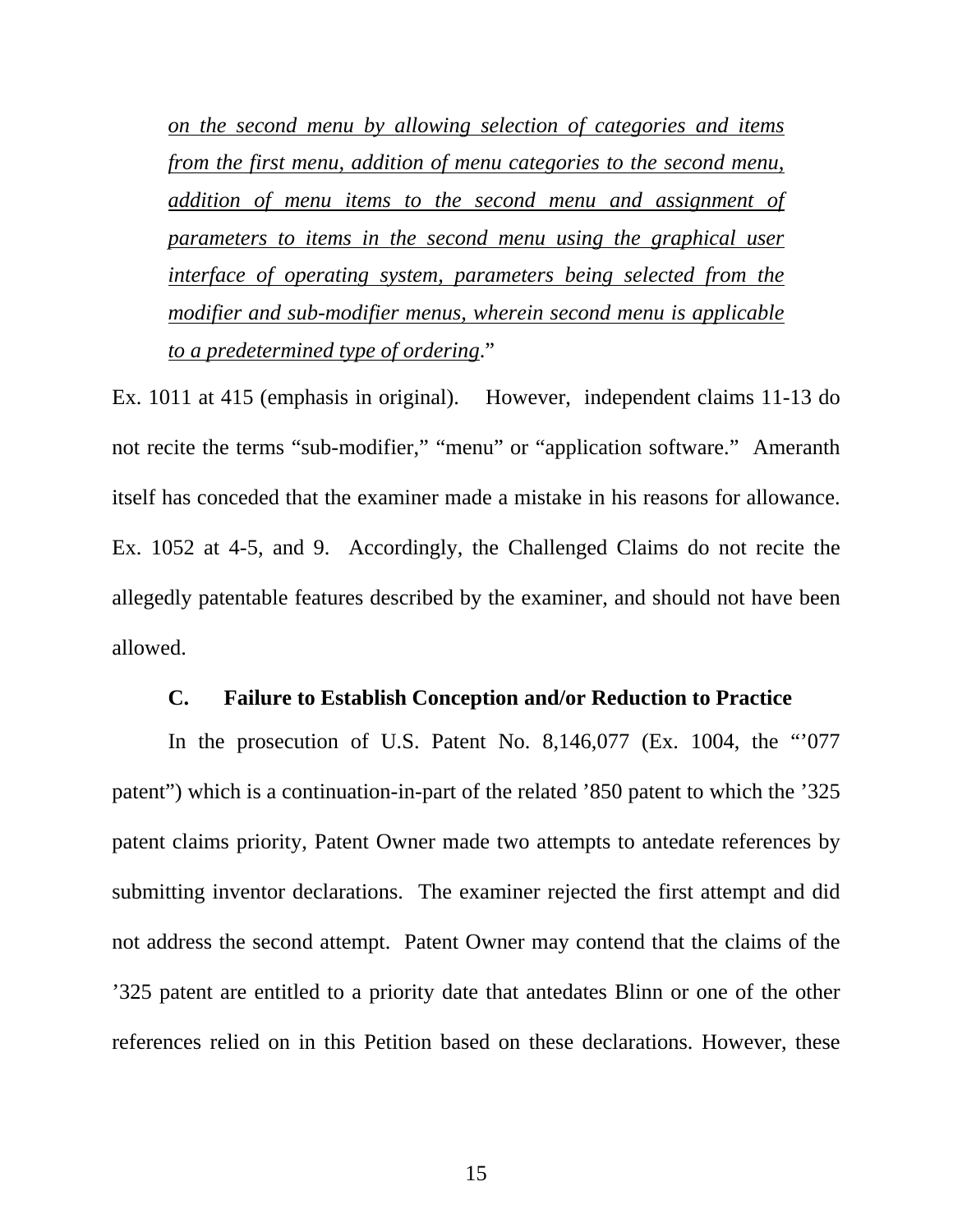*on the second menu by allowing selection of categories and items from the first menu, addition of menu categories to the second menu, addition of menu items to the second menu and assignment of parameters to items in the second menu using the graphical user interface of operating system, parameters being selected from the modifier and sub-modifier menus, wherein second menu is applicable to a predetermined type of ordering*."

Ex. 1011 at 415 (emphasis in original). However, independent claims 11-13 do not recite the terms "sub-modifier," "menu" or "application software." Ameranth itself has conceded that the examiner made a mistake in his reasons for allowance. Ex. 1052 at 4-5, and 9. Accordingly, the Challenged Claims do not recite the allegedly patentable features described by the examiner, and should not have been allowed.

### C. Failure to Establish Conception and/or Reduction to Practice

In the prosecution of U.S. Patent No. 8,146,077 (Ex. 1004, the "'077 patent") which is a continuation-in-part of the related '850 patent to which the '325 patent claims priority, Patent Owner made two attempts to antedate references by submitting inventor declarations. The examiner rejected the first attempt and did not address the second attempt. Patent Owner may contend that the claims of the '325 patent are entitled to a priority date that antedates Blinn or one of the other references relied on in this Petition based on these declarations. However, these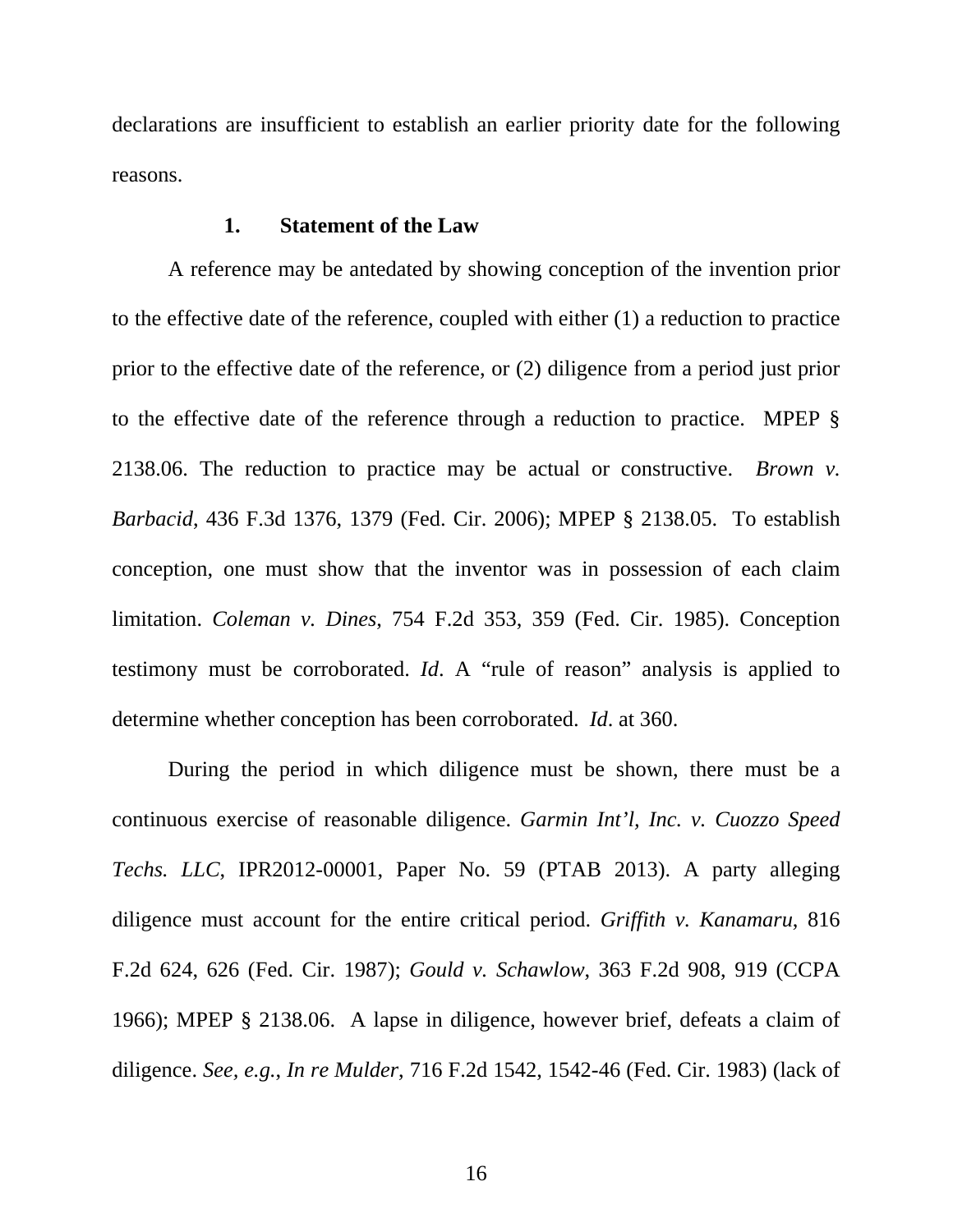declarations are insufficient to establish an earlier priority date for the following reasons.

#### 1. Statement of the Law

A reference may be antedated by showing conception of the invention prior to the effective date of the reference, coupled with either (1) a reduction to practice prior to the effective date of the reference, or (2) diligence from a period just prior to the effective date of the reference through a reduction to practice. MPEP § 2138.06. The reduction to practice may be actual or constructive. *Brown v. Barbacid*, 436 F.3d 1376, 1379 (Fed. Cir. 2006); MPEP § 2138.05. To establish conception, one must show that the inventor was in possession of each claim limitation. *Coleman v. Dines*, 754 F.2d 353, 359 (Fed. Cir. 1985). Conception testimony must be corroborated. *Id*. A "rule of reason" analysis is applied to determine whether conception has been corroborated. *Id*. at 360.

During the period in which diligence must be shown, there must be a continuous exercise of reasonable diligence. *Garmin Int'l, Inc. v. Cuozzo Speed Techs. LLC*, IPR2012-00001, Paper No. 59 (PTAB 2013). A party alleging diligence must account for the entire critical period. *Griffith v. Kanamaru*, 816 F.2d 624, 626 (Fed. Cir. 1987); *Gould v. Schawlow*, 363 F.2d 908, 919 (CCPA 1966); MPEP § 2138.06. A lapse in diligence, however brief, defeats a claim of diligence. *See, e.g.*, *In re Mulder*, 716 F.2d 1542, 1542-46 (Fed. Cir. 1983) (lack of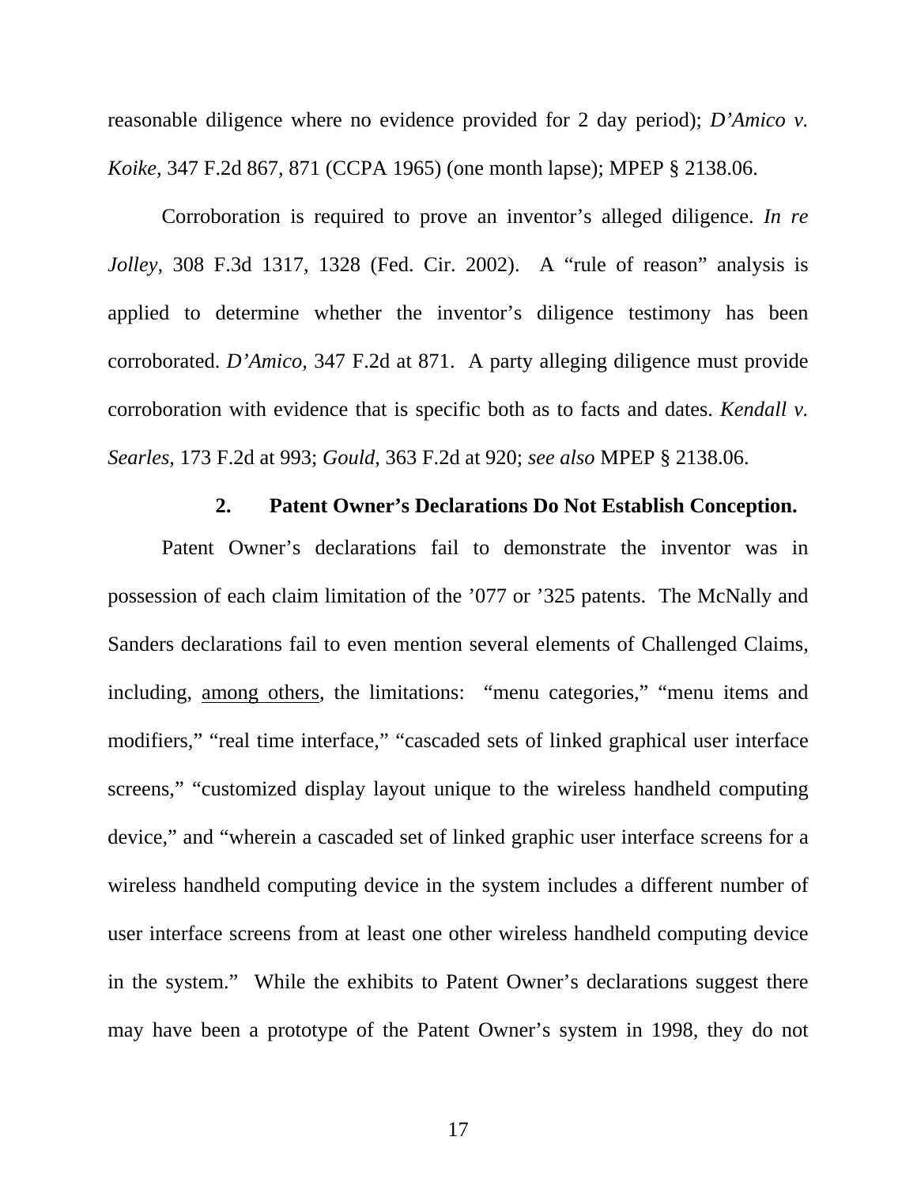reasonable diligence where no evidence provided for 2 day period); *D'Amico v. Koike*, 347 F.2d 867, 871 (CCPA 1965) (one month lapse); MPEP § 2138.06.

Corroboration is required to prove an inventor's alleged diligence. *In re Jolley*, 308 F.3d 1317, 1328 (Fed. Cir. 2002). A "rule of reason" analysis is applied to determine whether the inventor's diligence testimony has been corroborated. *D'Amico*, 347 F.2d at 871. A party alleging diligence must provide corroboration with evidence that is specific both as to facts and dates. *Kendall v. Searles*, 173 F.2d at 993; *Gould*, 363 F.2d at 920; *see also* MPEP § 2138.06.

### 2. Patent Owner's Declarations Do Not Establish Conception.

Patent Owner's declarations fail to demonstrate the inventor was in possession of each claim limitation of the '077 or '325 patents. The McNally and Sanders declarations fail to even mention several elements of Challenged Claims, including, <u>among others</u>, the limitations: "menu categories," "menu items and modifiers," "real time interface," "cascaded sets of linked graphical user interface screens," "customized display layout unique to the wireless handheld computing device," and "wherein a cascaded set of linked graphic user interface screens for a wireless handheld computing device in the system includes a different number of user interface screens from at least one other wireless handheld computing device in the system." While the exhibits to Patent Owner's declarations suggest there may have been a prototype of the Patent Owner's system in 1998, they do not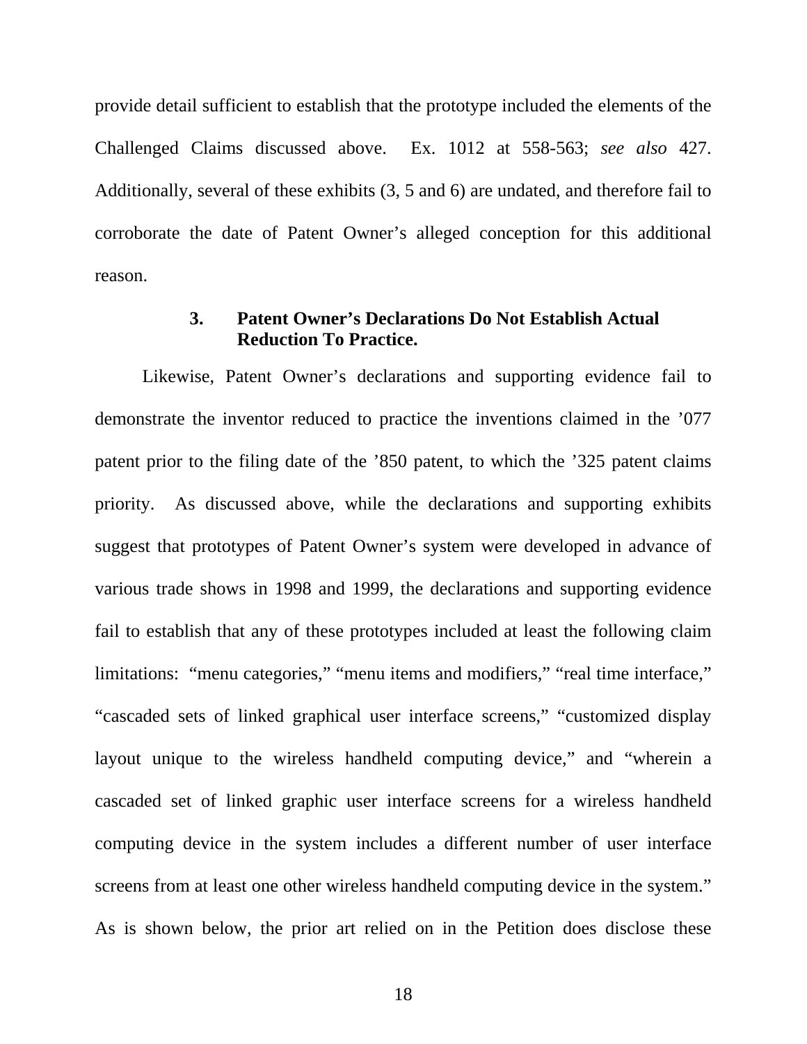provide detail sufficient to establish that the prototype included the elements of the Challenged Claims discussed above. Ex. 1012 at 558-563; *see also* 427. Additionally, several of these exhibits (3, 5 and 6) are undated, and therefore fail to corroborate the date of Patent Owner's alleged conception for this additional reason.

### 3. Patent Owner's Declarations Do Not Establish Actual Reduction To Practice.

Likewise, Patent Owner's declarations and supporting evidence fail to demonstrate the inventor reduced to practice the inventions claimed in the '077 patent prior to the filing date of the '850 patent, to which the '325 patent claims priority. As discussed above, while the declarations and supporting exhibits suggest that prototypes of Patent Owner's system were developed in advance of various trade shows in 1998 and 1999, the declarations and supporting evidence fail to establish that any of these prototypes included at least the following claim limitations: "menu categories," "menu items and modifiers," "real time interface," "cascaded sets of linked graphical user interface screens," "customized display layout unique to the wireless handheld computing device," and "wherein a cascaded set of linked graphic user interface screens for a wireless handheld computing device in the system includes a different number of user interface screens from at least one other wireless handheld computing device in the system." As is shown below, the prior art relied on in the Petition does disclose these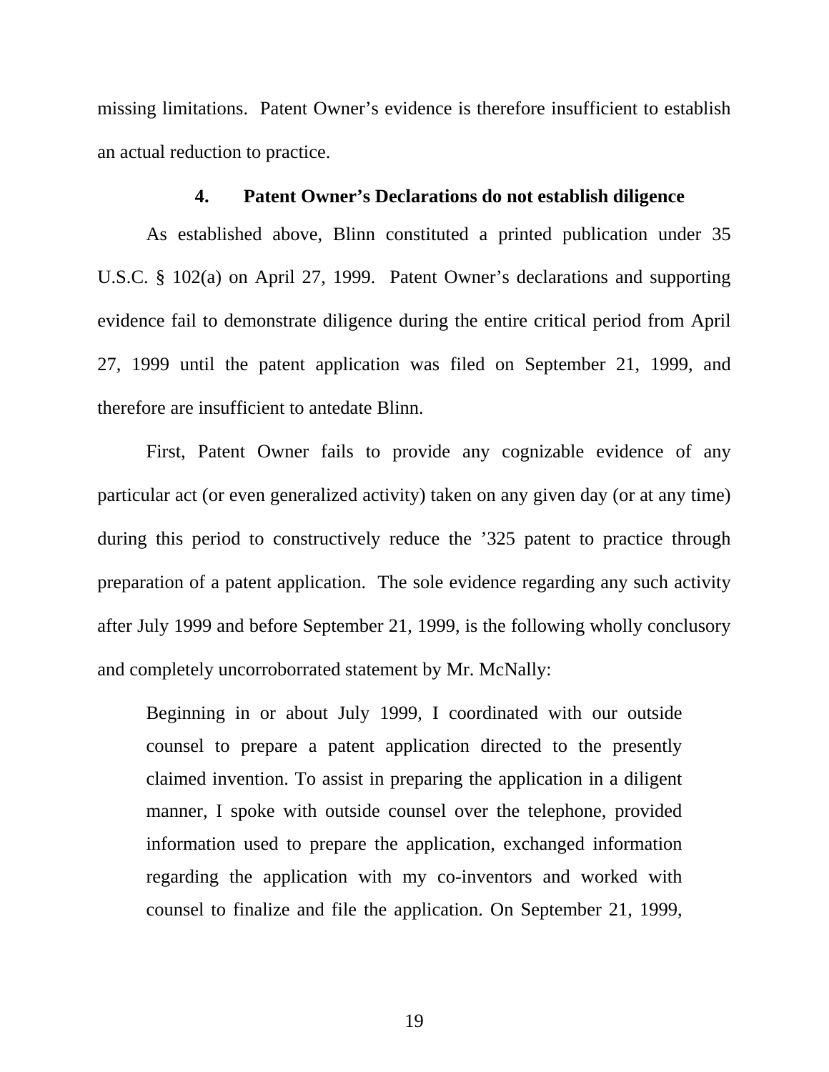missing limitations. Patent Owner's evidence is therefore insufficient to establish an actual reduction to practice.

#### 4. Patent Owner's Declarations do not establish diligence

As established above, Blinn constituted a printed publication under 35 U.S.C. § 102(a) on April 27, 1999. Patent Owner's declarations and supporting evidence fail to demonstrate diligence during the entire critical period from April 27, 1999 until the patent application was filed on September 21, 1999, and therefore are insufficient to antedate Blinn.

First, Patent Owner fails to provide any cognizable evidence of any particular act (or even generalized activity) taken on any given day (or at any time) during this period to constructively reduce the '325 patent to practice through preparation of a patent application. The sole evidence regarding any such activity after July 1999 and before September 21, 1999, is the following wholly conclusory and completely uncorroborrated statement by Mr. McNally:

> Beginning in or about July 1999, I coordinated with our outside counsel to prepare a patent application directed to the presently claimed invention. To assist in preparing the application in a diligent manner, I spoke with outside counsel over the telephone, provided information used to prepare the application, exchanged information regarding the application with my co-inventors and worked with counsel to finalize and file the application. On September 21, 1999,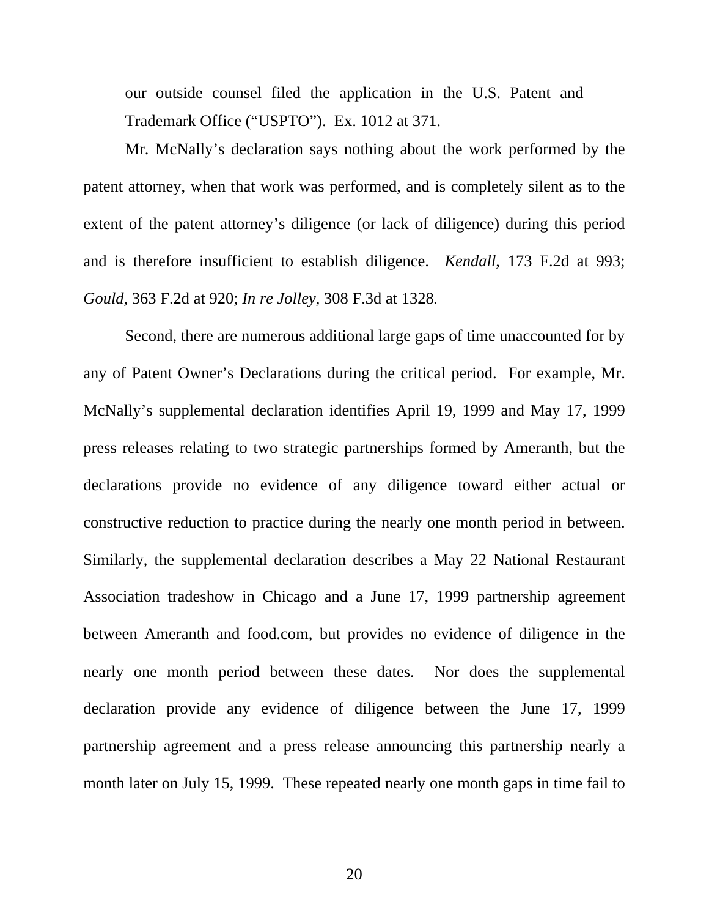our outside counsel filed the application in the U.S. Patent and Trademark Office ("USPTO"). Ex. 1012 at 371.

Mr. McNally's declaration says nothing about the work performed by the patent attorney, when that work was performed, and is completely silent as to the extent of the patent attorney's diligence (or lack of diligence) during this period and is therefore insufficient to establish diligence. *Kendall*, 173 F.2d at 993; *Gould*, 363 F.2d at 920; *In re Jolley*, 308 F.3d at 1328.

Second, there are numerous additional large gaps of time unaccounted for by any of Patent Owner's Declarations during the critical period. For example, Mr. McNally's supplemental declaration identifies April 19, 1999 and May 17, 1999 press releases relating to two strategic partnerships formed by Ameranth, but the declarations provide no evidence of any diligence toward either actual or constructive reduction to practice during the nearly one month period in between. Similarly, the supplemental declaration describes a May 22 National Restaurant Association tradeshow in Chicago and a June 17, 1999 partnership agreement between Ameranth and food.com, but provides no evidence of diligence in the nearly one month period between these dates. Nor does the supplemental declaration provide any evidence of diligence between the June 17, 1999 partnership agreement and a press release announcing this partnership nearly a month later on July 15, 1999. These repeated nearly one month gaps in time fail to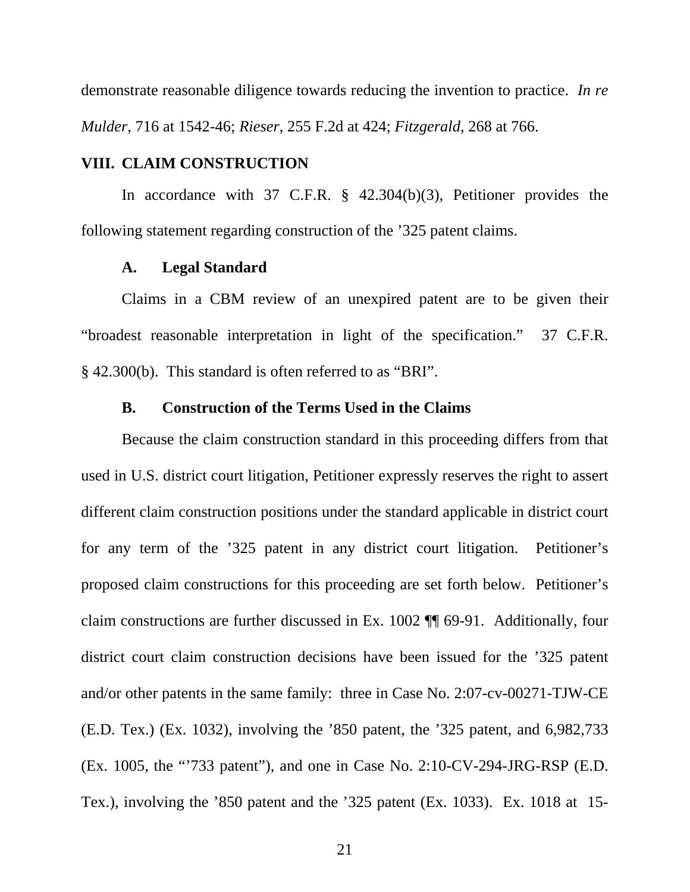demonstrate reasonable diligence towards reducing the invention to practice. *In re Mulder*, 716 at 1542-46; *Rieser*, 255 F.2d at 424; *Fitzgerald*, 268 at 766.

## VIII. CLAIM CONSTRUCTION

In accordance with 37 C.F.R. § 42.304(b)(3), Petitioner provides the following statement regarding construction of the ’325 patent claims.

### A. Legal Standard

Claims in a CBM review of an unexpired patent are to be given their “broadest reasonable interpretation in light of the specification.” 37 C.F.R. § 42.300(b). This standard is often referred to as “BRI”.

### B. Construction of the Terms Used in the Claims

Because the claim construction standard in this proceeding differs from that used in U.S. district court litigation, Petitioner expressly reserves the right to assert different claim construction positions under the standard applicable in district court for any term of the ’325 patent in any district court litigation. Petitioner’s proposed claim constructions for this proceeding are set forth below. Petitioner’s claim constructions are further discussed in Ex. 1002 ¶¶ 69-91. Additionally, four district court claim construction decisions have been issued for the ’325 patent and/or other patents in the same family: three in Case No. 2:07-cv-00271-TJW-CE (E.D. Tex.) (Ex. 1032), involving the ’850 patent, the ’325 patent, and 6,982,733 (Ex. 1005, the “’733 patent”), and one in Case No. 2:10-CV-294-JRG-RSP (E.D. Tex.), involving the ’850 patent and the ’325 patent (Ex. 1033). Ex. 1018 at 15-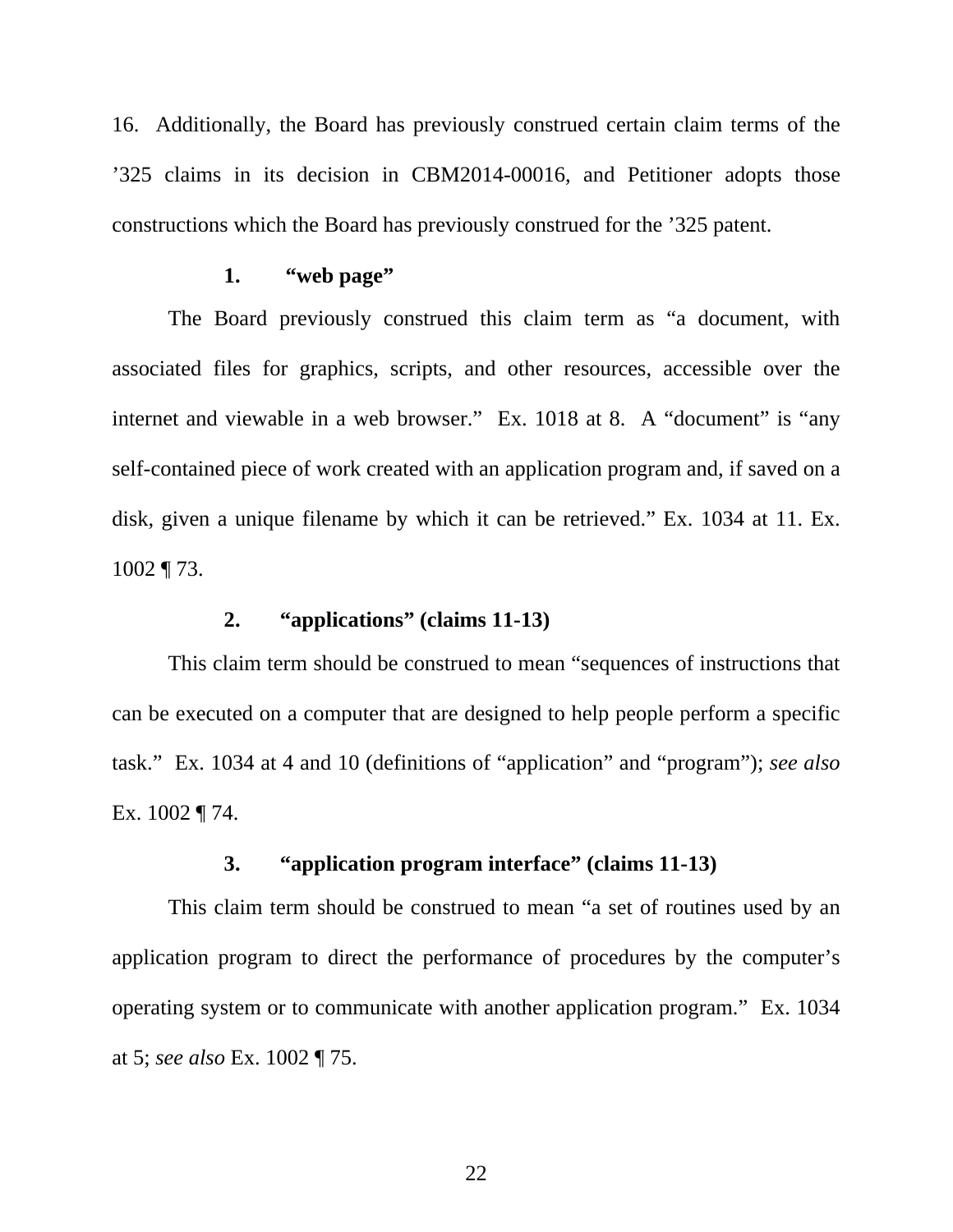16. Additionally, the Board has previously construed certain claim terms of the ’325 claims in its decision in CBM2014-00016, and Petitioner adopts those constructions which the Board has previously construed for the ’325 patent.

**1. “web page”**

The Board previously construed this claim term as “a document, with associated files for graphics, scripts, and other resources, accessible over the internet and viewable in a web browser.” Ex. 1018 at 8. A “document” is “any self-contained piece of work created with an application program and, if saved on a disk, given a unique filename by which it can be retrieved.” Ex. 1034 at 11. Ex. 1002 ¶ 73.

**2. “applications” (claims 11-13)**

This claim term should be construed to mean “sequences of instructions that can be executed on a computer that are designed to help people perform a specific task.” Ex. 1034 at 4 and 10 (definitions of “application” and “program”); *see also* Ex. 1002 ¶ 74.

**3. “application program interface” (claims 11-13)**

This claim term should be construed to mean “a set of routines used by an application program to direct the performance of procedures by the computer’s operating system or to communicate with another application program.” Ex. 1034 at 5; *see also* Ex. 1002 ¶ 75.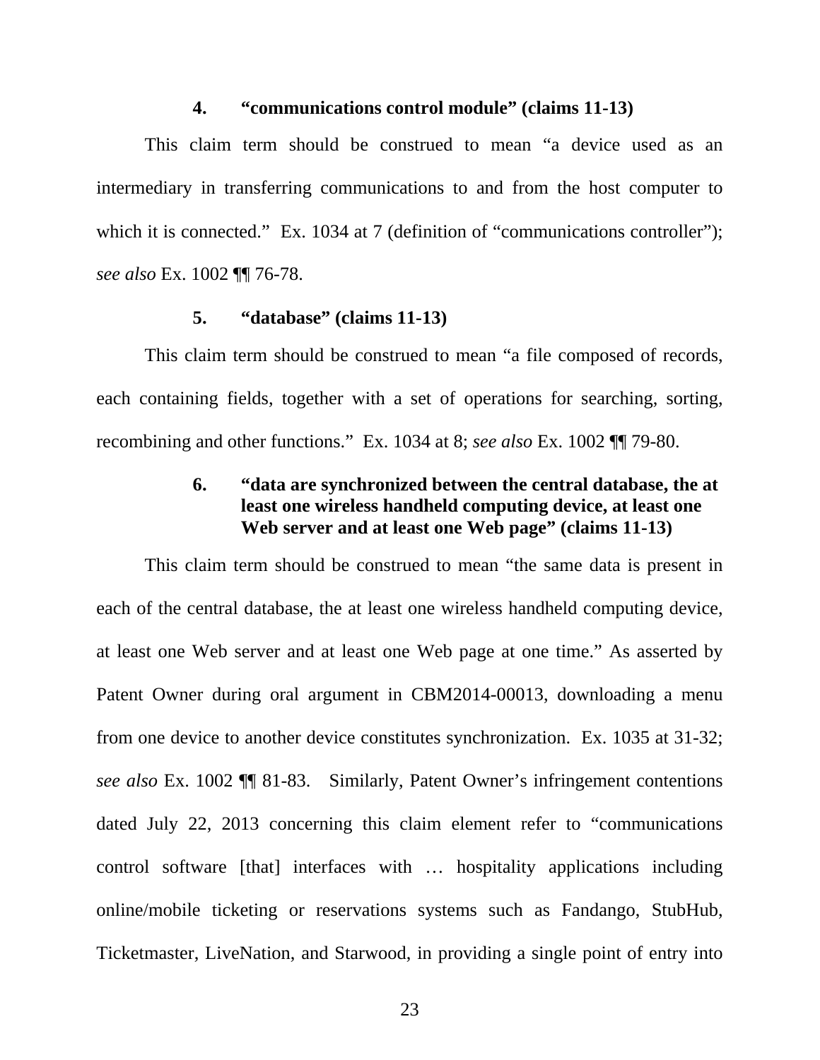#### 4. "communications control module" (claims 11-13)

This claim term should be construed to mean "a device used as an intermediary in transferring communications to and from the host computer to which it is connected." Ex. 1034 at 7 (definition of "communications controller"); *see also* Ex. 1002 ¶¶ 76-78.

#### 5. "database" (claims 11-13)

This claim term should be construed to mean "a file composed of records, each containing fields, together with a set of operations for searching, sorting, recombining and other functions." Ex. 1034 at 8; *see also* Ex. 1002 ¶¶ 79-80.

#### 6. "data are synchronized between the central database, the at least one wireless handheld computing device, at least one Web server and at least one Web page" (claims 11-13)

This claim term should be construed to mean "the same data is present in each of the central database, the at least one wireless handheld computing device, at least one Web server and at least one Web page at one time." As asserted by Patent Owner during oral argument in CBM2014-00013, downloading a menu from one device to another device constitutes synchronization. Ex. 1035 at 31-32; *see also* Ex. 1002 ¶¶ 81-83. Similarly, Patent Owner's infringement contentions dated July 22, 2013 concerning this claim element refer to "communications control software [that] interfaces with … hospitality applications including online/mobile ticketing or reservations systems such as Fandango, StubHub, Ticketmaster, LiveNation, and Starwood, in providing a single point of entry into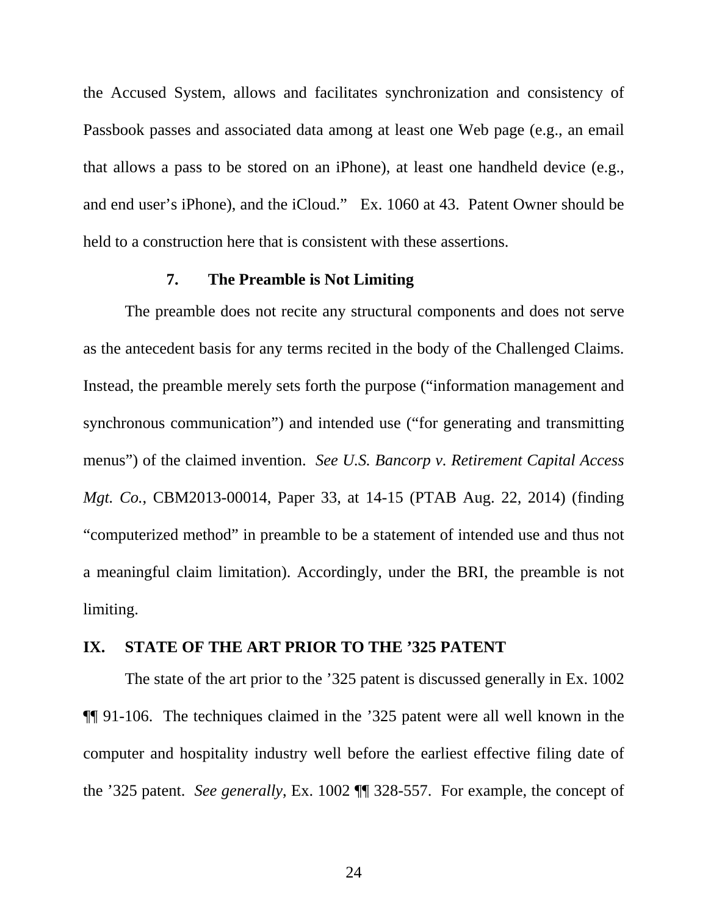the Accused System, allows and facilitates synchronization and consistency of Passbook passes and associated data among at least one Web page (e.g., an email that allows a pass to be stored on an iPhone), at least one handheld device (e.g., and end user's iPhone), and the iCloud." Ex. 1060 at 43. Patent Owner should be held to a construction here that is consistent with these assertions.

### 7. The Preamble is Not Limiting

The preamble does not recite any structural components and does not serve as the antecedent basis for any terms recited in the body of the Challenged Claims. Instead, the preamble merely sets forth the purpose ("information management and synchronous communication") and intended use ("for generating and transmitting menus") of the claimed invention. *See U.S. Bancorp v. Retirement Capital Access Mgt. Co.*, CBM2013-00014, Paper 33, at 14-15 (PTAB Aug. 22, 2014) (finding "computerized method" in preamble to be a statement of intended use and thus not a meaningful claim limitation). Accordingly, under the BRI, the preamble is not limiting.

## IX. STATE OF THE ART PRIOR TO THE '325 PATENT

The state of the art prior to the '325 patent is discussed generally in Ex. 1002 ¶¶ 91-106. The techniques claimed in the '325 patent were all well known in the computer and hospitality industry well before the earliest effective filing date of the '325 patent. *See generally,* Ex. 1002 ¶¶ 328-557. For example, the concept of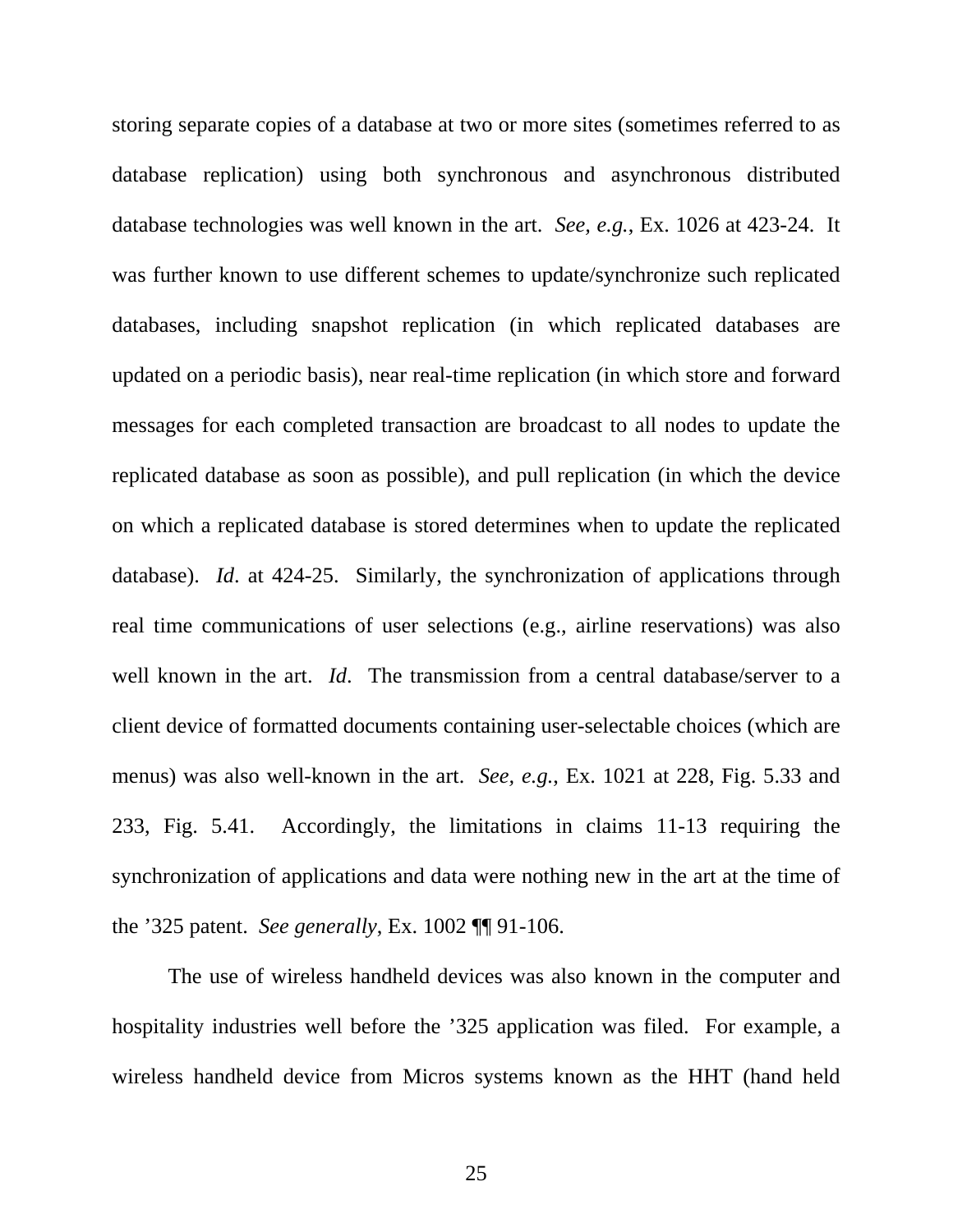storing separate copies of a database at two or more sites (sometimes referred to as database replication) using both synchronous and asynchronous distributed database technologies was well known in the art. *See, e.g.*, Ex. 1026 at 423-24. It was further known to use different schemes to update/synchronize such replicated databases, including snapshot replication (in which replicated databases are updated on a periodic basis), near real-time replication (in which store and forward messages for each completed transaction are broadcast to all nodes to update the replicated database as soon as possible), and pull replication (in which the device on which a replicated database is stored determines when to update the replicated database). *Id*. at 424-25. Similarly, the synchronization of applications through real time communications of user selections (e.g., airline reservations) was also well known in the art. *Id*. The transmission from a central database/server to a client device of formatted documents containing user-selectable choices (which are menus) was also well-known in the art. *See, e.g.*, Ex. 1021 at 228, Fig. 5.33 and 233, Fig. 5.41. Accordingly, the limitations in claims 11-13 requiring the synchronization of applications and data were nothing new in the art at the time of the ’325 patent. *See generally*, Ex. 1002 ¶¶ 91-106.

The use of wireless handheld devices was also known in the computer and hospitality industries well before the ’325 application was filed. For example, a wireless handheld device from Micros systems known as the HHT (hand held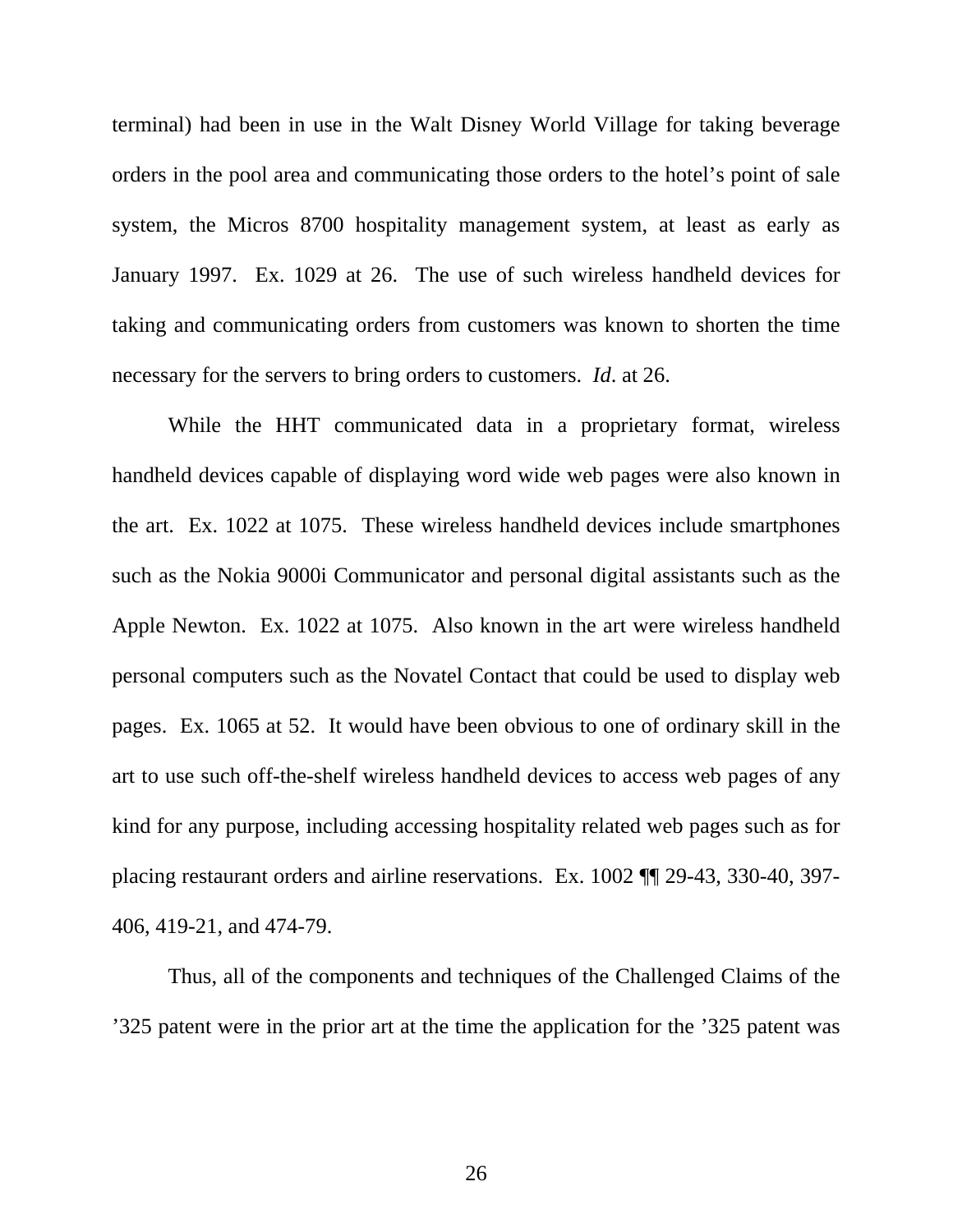terminal) had been in use in the Walt Disney World Village for taking beverage orders in the pool area and communicating those orders to the hotel's point of sale system, the Micros 8700 hospitality management system, at least as early as January 1997. Ex. 1029 at 26. The use of such wireless handheld devices for taking and communicating orders from customers was known to shorten the time necessary for the servers to bring orders to customers. *Id*. at 26.

While the HHT communicated data in a proprietary format, wireless handheld devices capable of displaying word wide web pages were also known in the art. Ex. 1022 at 1075. These wireless handheld devices include smartphones such as the Nokia 9000i Communicator and personal digital assistants such as the Apple Newton. Ex. 1022 at 1075. Also known in the art were wireless handheld personal computers such as the Novatel Contact that could be used to display web pages. Ex. 1065 at 52. It would have been obvious to one of ordinary skill in the art to use such off-the-shelf wireless handheld devices to access web pages of any kind for any purpose, including accessing hospitality related web pages such as for placing restaurant orders and airline reservations. Ex. 1002 ¶¶ 29-43, 330-40, 397-406, 419-21, and 474-79.

Thus, all of the components and techniques of the Challenged Claims of the '325 patent were in the prior art at the time the application for the '325 patent was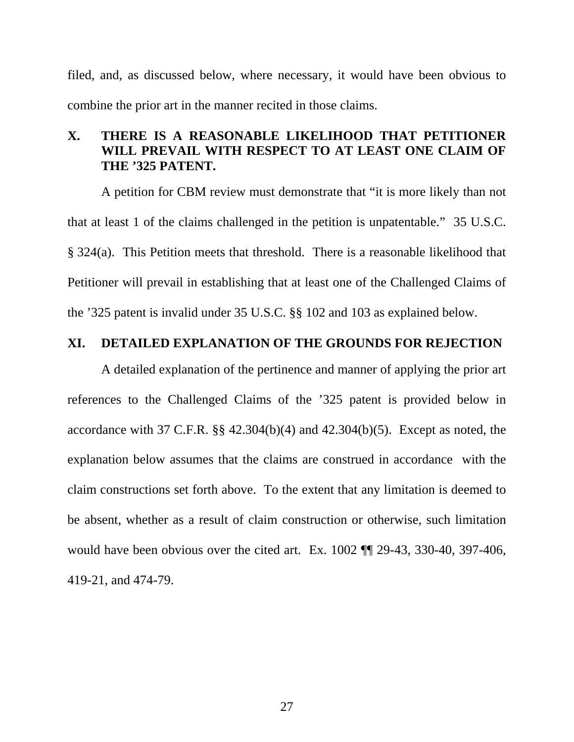filed, and, as discussed below, where necessary, it would have been obvious to combine the prior art in the manner recited in those claims.

## X. THERE IS A REASONABLE LIKELIHOOD THAT PETITIONER WILL PREVAIL WITH RESPECT TO AT LEAST ONE CLAIM OF THE ’325 PATENT.

A petition for CBM review must demonstrate that “it is more likely than not that at least 1 of the claims challenged in the petition is unpatentable.” 35 U.S.C. § 324(a). This Petition meets that threshold. There is a reasonable likelihood that Petitioner will prevail in establishing that at least one of the Challenged Claims of the ’325 patent is invalid under 35 U.S.C. §§ 102 and 103 as explained below.

## XI. DETAILED EXPLANATION OF THE GROUNDS FOR REJECTION

A detailed explanation of the pertinence and manner of applying the prior art references to the Challenged Claims of the ’325 patent is provided below in accordance with 37 C.F.R. §§ 42.304(b)(4) and 42.304(b)(5). Except as noted, the explanation below assumes that the claims are construed in accordance with the claim constructions set forth above. To the extent that any limitation is deemed to be absent, whether as a result of claim construction or otherwise, such limitation would have been obvious over the cited art. Ex. 1002 ¶¶ 29-43, 330-40, 397-406, 419-21, and 474-79.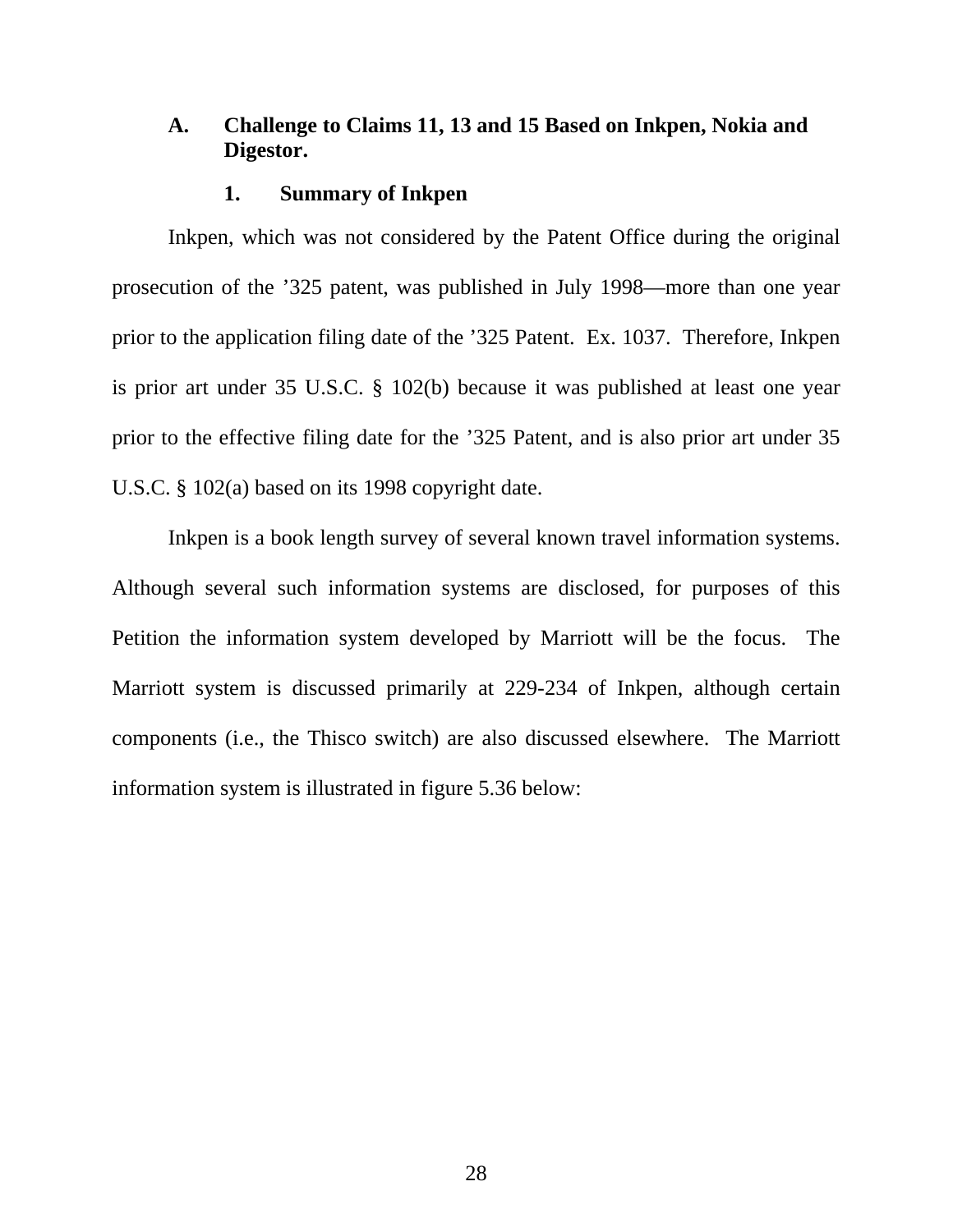### A. Challenge to Claims 11, 13 and 15 Based on Inkpen, Nokia and Digestor.

#### 1. Summary of Inkpen

Inkpen, which was not considered by the Patent Office during the original prosecution of the ’325 patent, was published in July 1998—more than one year prior to the application filing date of the ’325 Patent. Ex. 1037. Therefore, Inkpen is prior art under 35 U.S.C. § 102(b) because it was published at least one year prior to the effective filing date for the ’325 Patent, and is also prior art under 35 U.S.C. § 102(a) based on its 1998 copyright date.

Inkpen is a book length survey of several known travel information systems. Although several such information systems are disclosed, for purposes of this Petition the information system developed by Marriott will be the focus. The Marriott system is discussed primarily at 229-234 of Inkpen, although certain components (i.e., the Thisco switch) are also discussed elsewhere. The Marriott information system is illustrated in figure 5.36 below: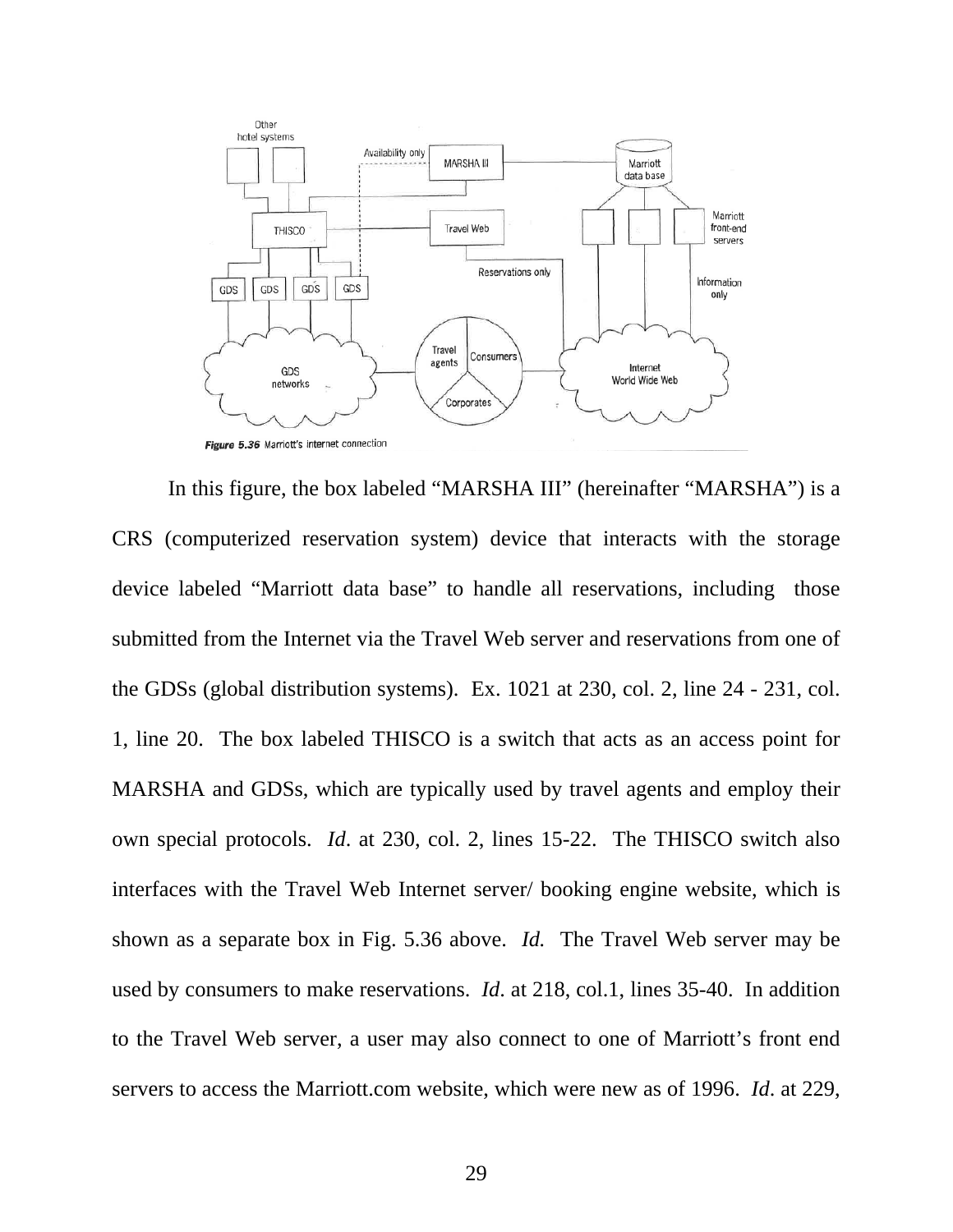Figure 5.36 Marriott's internet connection

In this figure, the box labeled "MARSHA III" (hereinafter "MARSHA") is a CRS (computerized reservation system) device that interacts with the storage device labeled "Marriott data base" to handle all reservations, including those submitted from the Internet via the Travel Web server and reservations from one of the GDSs (global distribution systems). Ex. 1021 at 230, col. 2, line 24 - 231, col. 1, line 20. The box labeled THISCO is a switch that acts as an access point for MARSHA and GDSs, which are typically used by travel agents and employ their own special protocols. *Id*. at 230, col. 2, lines 15-22. The THISCO switch also interfaces with the Travel Web Internet server/ booking engine website, which is shown as a separate box in Fig. 5.36 above. *Id.* The Travel Web server may be used by consumers to make reservations. *Id*. at 218, col.1, lines 35-40. In addition to the Travel Web server, a user may also connect to one of Marriott's front end servers to access the Marriott.com website, which were new as of 1996. *Id*. at 229,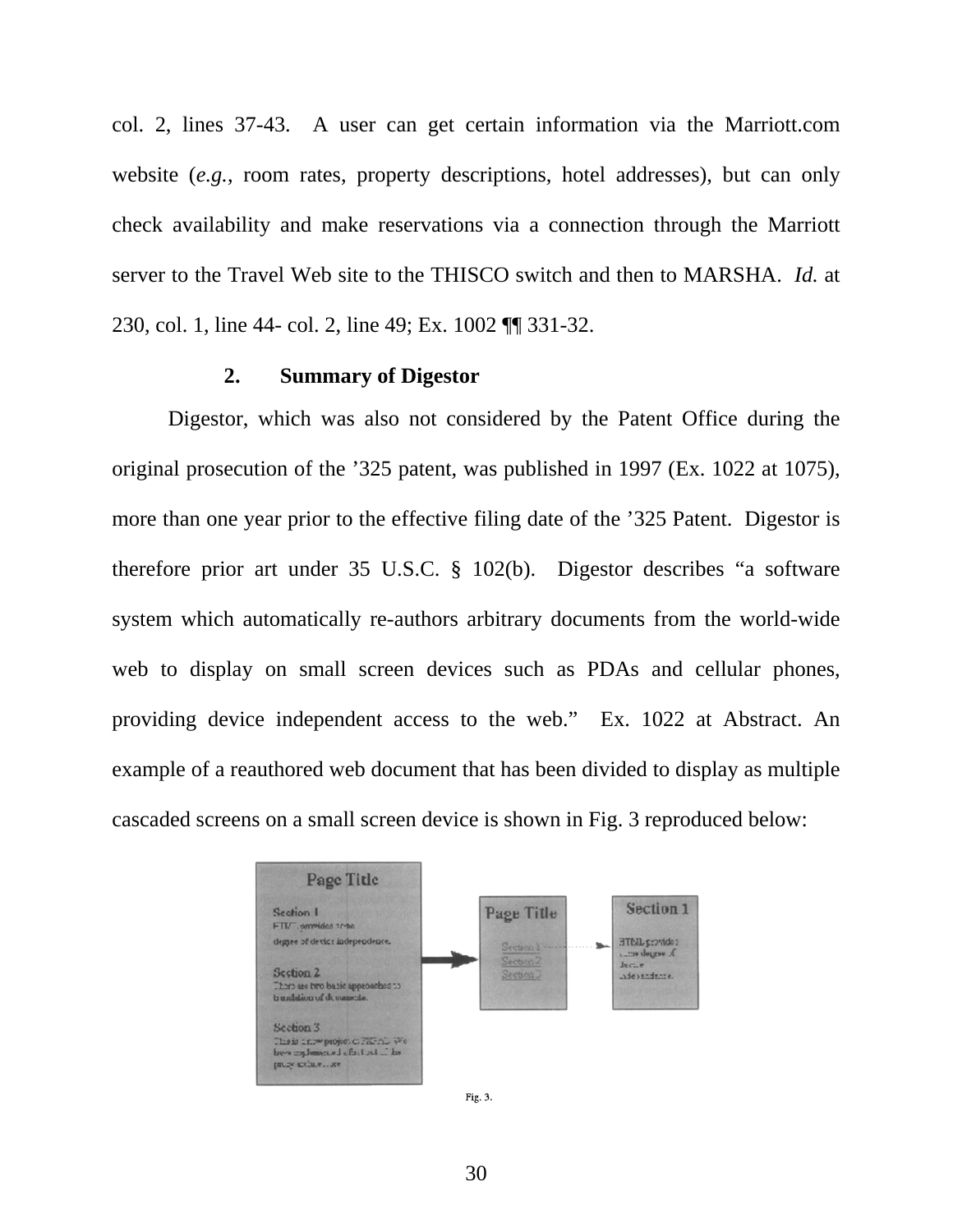col. 2, lines 37-43. A user can get certain information via the Marriott.com website (*e.g.*, room rates, property descriptions, hotel addresses), but can only check availability and make reservations via a connection through the Marriott server to the Travel Web site to the THISCO switch and then to MARSHA. *Id.* at 230, col. 1, line 44- col. 2, line 49; Ex. 1002 ¶¶ 331-32.

### 2. Summary of Digestor

Digestor, which was also not considered by the Patent Office during the original prosecution of the ’325 patent, was published in 1997 (Ex. 1022 at 1075), more than one year prior to the effective filing date of the ’325 Patent. Digestor is therefore prior art under 35 U.S.C. § 102(b). Digestor describes “a software system which automatically re-authors arbitrary documents from the world-wide web to display on small screen devices such as PDAs and cellular phones, providing device independent access to the web.” Ex. 1022 at Abstract. An example of a reauthored web document that has been divided to display as multiple cascaded screens on a small screen device is shown in Fig. 3 reproduced below:

Fig. 3.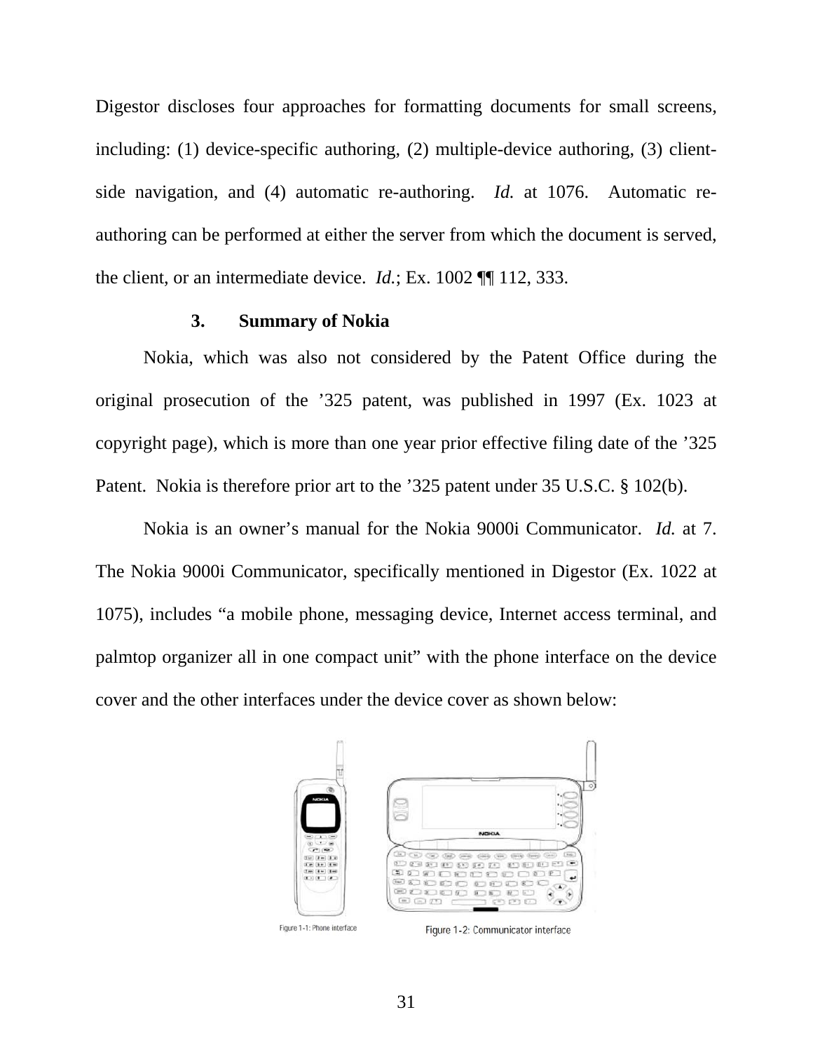Digestor discloses four approaches for formatting documents for small screens, including: (1) device-specific authoring, (2) multiple-device authoring, (3) client-side navigation, and (4) automatic re-authoring. *Id.* at 1076. Automatic re-authoring can be performed at either the server from which the document is served, the client, or an intermediate device. *Id.*; Ex. 1002 ¶¶ 112, 333.

### 3. Summary of Nokia

Nokia, which was also not considered by the Patent Office during the original prosecution of the ’325 patent, was published in 1997 (Ex. 1023 at copyright page), which is more than one year prior effective filing date of the ’325 Patent. Nokia is therefore prior art to the ’325 patent under 35 U.S.C. § 102(b).

Nokia is an owner’s manual for the Nokia 9000i Communicator. *Id.* at 7. The Nokia 9000i Communicator, specifically mentioned in Digestor (Ex. 1022 at 1075), includes “a mobile phone, messaging device, Internet access terminal, and palmtop organizer all in one compact unit” with the phone interface on the device cover and the other interfaces under the device cover as shown below:

Figure 1-1: Phone interface

Figure 1-2: Communicator interface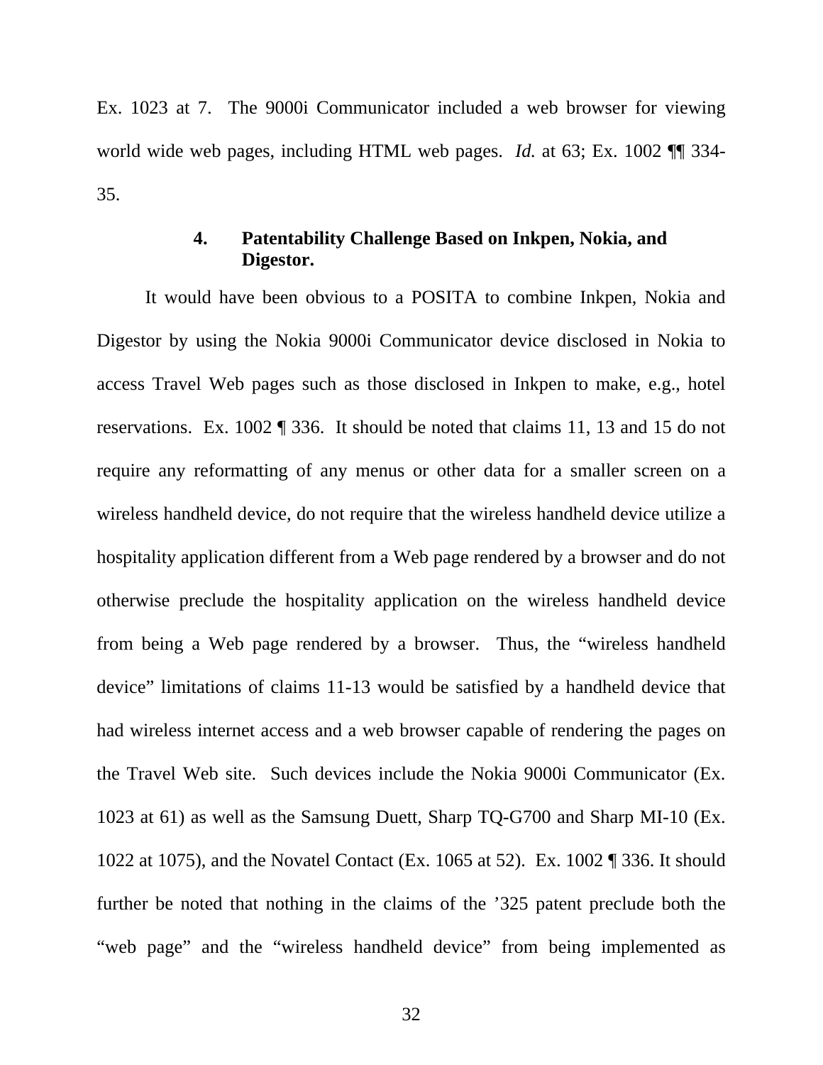Ex. 1023 at 7. The 9000i Communicator included a web browser for viewing world wide web pages, including HTML web pages. *Id.* at 63; Ex. 1002 ¶¶ 334-35.

#### 4. Patentability Challenge Based on Inkpen, Nokia, and Digestor.

It would have been obvious to a POSITA to combine Inkpen, Nokia and Digestor by using the Nokia 9000i Communicator device disclosed in Nokia to access Travel Web pages such as those disclosed in Inkpen to make, e.g., hotel reservations. Ex. 1002 ¶ 336. It should be noted that claims 11, 13 and 15 do not require any reformatting of any menus or other data for a smaller screen on a wireless handheld device, do not require that the wireless handheld device utilize a hospitality application different from a Web page rendered by a browser and do not otherwise preclude the hospitality application on the wireless handheld device from being a Web page rendered by a browser. Thus, the "wireless handheld device" limitations of claims 11-13 would be satisfied by a handheld device that had wireless internet access and a web browser capable of rendering the pages on the Travel Web site. Such devices include the Nokia 9000i Communicator (Ex. 1023 at 61) as well as the Samsung Duett, Sharp TQ-G700 and Sharp MI-10 (Ex. 1022 at 1075), and the Novatel Contact (Ex. 1065 at 52). Ex. 1002 ¶ 336. It should further be noted that nothing in the claims of the '325 patent preclude both the "web page" and the "wireless handheld device" from being implemented as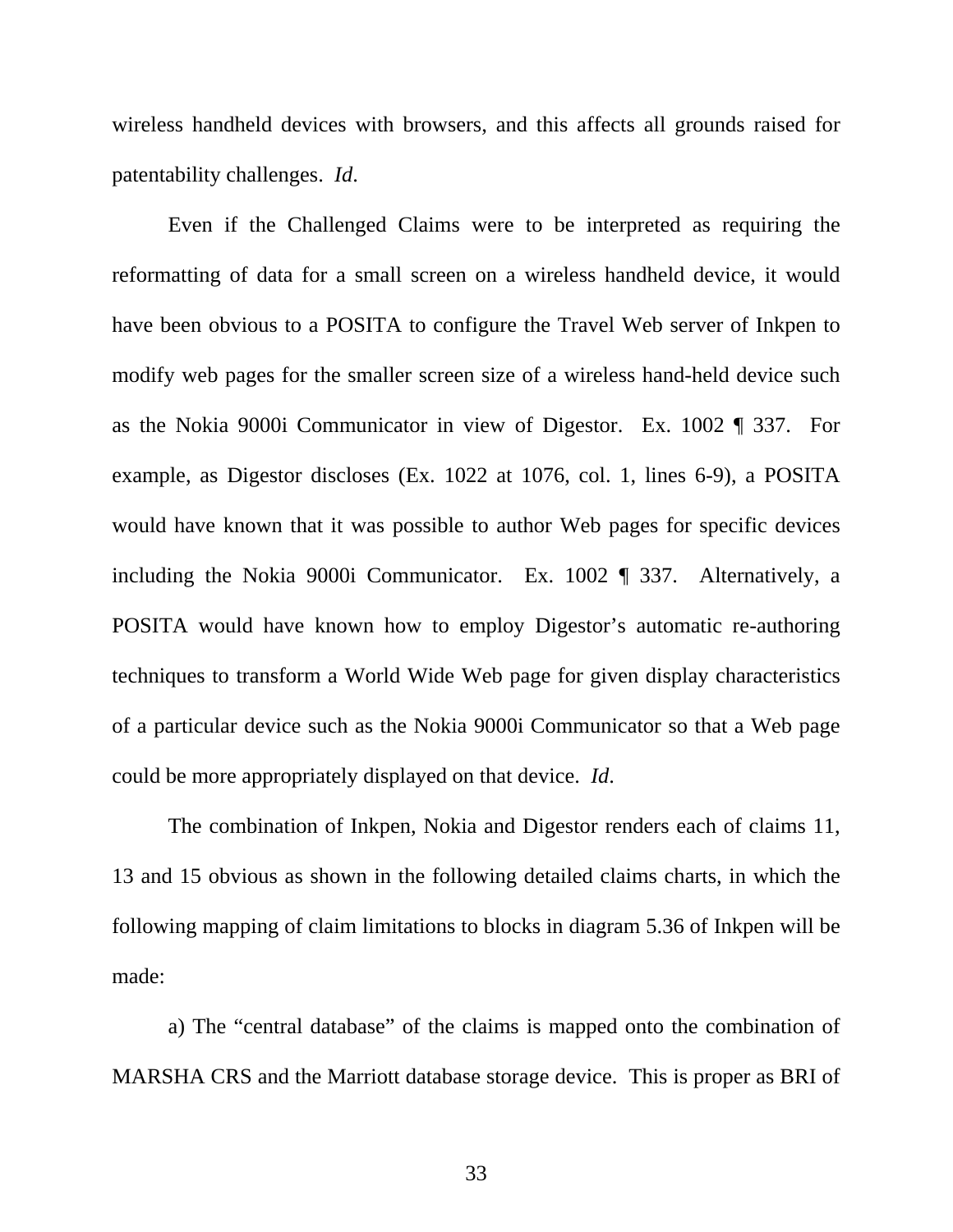wireless handheld devices with browsers, and this affects all grounds raised for patentability challenges. *Id*.

Even if the Challenged Claims were to be interpreted as requiring the reformatting of data for a small screen on a wireless handheld device, it would have been obvious to a POSITA to configure the Travel Web server of Inkpen to modify web pages for the smaller screen size of a wireless hand-held device such as the Nokia 9000i Communicator in view of Digestor. Ex. 1002 ¶ 337. For example, as Digestor discloses (Ex. 1022 at 1076, col. 1, lines 6-9), a POSITA would have known that it was possible to author Web pages for specific devices including the Nokia 9000i Communicator. Ex. 1002 ¶ 337. Alternatively, a POSITA would have known how to employ Digestor's automatic re-authoring techniques to transform a World Wide Web page for given display characteristics of a particular device such as the Nokia 9000i Communicator so that a Web page could be more appropriately displayed on that device. *Id*.

The combination of Inkpen, Nokia and Digestor renders each of claims 11, 13 and 15 obvious as shown in the following detailed claims charts, in which the following mapping of claim limitations to blocks in diagram 5.36 of Inkpen will be made:

a) The "central database" of the claims is mapped onto the combination of MARSHA CRS and the Marriott database storage device. This is proper as BRI of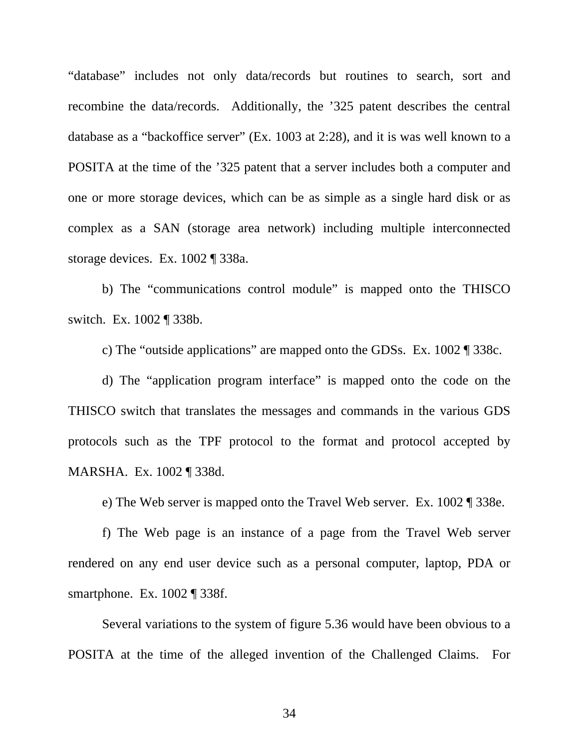“database” includes not only data/records but routines to search, sort and recombine the data/records. Additionally, the ’325 patent describes the central database as a “backoffice server” (Ex. 1003 at 2:28), and it is was well known to a POSITA at the time of the ’325 patent that a server includes both a computer and one or more storage devices, which can be as simple as a single hard disk or as complex as a SAN (storage area network) including multiple interconnected storage devices. Ex. 1002 ¶ 338a.

b) The “communications control module” is mapped onto the THISCO switch. Ex. 1002 ¶ 338b.

c) The “outside applications” are mapped onto the GDSs. Ex. 1002 ¶ 338c.

d) The “application program interface” is mapped onto the code on the THISCO switch that translates the messages and commands in the various GDS protocols such as the TPF protocol to the format and protocol accepted by MARSHA. Ex. 1002 ¶ 338d.

e) The Web server is mapped onto the Travel Web server. Ex. 1002 ¶ 338e.

f) The Web page is an instance of a page from the Travel Web server rendered on any end user device such as a personal computer, laptop, PDA or smartphone. Ex. 1002 ¶ 338f.

Several variations to the system of figure 5.36 would have been obvious to a POSITA at the time of the alleged invention of the Challenged Claims. For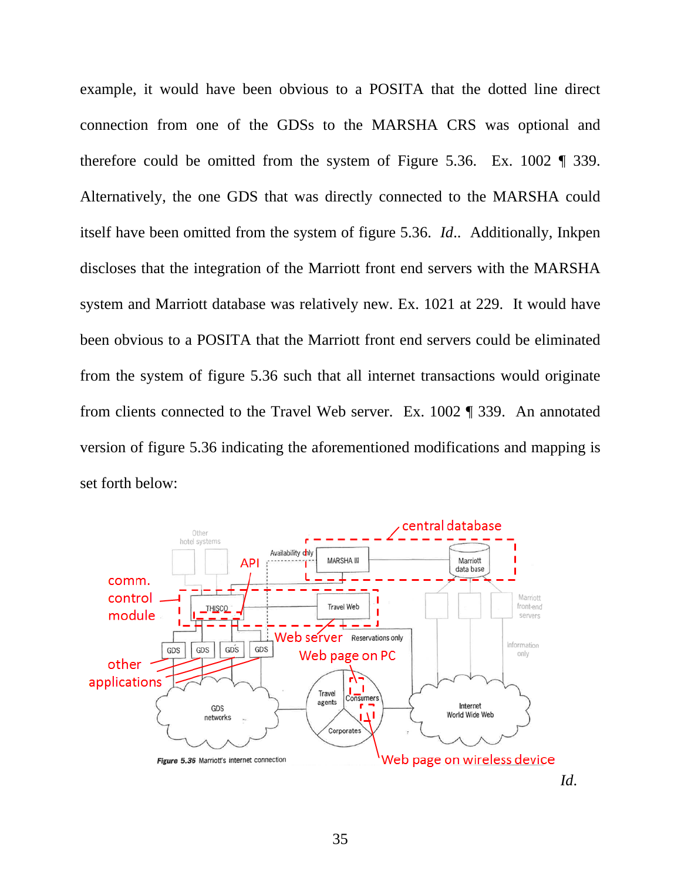example, it would have been obvious to a POSITA that the dotted line direct connection from one of the GDSs to the MARSHA CRS was optional and therefore could be omitted from the system of Figure 5.36. Ex. 1002 ¶ 339. Alternatively, the one GDS that was directly connected to the MARSHA could itself have been omitted from the system of figure 5.36. *Id*.. Additionally, Inkpen discloses that the integration of the Marriott front end servers with the MARSHA system and Marriott database was relatively new. Ex. 1021 at 229. It would have been obvious to a POSITA that the Marriott front end servers could be eliminated from the system of figure 5.36 such that all internet transactions would originate from clients connected to the Travel Web server. Ex. 1002 ¶ 339. An annotated version of figure 5.36 indicating the aforementioned modifications and mapping is set forth below:

Figure 5.36 Marriott's internet connection

*Id.*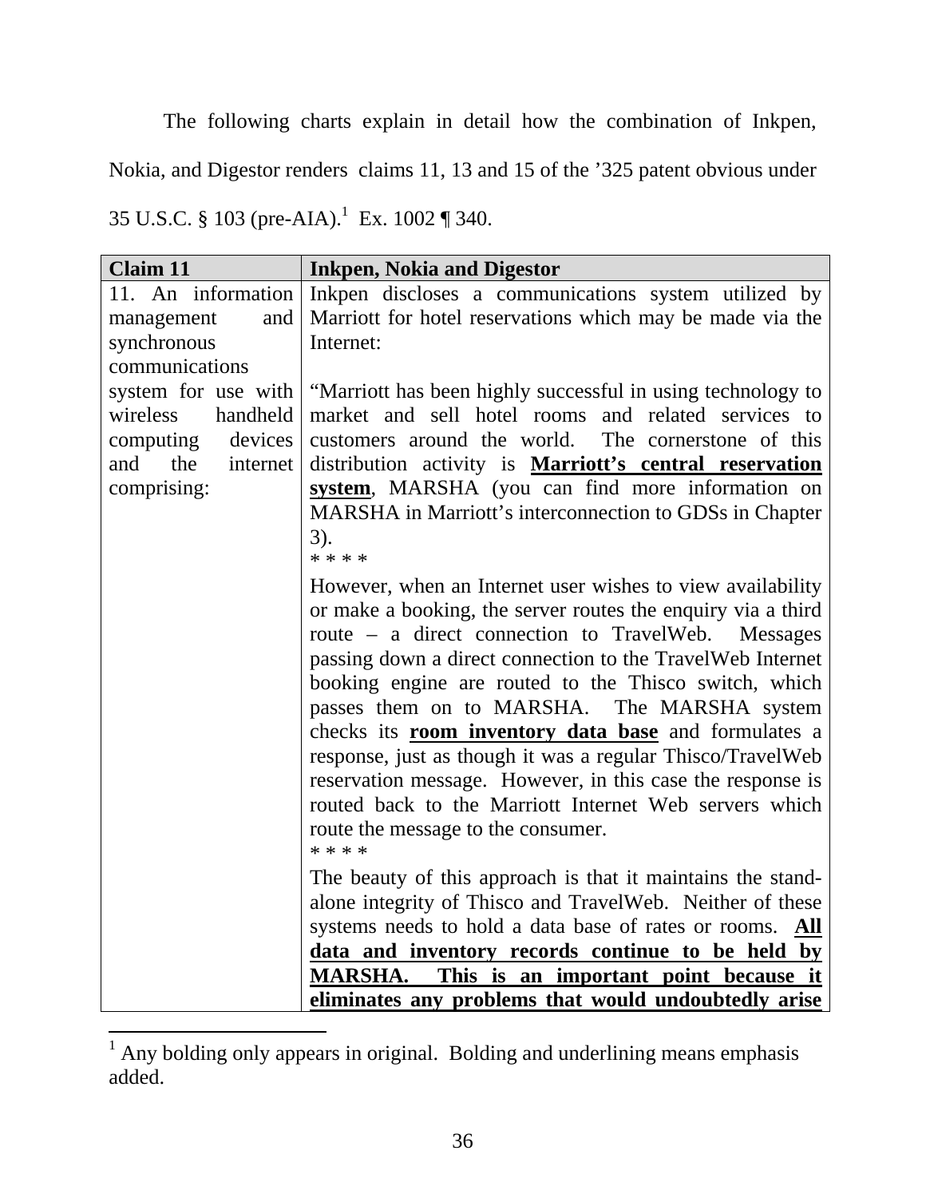The following charts explain in detail how the combination of Inkpen, Nokia, and Digestor renders claims 11, 13 and 15 of the '325 patent obvious under 35 U.S.C. § 103 (pre-AIA).[1] Ex. 1002 ¶ 340.

| Claim 11 | Inkpen, Nokia and Digestor |
|---|---|
| 11. An information management and synchronous communications system for use with wireless handheld computing devices and the internet comprising: | Inkpen discloses a communications system utilized by Marriott for hotel reservations which may be made via the Internet:<br><br>"Marriott has been highly successful in using technology to market and sell hotel rooms and related services to customers around the world. The cornerstone of this distribution activity is <u>**Marriott's central reservation system**</u>, MARSHA (you can find more information on MARSHA in Marriott's interconnection to GDSs in Chapter 3).<br>* * * *<br>However, when an Internet user wishes to view availability or make a booking, the server routes the enquiry via a third route – a direct connection to TravelWeb. Messages passing down a direct connection to the TravelWeb Internet booking engine are routed to the Thisco switch, which passes them on to MARSHA. The MARSHA system checks its <u>**room inventory data base**</u> and formulates a response, just as though it was a regular Thisco/TravelWeb reservation message. However, in this case the response is routed back to the Marriott Internet Web servers which route the message to the consumer.<br>* * * *<br>The beauty of this approach is that it maintains the stand-alone integrity of Thisco and TravelWeb. Neither of these systems needs to hold a data base of rates or rooms. <u>**All data and inventory records continue to be held by MARSHA. This is an important point because it eliminates any problems that would undoubtedly arise**</u> |

[1] Any bolding only appears in original. Bolding and underlining means emphasis added.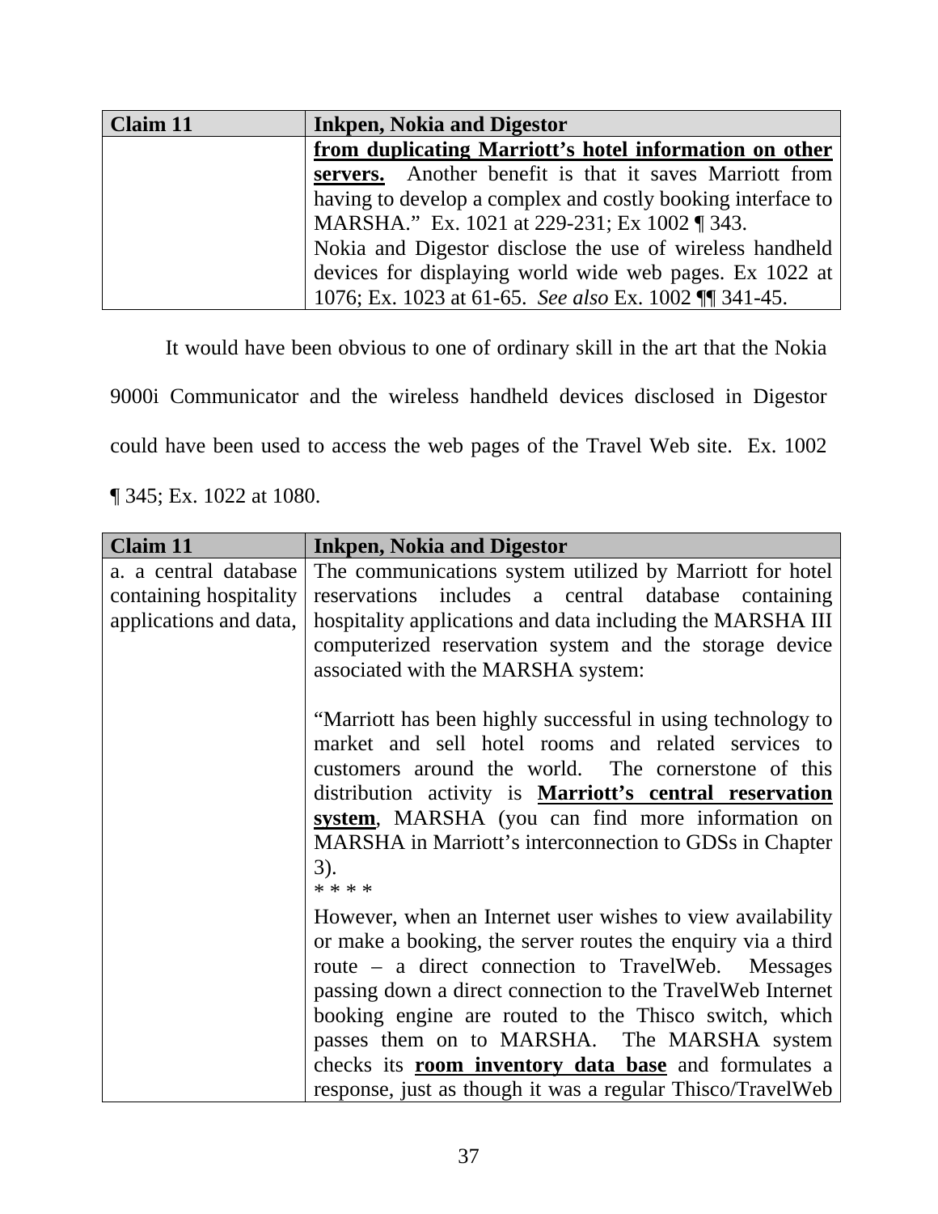| Claim 11 | Inkpen, Nokia and Digestor |
|---|---|
| | **<u>from duplicating Marriott's hotel information on other servers.</u>** Another benefit is that it saves Marriott from having to develop a complex and costly booking interface to MARSHA." Ex. 1021 at 229-231; Ex 1002 ¶ 343.<br>Nokia and Digestor disclose the use of wireless handheld devices for displaying world wide web pages. Ex 1022 at 1076; Ex. 1023 at 61-65. *See also* Ex. 1002 ¶¶ 341-45. |

It would have been obvious to one of ordinary skill in the art that the Nokia 9000i Communicator and the wireless handheld devices disclosed in Digestor could have been used to access the web pages of the Travel Web site. Ex. 1002 ¶ 345; Ex. 1022 at 1080.

| Claim 11 | Inkpen, Nokia and Digestor |
|---|---|
| a. a central database containing hospitality applications and data, | The communications system utilized by Marriott for hotel reservations includes a central database containing hospitality applications and data including the MARSHA III computerized reservation system and the storage device associated with the MARSHA system:<br><br>"Marriott has been highly successful in using technology to market and sell hotel rooms and related services to customers around the world. The cornerstone of this distribution activity is **<u>Marriott's central reservation system</u>**, MARSHA (you can find more information on MARSHA in Marriott's interconnection to GDSs in Chapter 3).<br>* * * *<br>However, when an Internet user wishes to view availability or make a booking, the server routes the enquiry via a third route – a direct connection to TravelWeb. Messages passing down a direct connection to the TravelWeb Internet booking engine are routed to the Thisco switch, which passes them on to MARSHA. The MARSHA system checks its **<u>room inventory data base</u>** and formulates a response, just as though it was a regular Thisco/TravelWeb |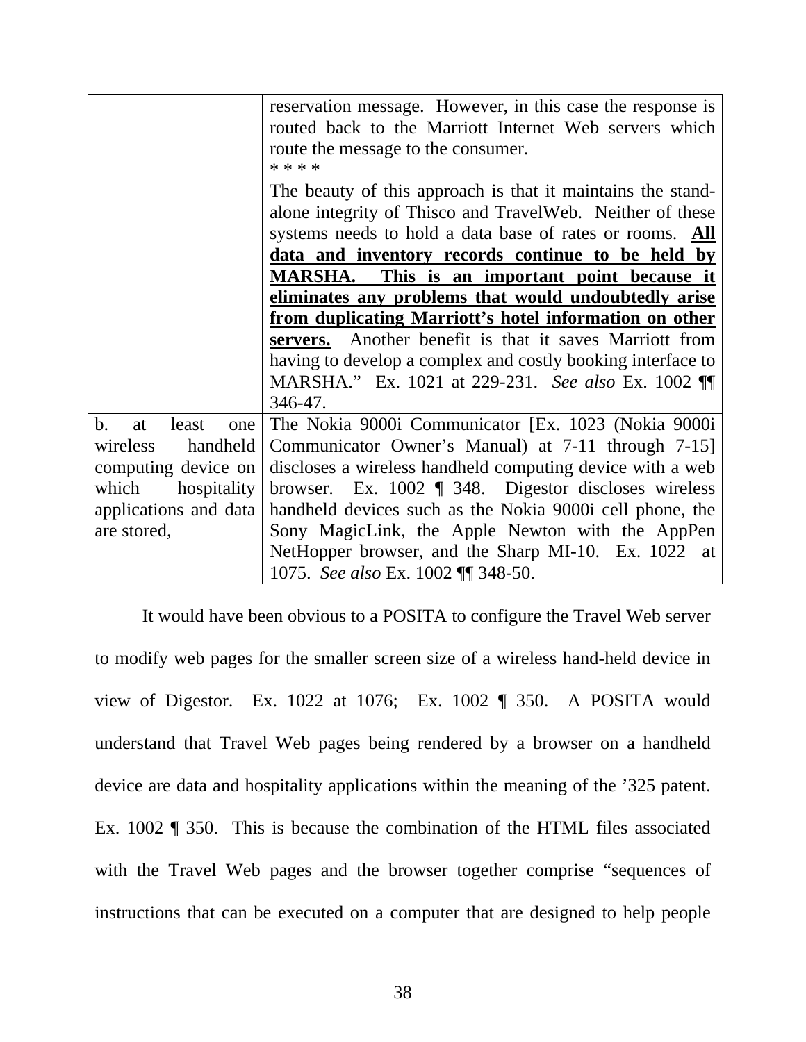| | |
|---|---|
| | reservation message. However, in this case the response is routed back to the Marriott Internet Web servers which route the message to the consumer.<br>* * * *<br>The beauty of this approach is that it maintains the stand-alone integrity of Thisco and TravelWeb. Neither of these systems needs to hold a data base of rates or rooms. **All data and inventory records continue to be held by MARSHA. This is an important point because it eliminates any problems that would undoubtedly arise from duplicating Marriott's hotel information on other servers.** Another benefit is that it saves Marriott from having to develop a complex and costly booking interface to MARSHA." Ex. 1021 at 229-231. *See also* Ex. 1002 ¶¶ 346-47. |
| b. at least one wireless handheld computing device on which hospitality applications and data are stored, | The Nokia 9000i Communicator [Ex. 1023 (Nokia 9000i Communicator Owner's Manual) at 7-11 through 7-15] discloses a wireless handheld computing device with a web browser. Ex. 1002 ¶ 348. Digestor discloses wireless handheld devices such as the Nokia 9000i cell phone, the Sony MagicLink, the Apple Newton with the AppPen NetHopper browser, and the Sharp MI-10. Ex. 1022 at 1075. *See also* Ex. 1002 ¶¶ 348-50. |

It would have been obvious to a POSITA to configure the Travel Web server to modify web pages for the smaller screen size of a wireless hand-held device in view of Digestor. Ex. 1022 at 1076; Ex. 1002 ¶ 350. A POSITA would understand that Travel Web pages being rendered by a browser on a handheld device are data and hospitality applications within the meaning of the '325 patent. Ex. 1002 ¶ 350. This is because the combination of the HTML files associated with the Travel Web pages and the browser together comprise "sequences of instructions that can be executed on a computer that are designed to help people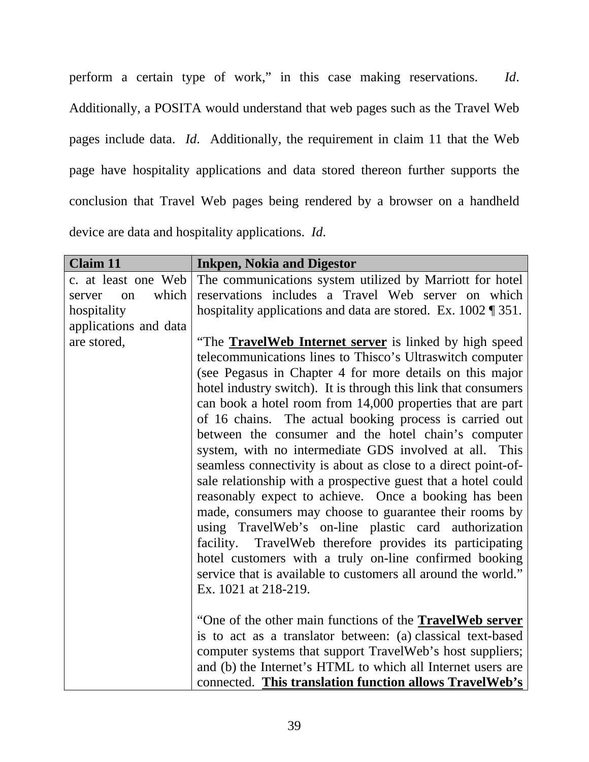perform a certain type of work," in this case making reservations. *Id*. Additionally, a POSITA would understand that web pages such as the Travel Web pages include data. *Id*. Additionally, the requirement in claim 11 that the Web page have hospitality applications and data stored thereon further supports the conclusion that Travel Web pages being rendered by a browser on a handheld device are data and hospitality applications. *Id*.

| Claim 11 | Inkpen, Nokia and Digestor |
|---|---|
| c. at least one Web server on which hospitality applications and data are stored, | The communications system utilized by Marriott for hotel reservations includes a Travel Web server on which hospitality applications and data are stored. Ex. 1002 ¶ 351.<br><br>"The **<u>TravelWeb Internet server</u>** is linked by high speed telecommunications lines to Thisco's Ultraswitch computer (see Pegasus in Chapter 4 for more details on this major hotel industry switch). It is through this link that consumers can book a hotel room from 14,000 properties that are part of 16 chains. The actual booking process is carried out between the consumer and the hotel chain's computer system, with no intermediate GDS involved at all. This seamless connectivity is about as close to a direct point-of-sale relationship with a prospective guest that a hotel could reasonably expect to achieve. Once a booking has been made, consumers may choose to guarantee their rooms by using TravelWeb's on-line plastic card authorization facility. TravelWeb therefore provides its participating hotel customers with a truly on-line confirmed booking service that is available to customers all around the world." Ex. 1021 at 218-219.<br><br>"One of the other main functions of the **<u>TravelWeb server</u>** is to act as a translator between: (a) classical text-based computer systems that support TravelWeb's host suppliers; and (b) the Internet's HTML to which all Internet users are connected. **<u>This translation function allows TravelWeb's</u>** |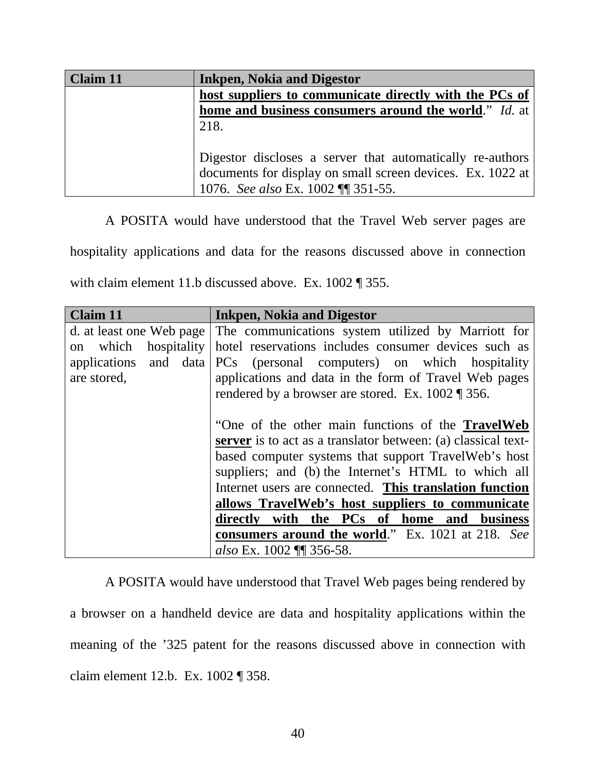| Claim 11 | Inkpen, Nokia and Digestor |
|---|---|
| | **<u>host suppliers to communicate directly with the PCs of home and business consumers around the world</u>**." *Id.* at 218.<br><br>Digestor discloses a server that automatically re-authors documents for display on small screen devices. Ex. 1022 at 1076. *See also* Ex. 1002 ¶¶ 351-55. |

A POSITA would have understood that the Travel Web server pages are hospitality applications and data for the reasons discussed above in connection with claim element 11.b discussed above. Ex. 1002 ¶ 355.

| Claim 11 | Inkpen, Nokia and Digestor |
|---|---|
| d. at least one Web page on which hospitality applications and data are stored, | The communications system utilized by Marriott for hotel reservations includes consumer devices such as PCs (personal computers) on which hospitality applications and data in the form of Travel Web pages rendered by a browser are stored. Ex. 1002 ¶ 356.<br><br>"One of the other main functions of the **<u>TravelWeb server</u>** is to act as a translator between: (a) classical text-based computer systems that support TravelWeb's host suppliers; and (b) the Internet's HTML to which all Internet users are connected. **<u>This translation function allows TravelWeb's host suppliers to communicate directly with the PCs of home and business consumers around the world</u>**." Ex. 1021 at 218. *See also* Ex. 1002 ¶¶ 356-58. |

A POSITA would have understood that Travel Web pages being rendered by a browser on a handheld device are data and hospitality applications within the meaning of the '325 patent for the reasons discussed above in connection with claim element 12.b. Ex. 1002 ¶ 358.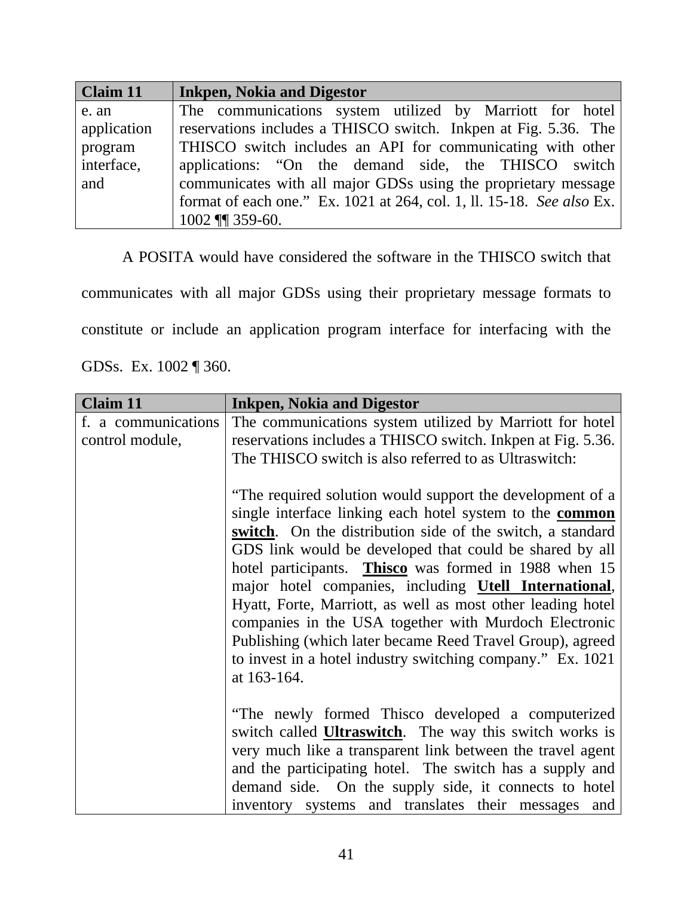| Claim 11 | Inkpen, Nokia and Digestor |
|---|---|
| e. an application program interface, and | The communications system utilized by Marriott for hotel reservations includes a THISCO switch. Inkpen at Fig. 5.36. The THISCO switch includes an API for communicating with other applications: "On the demand side, the THISCO switch communicates with all major GDSs using the proprietary message format of each one." Ex. 1021 at 264, col. 1, ll. 15-18. *See also* Ex. 1002 ¶¶ 359-60. |

A POSITA would have considered the software in the THISCO switch that communicates with all major GDSs using their proprietary message formats to constitute or include an application program interface for interfacing with the GDSs. Ex. 1002 ¶ 360.

| Claim 11 | Inkpen, Nokia and Digestor |
|---|---|
| f. a communications control module, | The communications system utilized by Marriott for hotel reservations includes a THISCO switch. Inkpen at Fig. 5.36. The THISCO switch is also referred to as Ultraswitch: <br><br> "The required solution would support the development of a single interface linking each hotel system to the **common switch**. On the distribution side of the switch, a standard GDS link would be developed that could be shared by all hotel participants. **Thisco** was formed in 1988 when 15 major hotel companies, including **Utell International**, Hyatt, Forte, Marriott, as well as most other leading hotel companies in the USA together with Murdoch Electronic Publishing (which later became Reed Travel Group), agreed to invest in a hotel industry switching company." Ex. 1021 at 163-164. <br><br> "The newly formed Thisco developed a computerized switch called **Ultraswitch**. The way this switch works is very much like a transparent link between the travel agent and the participating hotel. The switch has a supply and demand side. On the supply side, it connects to hotel inventory systems and translates their messages and |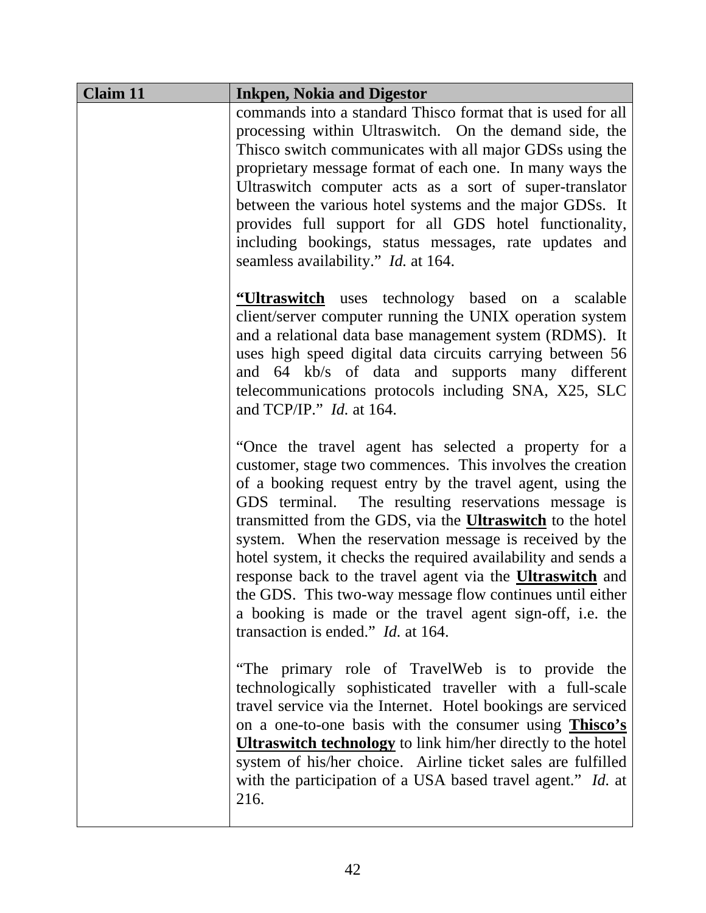| Claim 11 | Inkpen, Nokia and Digestor |
|---|---|
| | commands into a standard Thisco format that is used for all processing within Ultraswitch. On the demand side, the Thisco switch communicates with all major GDSs using the proprietary message format of each one. In many ways the Ultraswitch computer acts as a sort of super-translator between the various hotel systems and the major GDSs. It provides full support for all GDS hotel functionality, including bookings, status messages, rate updates and seamless availability." *Id.* at 164.<br><br>"**<u>Ultraswitch</u>** uses technology based on a scalable client/server computer running the UNIX operation system and a relational data base management system (RDMS). It uses high speed digital data circuits carrying between 56 and 64 kb/s of data and supports many different telecommunications protocols including SNA, X25, SLC and TCP/IP." *Id.* at 164.<br><br>"Once the travel agent has selected a property for a customer, stage two commences. This involves the creation of a booking request entry by the travel agent, using the GDS terminal. The resulting reservations message is transmitted from the GDS, via the **<u>Ultraswitch</u>** to the hotel system. When the reservation message is received by the hotel system, it checks the required availability and sends a response back to the travel agent via the **<u>Ultraswitch</u>** and the GDS. This two-way message flow continues until either a booking is made or the travel agent sign-off, i.e. the transaction is ended." *Id.* at 164.<br><br>"The primary role of TravelWeb is to provide the technologically sophisticated traveller with a full-scale travel service via the Internet. Hotel bookings are serviced on a one-to-one basis with the consumer using **<u>Thisco's Ultraswitch technology</u>** to link him/her directly to the hotel system of his/her choice. Airline ticket sales are fulfilled with the participation of a USA based travel agent." *Id.* at 216. |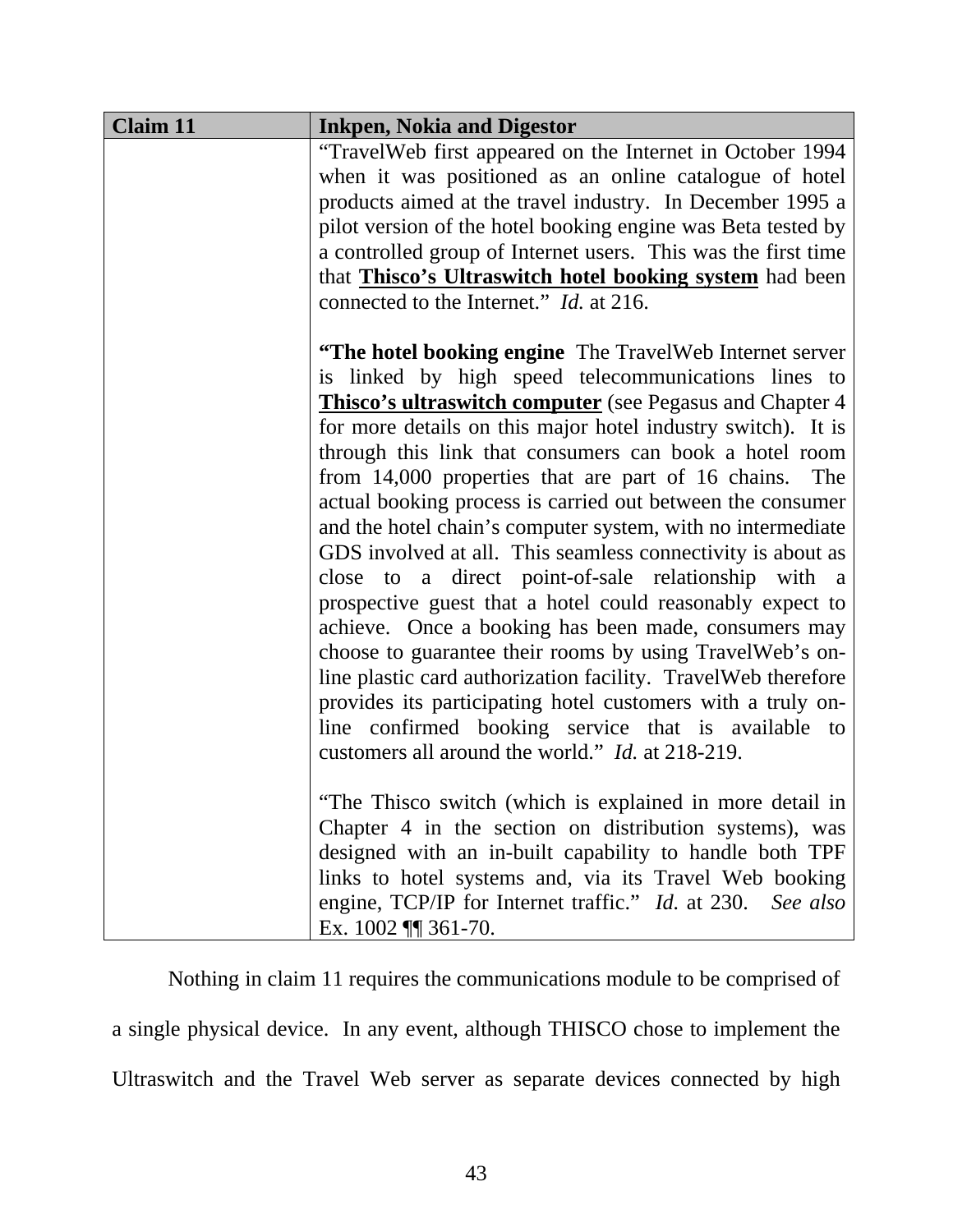| Claim 11 | Inkpen, Nokia and Digestor |
|---|---|
| | "TravelWeb first appeared on the Internet in October 1994 when it was positioned as an online catalogue of hotel products aimed at the travel industry. In December 1995 a pilot version of the hotel booking engine was Beta tested by a controlled group of Internet users. This was the first time that **<u>Thisco's Ultraswitch hotel booking system</u>** had been connected to the Internet." *Id.* at 216.<br><br>**"The hotel booking engine** The TravelWeb Internet server is linked by high speed telecommunications lines to **<u>Thisco's ultraswitch computer</u>** (see Pegasus and Chapter 4 for more details on this major hotel industry switch). It is through this link that consumers can book a hotel room from 14,000 properties that are part of 16 chains. The actual booking process is carried out between the consumer and the hotel chain's computer system, with no intermediate GDS involved at all. This seamless connectivity is about as close to a direct point-of-sale relationship with a prospective guest that a hotel could reasonably expect to achieve. Once a booking has been made, consumers may choose to guarantee their rooms by using TravelWeb's on-line plastic card authorization facility. TravelWeb therefore provides its participating hotel customers with a truly on-line confirmed booking service that is available to customers all around the world." *Id.* at 218-219.<br><br>"The Thisco switch (which is explained in more detail in Chapter 4 in the section on distribution systems), was designed with an in-built capability to handle both TPF links to hotel systems and, via its Travel Web booking engine, TCP/IP for Internet traffic." *Id.* at 230. *See also* Ex. 1002 ¶¶ 361-70. |

Nothing in claim 11 requires the communications module to be comprised of a single physical device. In any event, although THISCO chose to implement the Ultraswitch and the Travel Web server as separate devices connected by high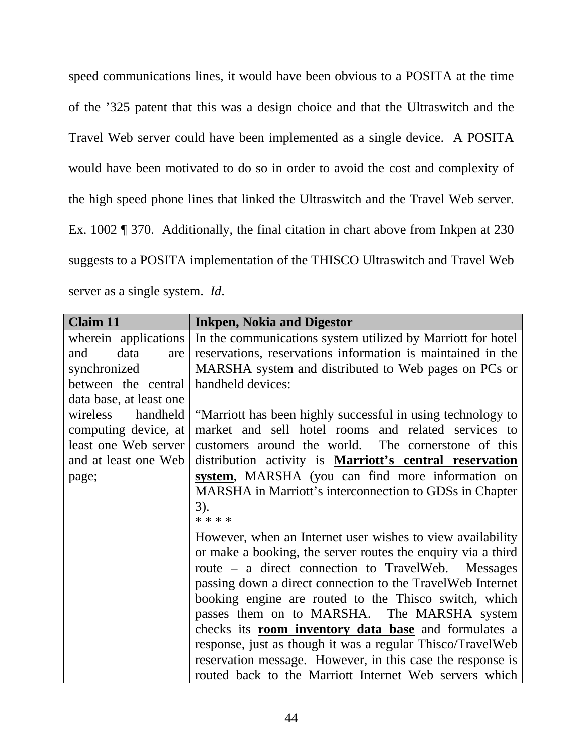speed communications lines, it would have been obvious to a POSITA at the time of the '325 patent that this was a design choice and that the Ultraswitch and the Travel Web server could have been implemented as a single device. A POSITA would have been motivated to do so in order to avoid the cost and complexity of the high speed phone lines that linked the Ultraswitch and the Travel Web server. Ex. 1002 ¶ 370. Additionally, the final citation in chart above from Inkpen at 230 suggests to a POSITA implementation of the THISCO Ultraswitch and Travel Web server as a single system. *Id*.

| **Claim 11** | **Inkpen, Nokia and Digestor** |
|---|---|
| wherein applications and data are synchronized between the central data base, at least one wireless handheld computing device, at least one Web server and at least one Web page; | In the communications system utilized by Marriott for hotel reservations, reservations information is maintained in the MARSHA system and distributed to Web pages on PCs or handheld devices:<br><br>"Marriott has been highly successful in using technology to market and sell hotel rooms and related services to customers around the world. The cornerstone of this distribution activity is <u>**Marriott's central reservation system**</u>, MARSHA (you can find more information on MARSHA in Marriott's interconnection to GDSs in Chapter 3).<br>* * * *<br>However, when an Internet user wishes to view availability or make a booking, the server routes the enquiry via a third route – a direct connection to TravelWeb. Messages passing down a direct connection to the TravelWeb Internet booking engine are routed to the Thisco switch, which passes them on to MARSHA. The MARSHA system checks its <u>**room inventory data base**</u> and formulates a response, just as though it was a regular Thisco/TravelWeb reservation message. However, in this case the response is routed back to the Marriott Internet Web servers which |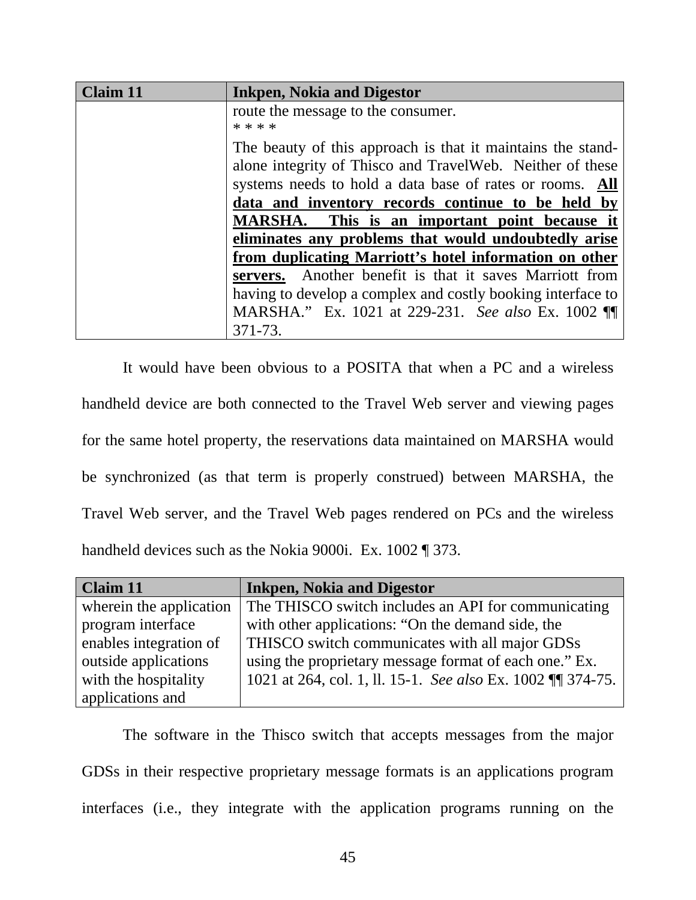| Claim 11 | Inkpen, Nokia and Digestor |
|---|---|
| | route the message to the consumer.<br>* * * *<br>The beauty of this approach is that it maintains the stand-alone integrity of Thisco and TravelWeb. Neither of these systems needs to hold a data base of rates or rooms. **<u>All data and inventory records continue to be held by MARSHA. This is an important point because it eliminates any problems that would undoubtedly arise from duplicating Marriott's hotel information on other servers.</u>** Another benefit is that it saves Marriott from having to develop a complex and costly booking interface to MARSHA." Ex. 1021 at 229-231. *See also* Ex. 1002 ¶¶ 371-73. |

It would have been obvious to a POSITA that when a PC and a wireless handheld device are both connected to the Travel Web server and viewing pages for the same hotel property, the reservations data maintained on MARSHA would be synchronized (as that term is properly construed) between MARSHA, the Travel Web server, and the Travel Web pages rendered on PCs and the wireless handheld devices such as the Nokia 9000i. Ex. 1002 ¶ 373.

| Claim 11 | Inkpen, Nokia and Digestor |
|---|---|
| wherein the application program interface enables integration of outside applications with the hospitality applications and | The THISCO switch includes an API for communicating with other applications: "On the demand side, the THISCO switch communicates with all major GDSs using the proprietary message format of each one." Ex. 1021 at 264, col. 1, ll. 15-1. *See also* Ex. 1002 ¶¶ 374-75. |

The software in the Thisco switch that accepts messages from the major GDSs in their respective proprietary message formats is an applications program interfaces (i.e., they integrate with the application programs running on the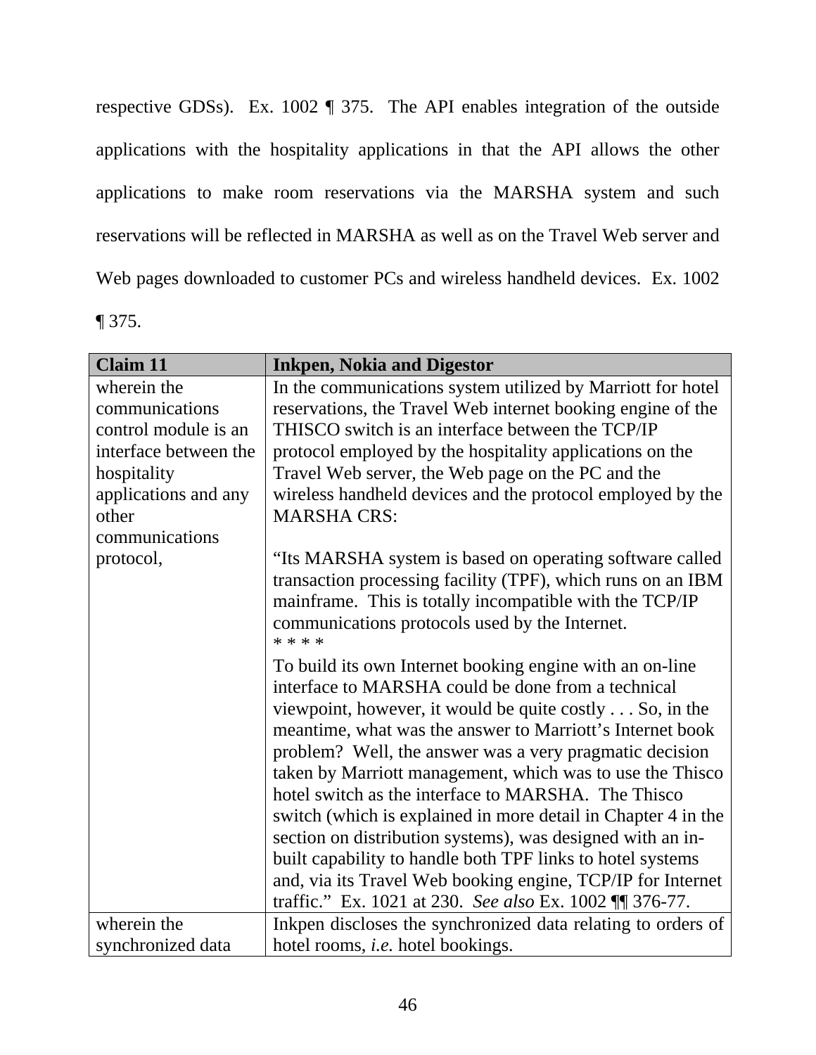respective GDSs). Ex. 1002 ¶ 375. The API enables integration of the outside applications with the hospitality applications in that the API allows the other applications to make room reservations via the MARSHA system and such reservations will be reflected in MARSHA as well as on the Travel Web server and Web pages downloaded to customer PCs and wireless handheld devices. Ex. 1002 ¶ 375.

| Claim 11 | Inkpen, Nokia and Digestor |
|---|---|
| wherein the communications control module is an interface between the hospitality applications and any other communications protocol, | In the communications system utilized by Marriott for hotel reservations, the Travel Web internet booking engine of the THISCO switch is an interface between the TCP/IP protocol employed by the hospitality applications on the Travel Web server, the Web page on the PC and the wireless handheld devices and the protocol employed by the MARSHA CRS:<br><br>"Its MARSHA system is based on operating software called transaction processing facility (TPF), which runs on an IBM mainframe. This is totally incompatible with the TCP/IP communications protocols used by the Internet.<br>* * * *<br>To build its own Internet booking engine with an on-line interface to MARSHA could be done from a technical viewpoint, however, it would be quite costly . . . So, in the meantime, what was the answer to Marriott's Internet book problem? Well, the answer was a very pragmatic decision taken by Marriott management, which was to use the Thisco hotel switch as the interface to MARSHA. The Thisco switch (which is explained in more detail in Chapter 4 in the section on distribution systems), was designed with an in-built capability to handle both TPF links to hotel systems and, via its Travel Web booking engine, TCP/IP for Internet traffic." Ex. 1021 at 230. *See also* Ex. 1002 ¶¶ 376-77. |
| wherein the synchronized data | Inkpen discloses the synchronized data relating to orders of hotel rooms, *i.e.* hotel bookings. |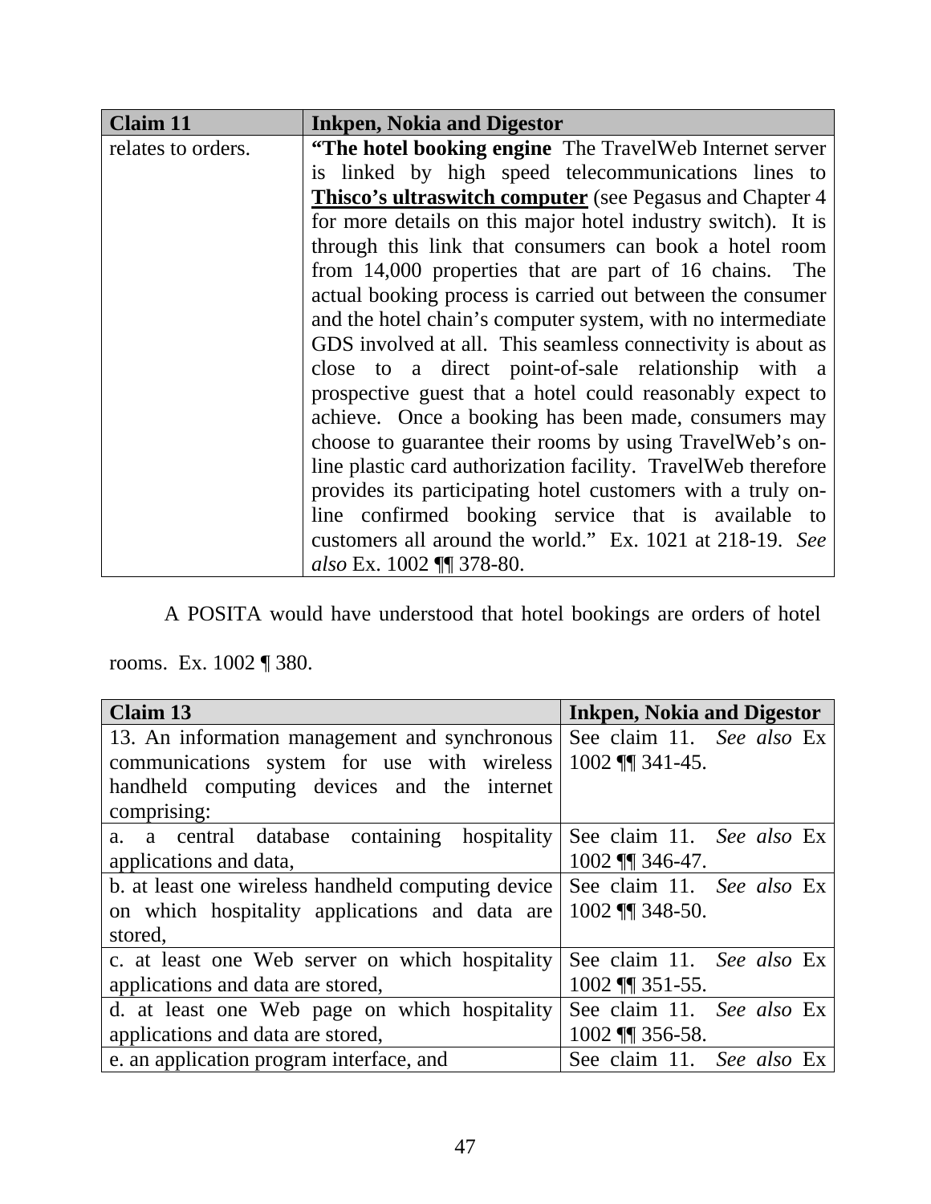| Claim 11 | Inkpen, Nokia and Digestor |
| --- | --- |
| relates to orders. | **"The hotel booking engine** The TravelWeb Internet server is linked by high speed telecommunications lines to **<u>Thisco's ultraswitch computer</u>** (see Pegasus and Chapter 4 for more details on this major hotel industry switch). It is through this link that consumers can book a hotel room from 14,000 properties that are part of 16 chains. The actual booking process is carried out between the consumer and the hotel chain's computer system, with no intermediate GDS involved at all. This seamless connectivity is about as close to a direct point-of-sale relationship with a prospective guest that a hotel could reasonably expect to achieve. Once a booking has been made, consumers may choose to guarantee their rooms by using TravelWeb's on-line plastic card authorization facility. TravelWeb therefore provides its participating hotel customers with a truly on-line confirmed booking service that is available to customers all around the world." Ex. 1021 at 218-19. *See also* Ex. 1002 ¶¶ 378-80. |

A POSITA would have understood that hotel bookings are orders of hotel rooms. Ex. 1002 ¶ 380.

| Claim 13 | Inkpen, Nokia and Digestor |
| --- | --- |
| 13. An information management and synchronous communications system for use with wireless handheld computing devices and the internet comprising: | See claim 11. *See also* Ex 1002 ¶¶ 341-45. |
| a. a central database containing hospitality applications and data, | See claim 11. *See also* Ex 1002 ¶¶ 346-47. |
| b. at least one wireless handheld computing device on which hospitality applications and data are stored, | See claim 11. *See also* Ex 1002 ¶¶ 348-50. |
| c. at least one Web server on which hospitality applications and data are stored, | See claim 11. *See also* Ex 1002 ¶¶ 351-55. |
| d. at least one Web page on which hospitality applications and data are stored, | See claim 11. *See also* Ex 1002 ¶¶ 356-58. |
| e. an application program interface, and | See claim 11. *See also* Ex |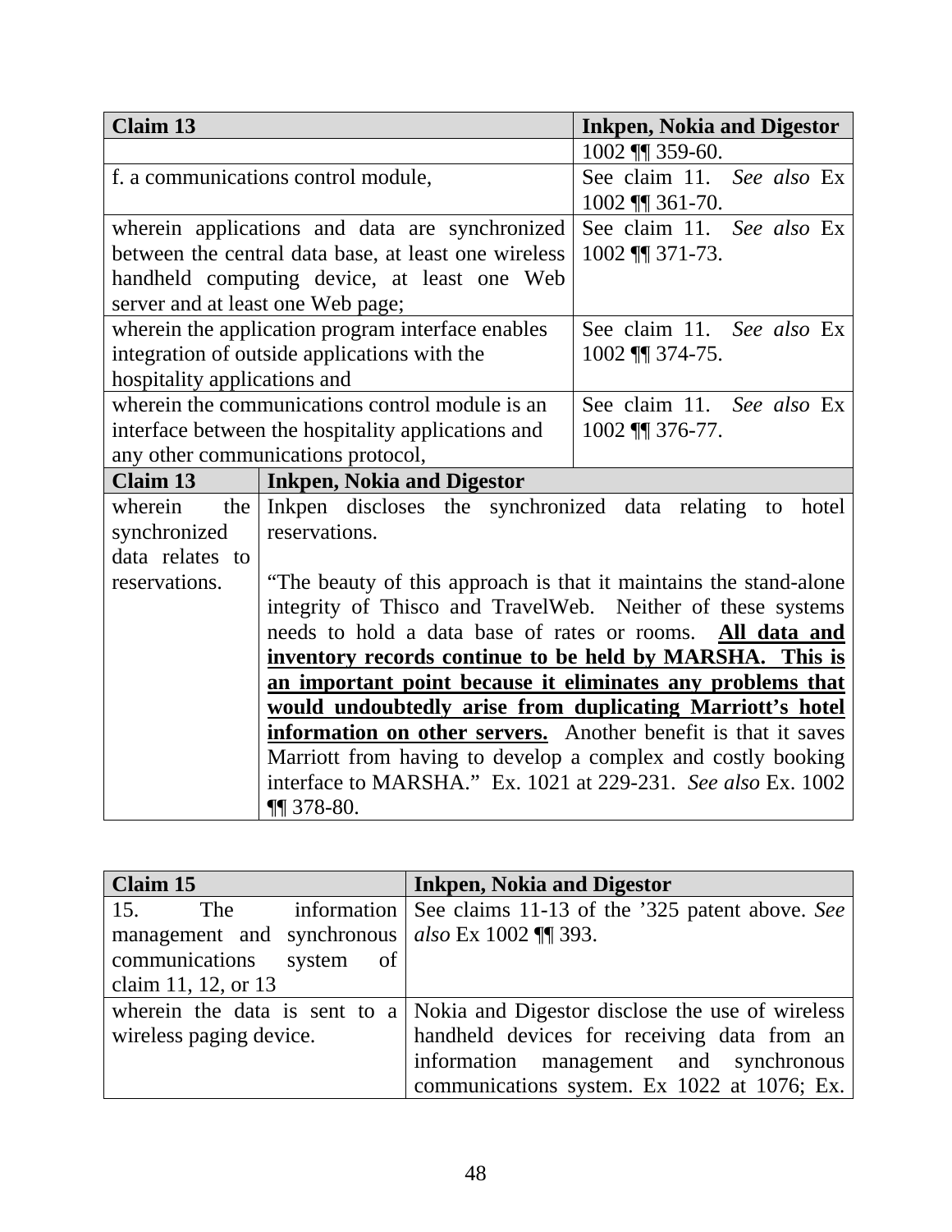| Claim 13 | Inkpen, Nokia and Digestor |
|---|---|
| | 1002 ¶¶ 359-60. |
| f. a communications control module, | See claim 11. *See also* Ex 1002 ¶¶ 361-70. |
| wherein applications and data are synchronized between the central data base, at least one wireless handheld computing device, at least one Web server and at least one Web page; | See claim 11. *See also* Ex 1002 ¶¶ 371-73. |
| wherein the application program interface enables integration of outside applications with the hospitality applications and | See claim 11. *See also* Ex 1002 ¶¶ 374-75. |
| wherein the communications control module is an interface between the hospitality applications and any other communications protocol, | See claim 11. *See also* Ex 1002 ¶¶ 376-77. |

| Claim 13 | Inkpen, Nokia and Digestor |
|---|---|
| wherein the synchronized data relates to reservations. | Inkpen discloses the synchronized data relating to hotel reservations.<br><br>"The beauty of this approach is that it maintains the stand-alone integrity of Thisco and TravelWeb. Neither of these systems needs to hold a data base of rates or rooms. **All data and inventory records continue to be held by MARSHA. This is an important point because it eliminates any problems that would undoubtedly arise from duplicating Marriott's hotel information on other servers.** Another benefit is that it saves Marriott from having to develop a complex and costly booking interface to MARSHA." Ex. 1021 at 229-231. *See also* Ex. 1002 ¶¶ 378-80. |

| Claim 15 | Inkpen, Nokia and Digestor |
|---|---|
| 15. The information management and synchronous communications system of claim 11, 12, or 13 | See claims 11-13 of the '325 patent above. *See also* Ex 1002 ¶¶ 393. |
| wherein the data is sent to a wireless paging device. | Nokia and Digestor disclose the use of wireless handheld devices for receiving data from an information management and synchronous communications system. Ex 1022 at 1076; Ex. |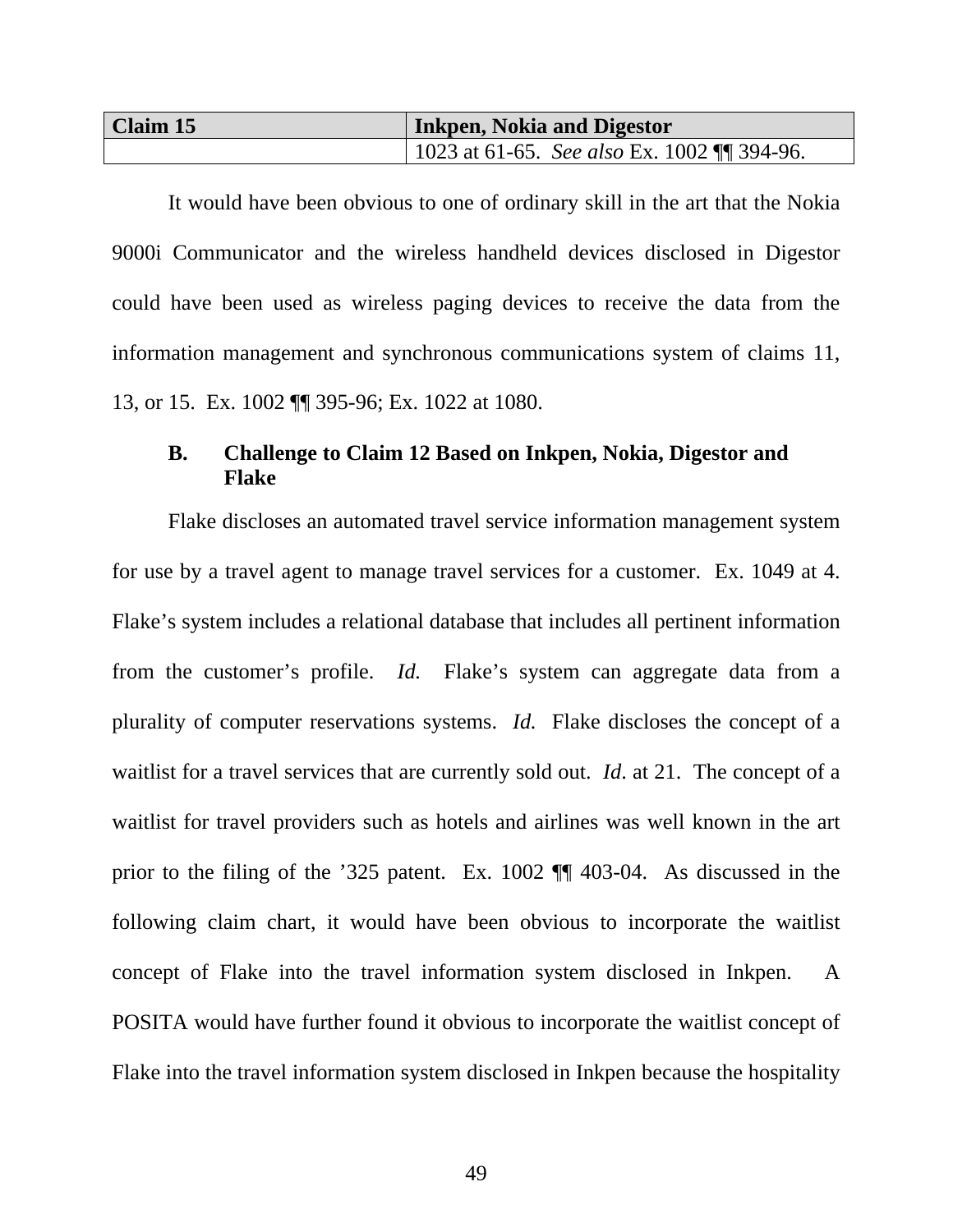| Claim 15 | Inkpen, Nokia and Digestor |
| --- | --- |
| | 1023 at 61-65. *See also* Ex. 1002 ¶¶ 394-96. |

It would have been obvious to one of ordinary skill in the art that the Nokia 9000i Communicator and the wireless handheld devices disclosed in Digestor could have been used as wireless paging devices to receive the data from the information management and synchronous communications system of claims 11, 13, or 15. Ex. 1002 ¶¶ 395-96; Ex. 1022 at 1080.

### B. Challenge to Claim 12 Based on Inkpen, Nokia, Digestor and Flake

Flake discloses an automated travel service information management system for use by a travel agent to manage travel services for a customer. Ex. 1049 at 4. Flake's system includes a relational database that includes all pertinent information from the customer's profile. *Id.* Flake's system can aggregate data from a plurality of computer reservations systems. *Id.* Flake discloses the concept of a waitlist for a travel services that are currently sold out. *Id*. at 21. The concept of a waitlist for travel providers such as hotels and airlines was well known in the art prior to the filing of the '325 patent. Ex. 1002 ¶¶ 403-04. As discussed in the following claim chart, it would have been obvious to incorporate the waitlist concept of Flake into the travel information system disclosed in Inkpen. A POSITA would have further found it obvious to incorporate the waitlist concept of Flake into the travel information system disclosed in Inkpen because the hospitality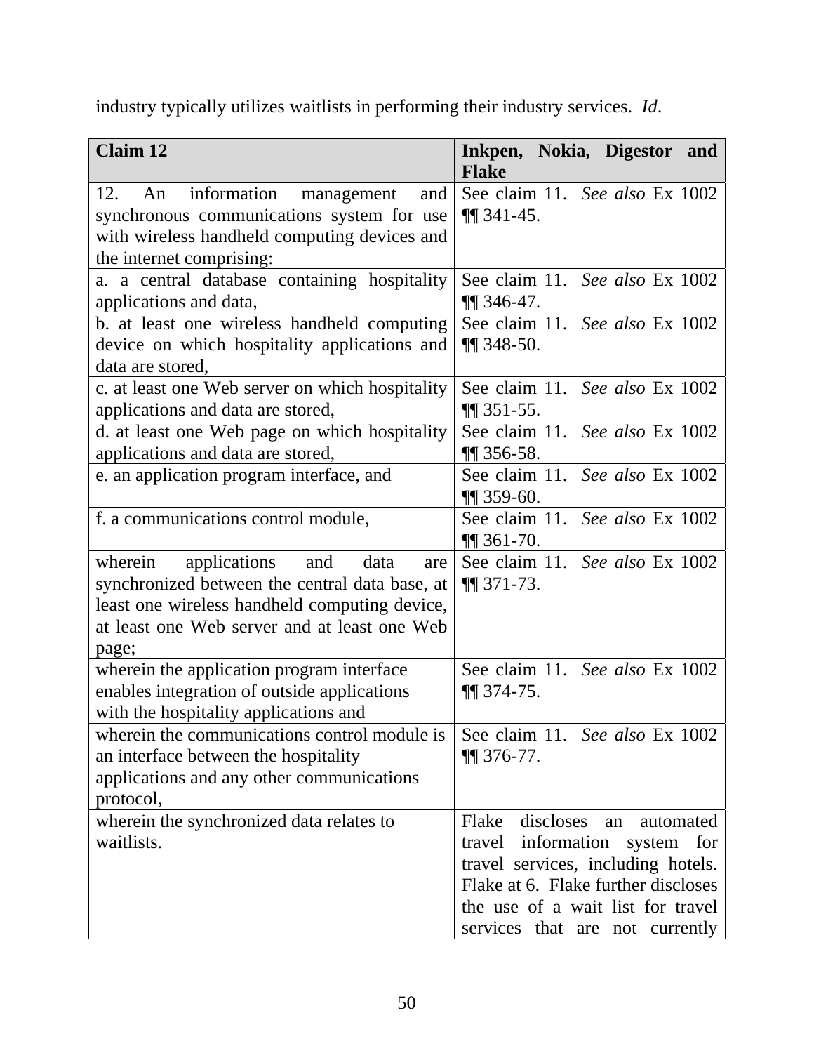industry typically utilizes waitlists in performing their industry services. *Id*.

| **Claim 12** | **Inkpen, Nokia, Digestor and Flake** |
|---|---|
| 12. An information management and synchronous communications system for use with wireless handheld computing devices and the internet comprising: | See claim 11. *See also* Ex 1002 ¶¶ 341-45. |
| a. a central database containing hospitality applications and data, | See claim 11. *See also* Ex 1002 ¶¶ 346-47. |
| b. at least one wireless handheld computing device on which hospitality applications and data are stored, | See claim 11. *See also* Ex 1002 ¶¶ 348-50. |
| c. at least one Web server on which hospitality applications and data are stored, | See claim 11. *See also* Ex 1002 ¶¶ 351-55. |
| d. at least one Web page on which hospitality applications and data are stored, | See claim 11. *See also* Ex 1002 ¶¶ 356-58. |
| e. an application program interface, and | See claim 11. *See also* Ex 1002 ¶¶ 359-60. |
| f. a communications control module, | See claim 11. *See also* Ex 1002 ¶¶ 361-70. |
| wherein applications and data are synchronized between the central data base, at least one wireless handheld computing device, at least one Web server and at least one Web page; | See claim 11. *See also* Ex 1002 ¶¶ 371-73. |
| wherein the application program interface enables integration of outside applications with the hospitality applications and | See claim 11. *See also* Ex 1002 ¶¶ 374-75. |
| wherein the communications control module is an interface between the hospitality applications and any other communications protocol, | See claim 11. *See also* Ex 1002 ¶¶ 376-77. |
| wherein the synchronized data relates to waitlists. | Flake discloses an automated travel information system for travel services, including hotels. Flake at 6. Flake further discloses the use of a wait list for travel services that are not currently |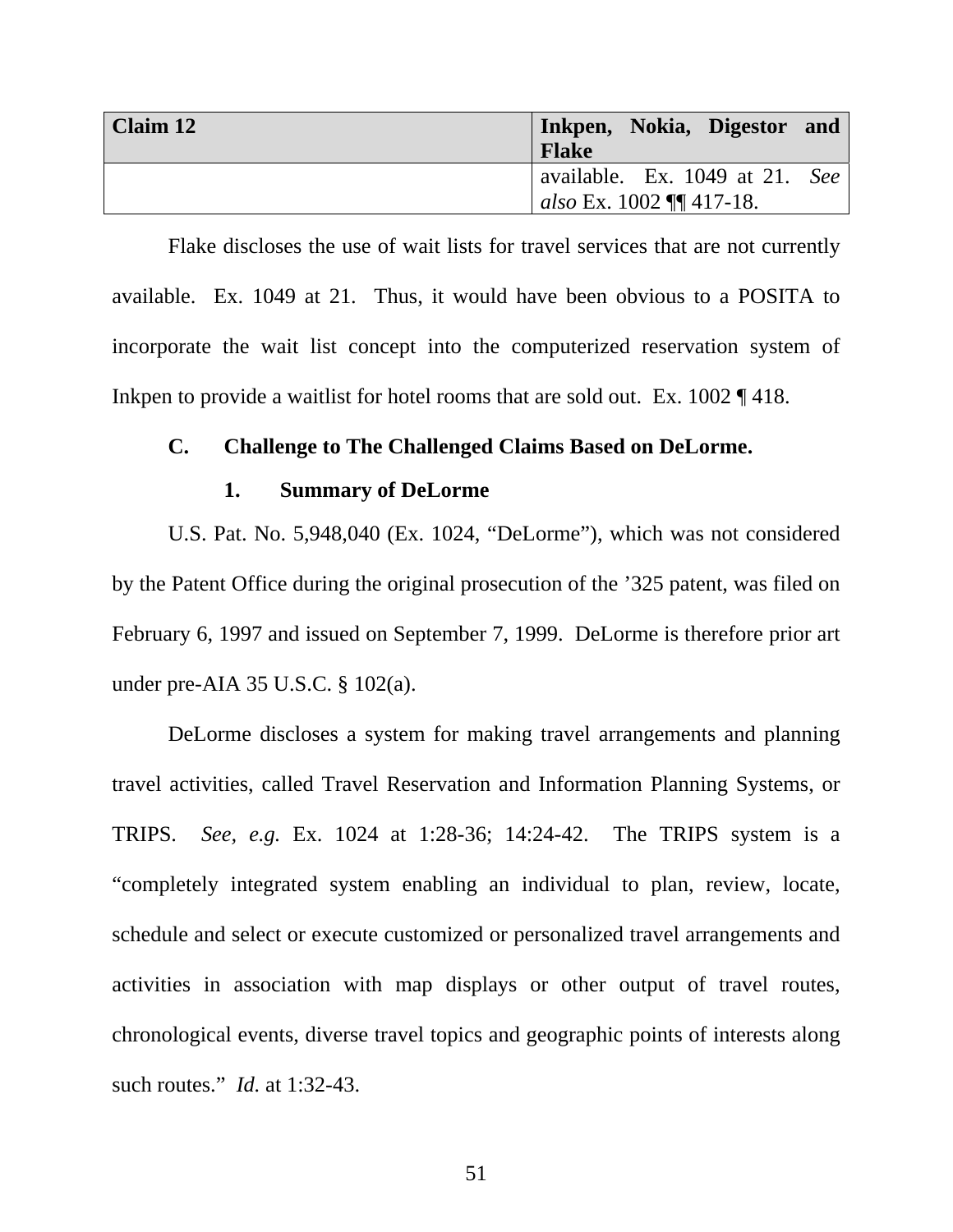| Claim 12 | Inkpen, Nokia, Digestor and Flake |
|---|---|
| | available. Ex. 1049 at 21. *See also* Ex. 1002 ¶¶ 417-18. |

Flake discloses the use of wait lists for travel services that are not currently available. Ex. 1049 at 21. Thus, it would have been obvious to a POSITA to incorporate the wait list concept into the computerized reservation system of Inkpen to provide a waitlist for hotel rooms that are sold out. Ex. 1002 ¶ 418.

### C. Challenge to The Challenged Claims Based on DeLorme.

#### 1. Summary of DeLorme

U.S. Pat. No. 5,948,040 (Ex. 1024, "DeLorme"), which was not considered by the Patent Office during the original prosecution of the '325 patent, was filed on February 6, 1997 and issued on September 7, 1999. DeLorme is therefore prior art under pre-AIA 35 U.S.C. § 102(a).

DeLorme discloses a system for making travel arrangements and planning travel activities, called Travel Reservation and Information Planning Systems, or TRIPS. *See, e.g.* Ex. 1024 at 1:28-36; 14:24-42. The TRIPS system is a "completely integrated system enabling an individual to plan, review, locate, schedule and select or execute customized or personalized travel arrangements and activities in association with map displays or other output of travel routes, chronological events, diverse travel topics and geographic points of interests along such routes." *Id.* at 1:32-43.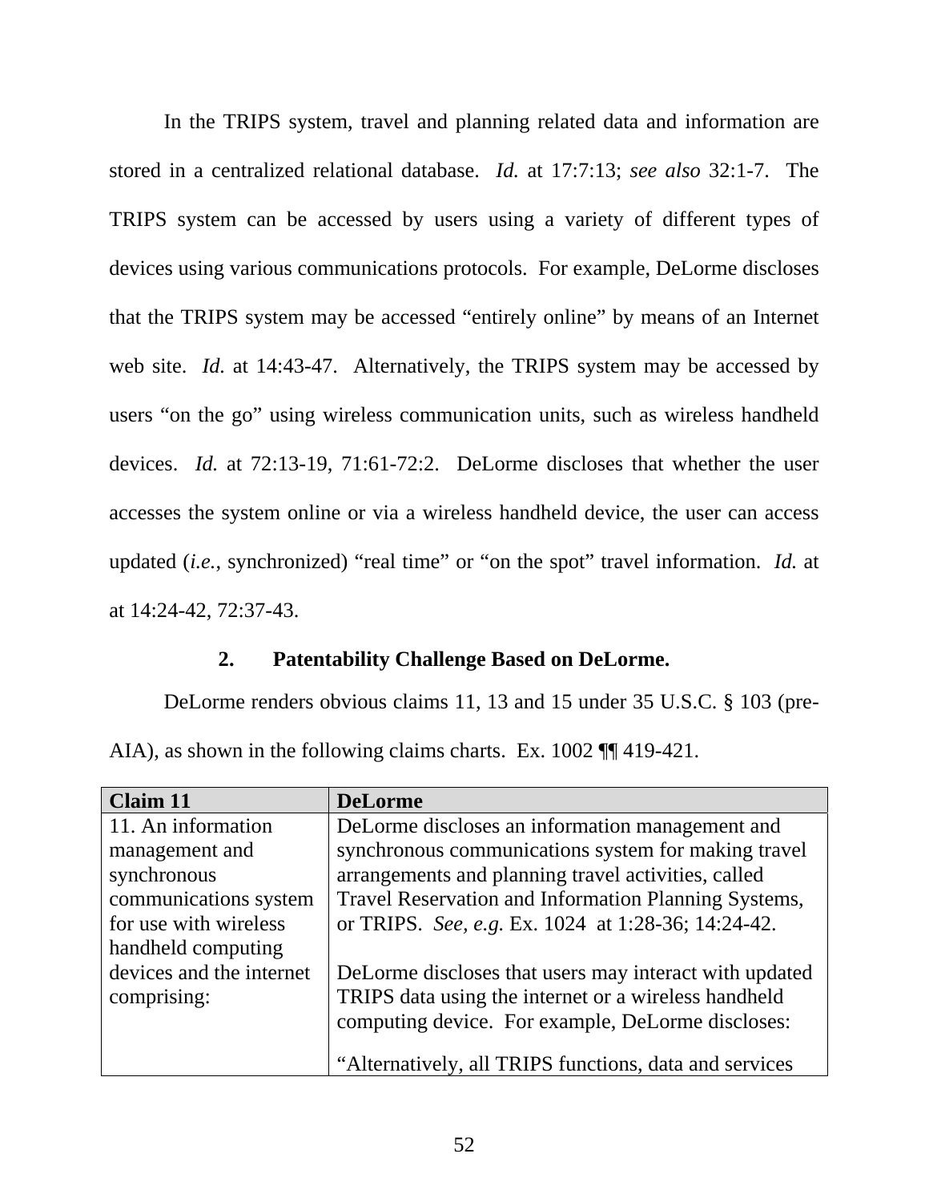In the TRIPS system, travel and planning related data and information are stored in a centralized relational database. *Id.* at 17:7:13; *see also* 32:1-7. The TRIPS system can be accessed by users using a variety of different types of devices using various communications protocols. For example, DeLorme discloses that the TRIPS system may be accessed "entirely online" by means of an Internet web site. *Id.* at 14:43-47. Alternatively, the TRIPS system may be accessed by users "on the go" using wireless communication units, such as wireless handheld devices. *Id.* at 72:13-19, 71:61-72:2. DeLorme discloses that whether the user accesses the system online or via a wireless handheld device, the user can access updated (*i.e.*, synchronized) "real time" or "on the spot" travel information. *Id.* at at 14:24-42, 72:37-43.

### 2. Patentability Challenge Based on DeLorme.

DeLorme renders obvious claims 11, 13 and 15 under 35 U.S.C. § 103 (pre-AIA), as shown in the following claims charts. Ex. 1002 ¶¶ 419-421.

| Claim 11 | DeLorme |
|---|---|
| 11. An information management and synchronous communications system for use with wireless handheld computing devices and the internet comprising: | DeLorme discloses an information management and synchronous communications system for making travel arrangements and planning travel activities, called Travel Reservation and Information Planning Systems, or TRIPS. *See, e.g.* Ex. 1024 at 1:28-36; 14:24-42.<br><br>DeLorme discloses that users may interact with updated TRIPS data using the internet or a wireless handheld computing device. For example, DeLorme discloses:<br><br>"Alternatively, all TRIPS functions, data and services |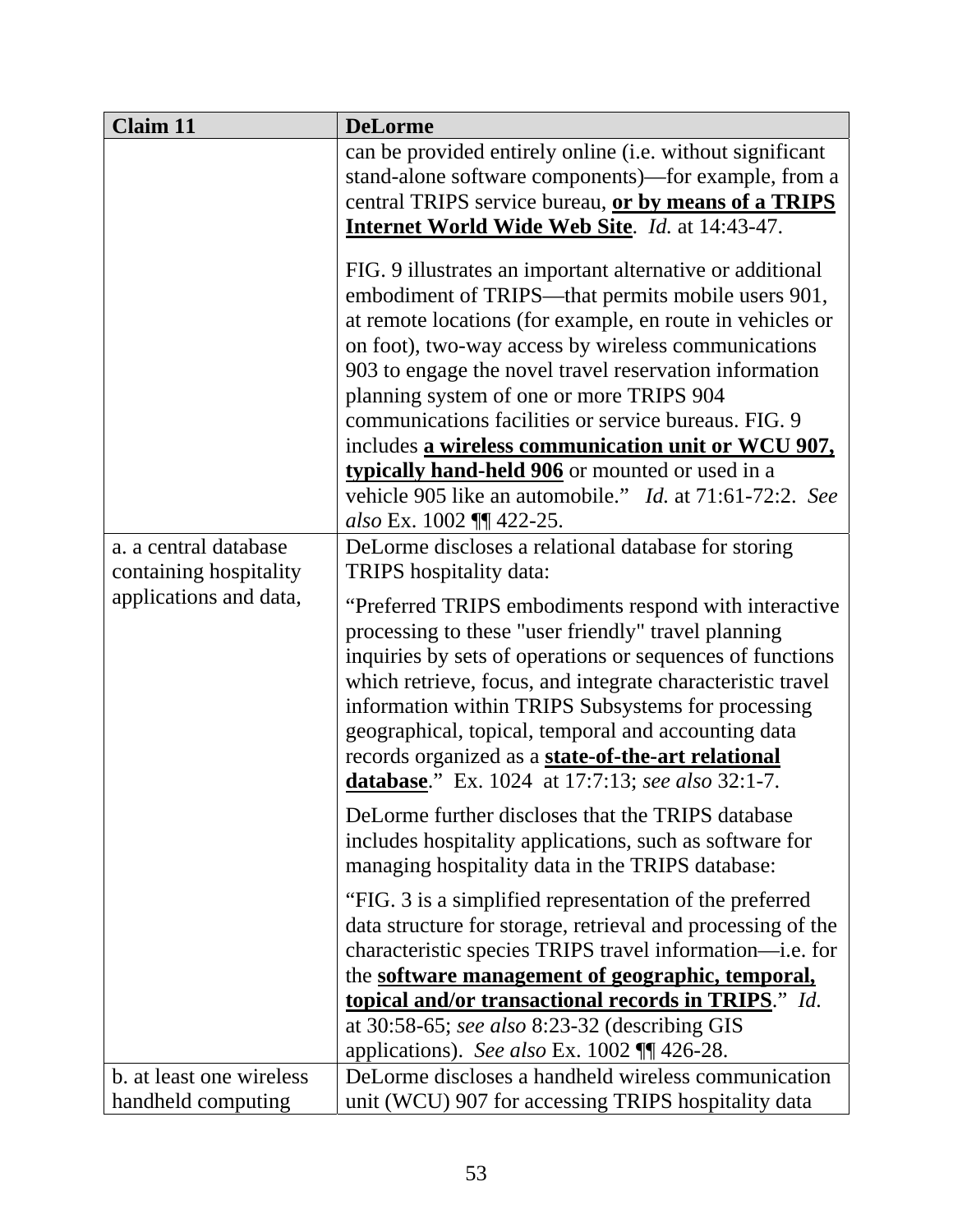| Claim 11 | DeLorme |
| --- | --- |
| | can be provided entirely online (i.e. without significant stand-alone software components)—for example, from a central TRIPS service bureau, **or by means of a TRIPS Internet World Wide Web Site**. *Id.* at 14:43-47.<br><br>FIG. 9 illustrates an important alternative or additional embodiment of TRIPS—that permits mobile users 901, at remote locations (for example, en route in vehicles or on foot), two-way access by wireless communications 903 to engage the novel travel reservation information planning system of one or more TRIPS 904 communications facilities or service bureaus. FIG. 9 includes **a wireless communication unit or WCU 907, typically hand-held 906** or mounted or used in a vehicle 905 like an automobile." *Id.* at 71:61-72:2. *See also* Ex. 1002 ¶¶ 422-25. |
| a. a central database containing hospitality applications and data, | DeLorme discloses a relational database for storing TRIPS hospitality data:<br><br>"Preferred TRIPS embodiments respond with interactive processing to these "user friendly" travel planning inquiries by sets of operations or sequences of functions which retrieve, focus, and integrate characteristic travel information within TRIPS Subsystems for processing geographical, topical, temporal and accounting data records organized as a **state-of-the-art relational database**." Ex. 1024 at 17:7:13; *see also* 32:1-7.<br><br>DeLorme further discloses that the TRIPS database includes hospitality applications, such as software for managing hospitality data in the TRIPS database:<br><br>"FIG. 3 is a simplified representation of the preferred data structure for storage, retrieval and processing of the characteristic species TRIPS travel information—i.e. for the **software management of geographic, temporal, topical and/or transactional records in TRIPS**." *Id.* at 30:58-65; *see also* 8:23-32 (describing GIS applications). *See also* Ex. 1002 ¶¶ 426-28. |
| b. at least one wireless handheld computing | DeLorme discloses a handheld wireless communication unit (WCU) 907 for accessing TRIPS hospitality data |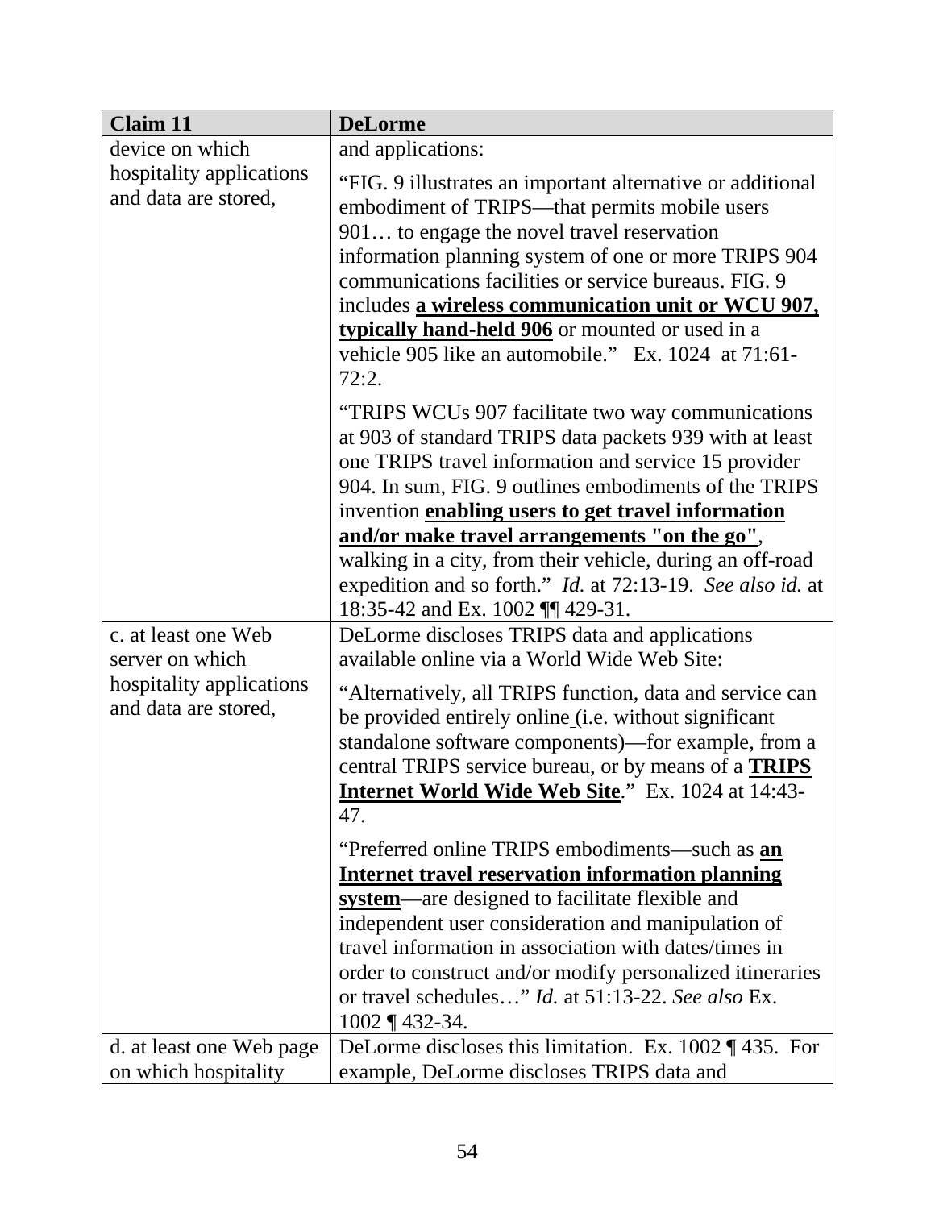| Claim 11 | DeLorme |
|---|---|
| device on which hospitality applications and data are stored, | and applications:<br><br>"FIG. 9 illustrates an important alternative or additional embodiment of TRIPS—that permits mobile users 901… to engage the novel travel reservation information planning system of one or more TRIPS 904 communications facilities or service bureaus. FIG. 9 includes **a wireless communication unit or WCU 907, typically hand-held 906** or mounted or used in a vehicle 905 like an automobile." Ex. 1024 at 71:61-72:2.<br><br>"TRIPS WCUs 907 facilitate two way communications at 903 of standard TRIPS data packets 939 with at least one TRIPS travel information and service 15 provider 904. In sum, FIG. 9 outlines embodiments of the TRIPS invention **enabling users to get travel information and/or make travel arrangements "on the go"**, walking in a city, from their vehicle, during an off-road expedition and so forth." *Id.* at 72:13-19. *See also id.* at 18:35-42 and Ex. 1002 ¶¶ 429-31. |
| c. at least one Web server on which hospitality applications and data are stored, | DeLorme discloses TRIPS data and applications available online via a World Wide Web Site:<br><br>"Alternatively, all TRIPS function, data and service can be provided entirely online (i.e. without significant standalone software components)—for example, from a central TRIPS service bureau, or by means of a **TRIPS Internet World Wide Web Site**." Ex. 1024 at 14:43-47.<br><br>"Preferred online TRIPS embodiments—such as **an Internet travel reservation information planning system**—are designed to facilitate flexible and independent user consideration and manipulation of travel information in association with dates/times in order to construct and/or modify personalized itineraries or travel schedules…" *Id.* at 51:13-22. *See also* Ex. 1002 ¶ 432-34. |
| d. at least one Web page on which hospitality | DeLorme discloses this limitation. Ex. 1002 ¶ 435. For example, DeLorme discloses TRIPS data and |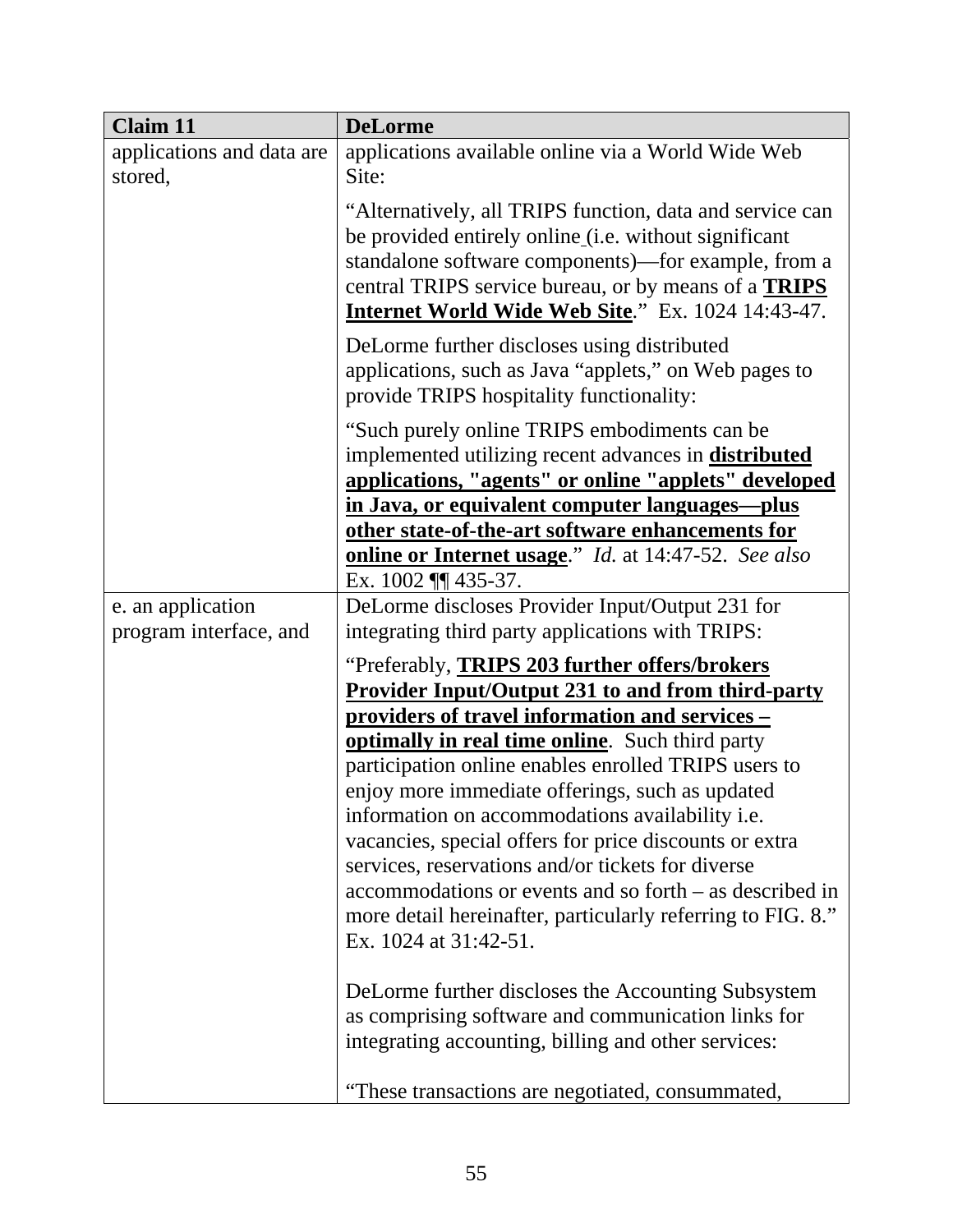| Claim 11 | DeLorme |
| --- | --- |
| applications and data are stored, | applications available online via a World Wide Web Site:<br><br>"Alternatively, all TRIPS function, data and service can be provided entirely online (i.e. without significant standalone software components)—for example, from a central TRIPS service bureau, or by means of a **TRIPS Internet World Wide Web Site**." Ex. 1024 14:43-47.<br><br>DeLorme further discloses using distributed applications, such as Java "applets," on Web pages to provide TRIPS hospitality functionality:<br><br>"Such purely online TRIPS embodiments can be implemented utilizing recent advances in **distributed applications, "agents" or online "applets" developed in Java, or equivalent computer languages—plus other state-of-the-art software enhancements for online or Internet usage**." *Id.* at 14:47-52. *See also* Ex. 1002 ¶¶ 435-37. |
| e. an application program interface, and | DeLorme discloses Provider Input/Output 231 for integrating third party applications with TRIPS:<br><br>"Preferably, **TRIPS 203 further offers/brokers Provider Input/Output 231 to and from third-party providers of travel information and services – optimally in real time online**. Such third party participation online enables enrolled TRIPS users to enjoy more immediate offerings, such as updated information on accommodations availability i.e. vacancies, special offers for price discounts or extra services, reservations and/or tickets for diverse accommodations or events and so forth – as described in more detail hereinafter, particularly referring to FIG. 8." Ex. 1024 at 31:42-51.<br><br>DeLorme further discloses the Accounting Subsystem as comprising software and communication links for integrating accounting, billing and other services:<br><br>"These transactions are negotiated, consummated, |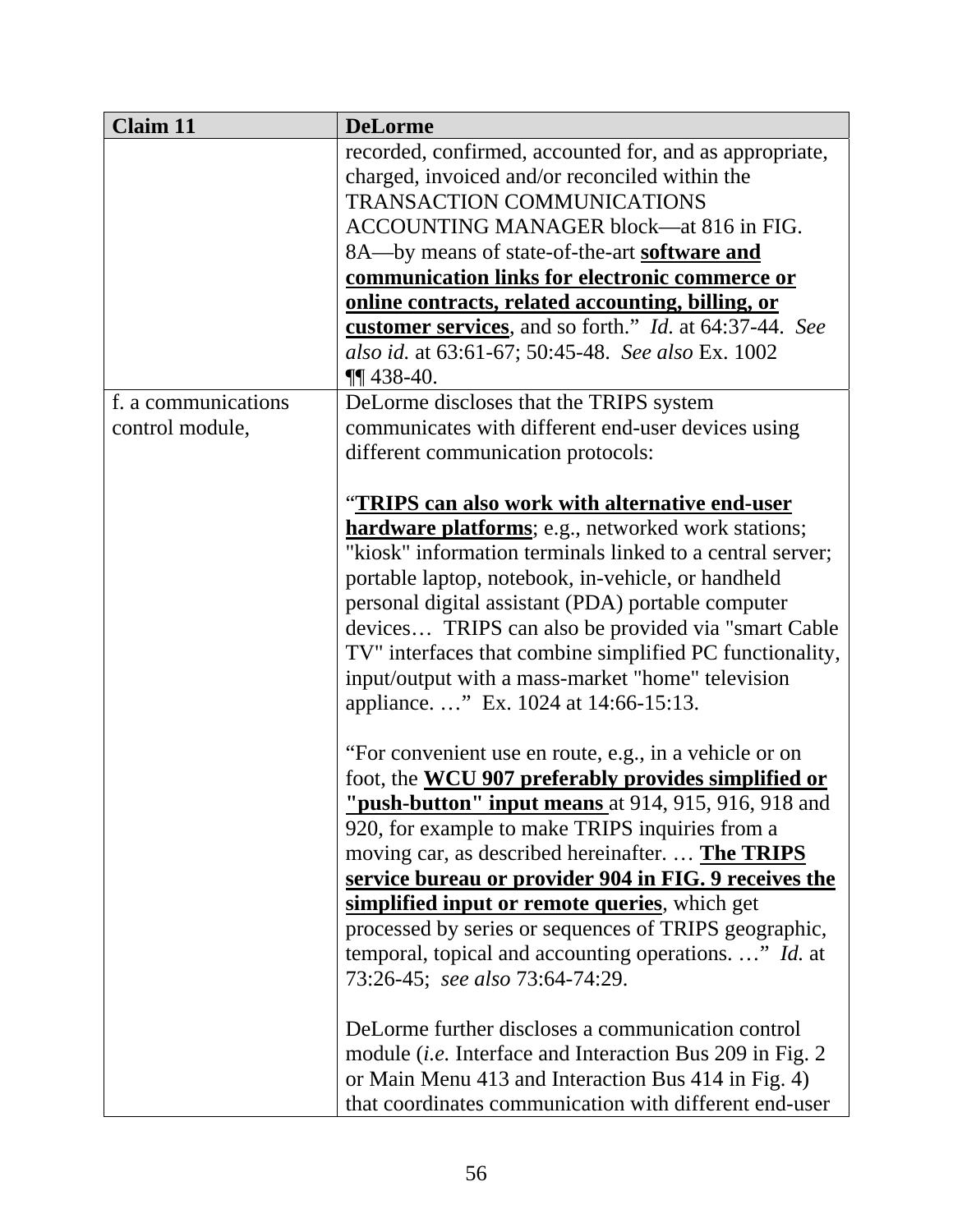| Claim 11 | DeLorme |
|---|---|
| | recorded, confirmed, accounted for, and as appropriate, charged, invoiced and/or reconciled within the TRANSACTION COMMUNICATIONS ACCOUNTING MANAGER block—at 816 in FIG. 8A—by means of state-of-the-art <u>**software and communication links for electronic commerce or online contracts, related accounting, billing, or customer services**</u>, and so forth." *Id.* at 64:37-44. *See also id.* at 63:61-67; 50:45-48. *See also* Ex. 1002 ¶¶ 438-40. |
| f. a communications control module, | DeLorme discloses that the TRIPS system communicates with different end-user devices using different communication protocols:<br><br>"<u>**TRIPS can also work with alternative end-user hardware platforms**</u>; e.g., networked work stations; "kiosk" information terminals linked to a central server; portable laptop, notebook, in-vehicle, or handheld personal digital assistant (PDA) portable computer devices… TRIPS can also be provided via "smart Cable TV" interfaces that combine simplified PC functionality, input/output with a mass-market "home" television appliance. …" Ex. 1024 at 14:66-15:13.<br><br>"For convenient use en route, e.g., in a vehicle or on foot, the <u>**WCU 907 preferably provides simplified or "push-button" input means**</u> at 914, 915, 916, 918 and 920, for example to make TRIPS inquiries from a moving car, as described hereinafter. … <u>**The TRIPS service bureau or provider 904 in FIG. 9 receives the simplified input or remote queries**</u>, which get processed by series or sequences of TRIPS geographic, temporal, topical and accounting operations. …" *Id.* at 73:26-45; *see also* 73:64-74:29.<br><br>DeLorme further discloses a communication control module (*i.e.* Interface and Interaction Bus 209 in Fig. 2 or Main Menu 413 and Interaction Bus 414 in Fig. 4) that coordinates communication with different end-user |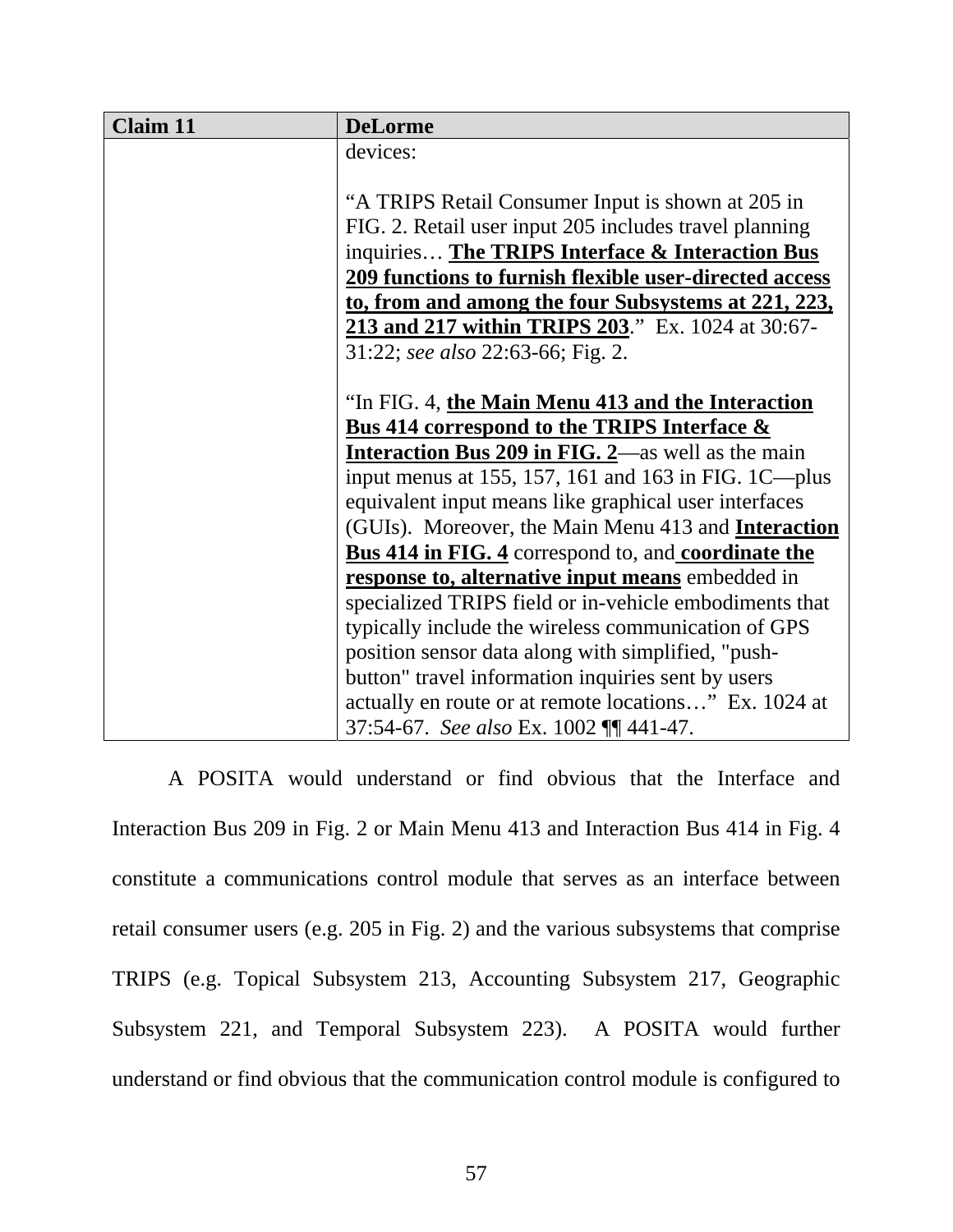| Claim 11 | DeLorme |
|---|---|
| | devices:<br><br>"A TRIPS Retail Consumer Input is shown at 205 in FIG. 2. Retail user input 205 includes travel planning inquiries… **<u>The TRIPS Interface & Interaction Bus 209 functions to furnish flexible user-directed access to, from and among the four Subsystems at 221, 223, 213 and 217 within TRIPS 203</u>**." Ex. 1024 at 30:67-31:22; *see also* 22:63-66; Fig. 2.<br><br>"In FIG. 4, **<u>the Main Menu 413 and the Interaction Bus 414 correspond to the TRIPS Interface & Interaction Bus 209 in FIG. 2</u>**—as well as the main input menus at 155, 157, 161 and 163 in FIG. 1C—plus equivalent input means like graphical user interfaces (GUIs). Moreover, the Main Menu 413 and **<u>Interaction Bus 414 in FIG. 4</u>** correspond to, and **<u>coordinate the response to, alternative input means</u>** embedded in specialized TRIPS field or in-vehicle embodiments that typically include the wireless communication of GPS position sensor data along with simplified, "push-button" travel information inquiries sent by users actually en route or at remote locations…" Ex. 1024 at 37:54-67. *See also* Ex. 1002 ¶¶ 441-47. |

A POSITA would understand or find obvious that the Interface and Interaction Bus 209 in Fig. 2 or Main Menu 413 and Interaction Bus 414 in Fig. 4 constitute a communications control module that serves as an interface between retail consumer users (e.g. 205 in Fig. 2) and the various subsystems that comprise TRIPS (e.g. Topical Subsystem 213, Accounting Subsystem 217, Geographic Subsystem 221, and Temporal Subsystem 223). A POSITA would further understand or find obvious that the communication control module is configured to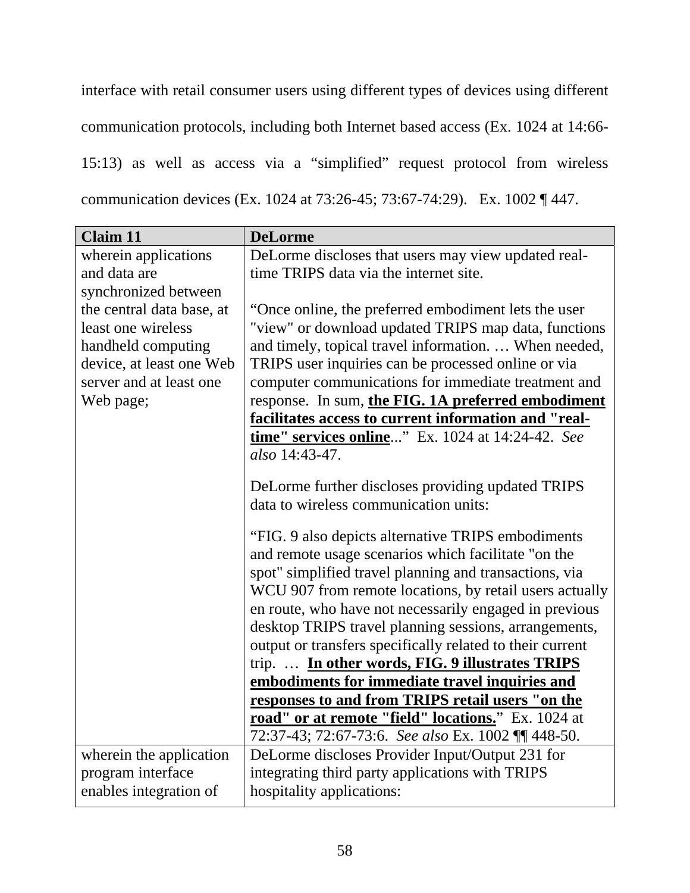interface with retail consumer users using different types of devices using different communication protocols, including both Internet based access (Ex. 1024 at 14:66-15:13) as well as access via a "simplified" request protocol from wireless communication devices (Ex. 1024 at 73:26-45; 73:67-74:29). Ex. 1002 ¶ 447.

| **Claim 11** | **DeLorme** |
|---|---|
| wherein applications and data are synchronized between the central data base, at least one wireless handheld computing device, at least one Web server and at least one Web page; | DeLorme discloses that users may view updated real-time TRIPS data via the internet site.<br><br>"Once online, the preferred embodiment lets the user "view" or download updated TRIPS map data, functions and timely, topical travel information. … When needed, TRIPS user inquiries can be processed online or via computer communications for immediate treatment and response. In sum, **<u>the FIG. 1A preferred embodiment facilitates access to current information and "real-time" services online</u>**..." Ex. 1024 at 14:24-42. *See also* 14:43-47.<br><br>DeLorme further discloses providing updated TRIPS data to wireless communication units:<br><br>"FIG. 9 also depicts alternative TRIPS embodiments and remote usage scenarios which facilitate "on the spot" simplified travel planning and transactions, via WCU 907 from remote locations, by retail users actually en route, who have not necessarily engaged in previous desktop TRIPS travel planning sessions, arrangements, output or transfers specifically related to their current trip. … **<u>In other words, FIG. 9 illustrates TRIPS embodiments for immediate travel inquiries and responses to and from TRIPS retail users "on the road" or at remote "field" locations.</u>**" Ex. 1024 at 72:37-43; 72:67-73:6. *See also* Ex. 1002 ¶¶ 448-50. |
| wherein the application program interface enables integration of | DeLorme discloses Provider Input/Output 231 for integrating third party applications with TRIPS hospitality applications: |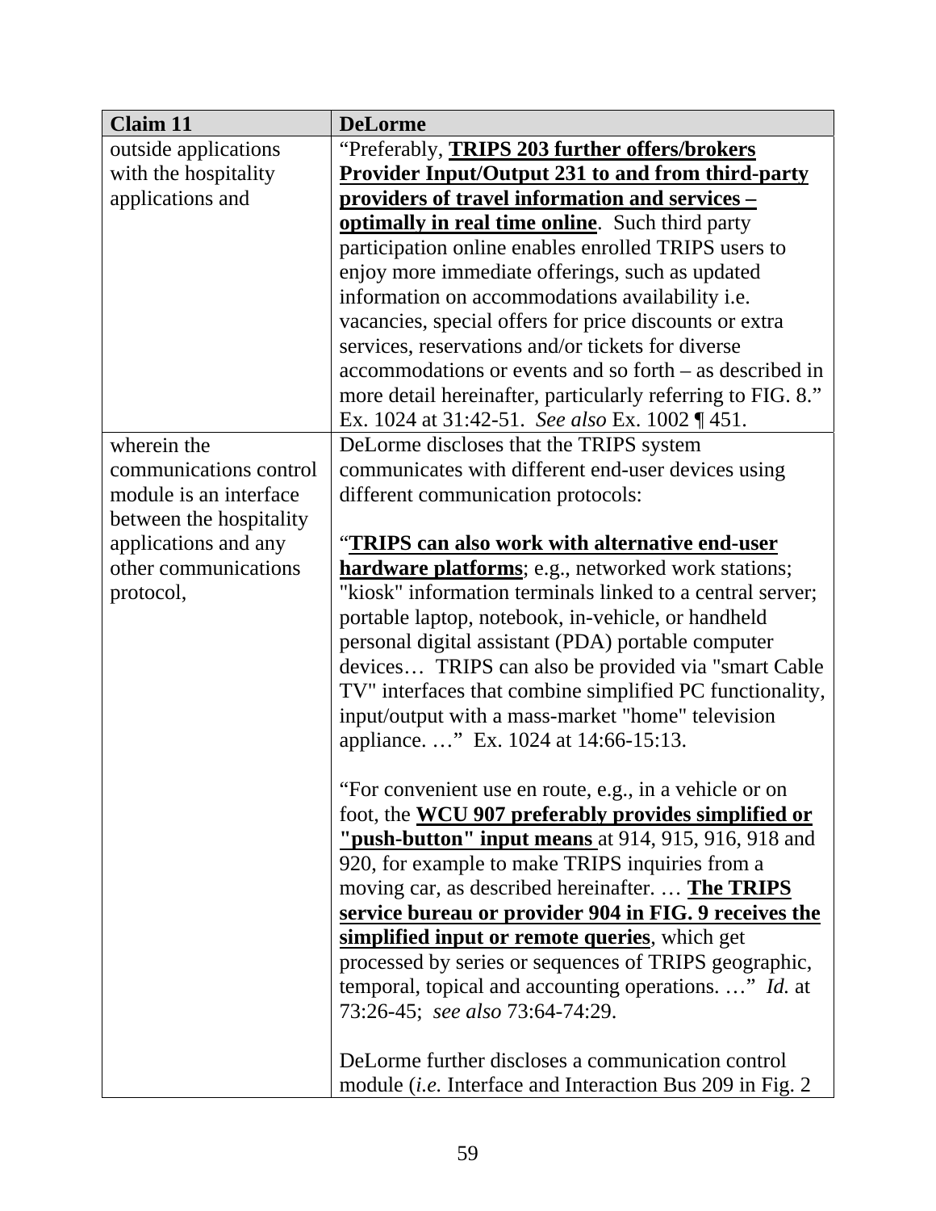| Claim 11 | DeLorme |
|---|---|
| outside applications with the hospitality applications and | "Preferably, **<u>TRIPS 203 further offers/brokers Provider Input/Output 231 to and from third-party providers of travel information and services – optimally in real time online</u>**. Such third party participation online enables enrolled TRIPS users to enjoy more immediate offerings, such as updated information on accommodations availability i.e. vacancies, special offers for price discounts or extra services, reservations and/or tickets for diverse accommodations or events and so forth – as described in more detail hereinafter, particularly referring to FIG. 8." Ex. 1024 at 31:42-51. *See also* Ex. 1002 ¶ 451. |
| wherein the communications control module is an interface between the hospitality applications and any other communications protocol, | DeLorme discloses that the TRIPS system communicates with different end-user devices using different communication protocols:<br><br>"**<u>TRIPS can also work with alternative end-user hardware platforms</u>**; e.g., networked work stations; "kiosk" information terminals linked to a central server; portable laptop, notebook, in-vehicle, or handheld personal digital assistant (PDA) portable computer devices… TRIPS can also be provided via "smart Cable TV" interfaces that combine simplified PC functionality, input/output with a mass-market "home" television appliance. …" Ex. 1024 at 14:66-15:13.<br><br>"For convenient use en route, e.g., in a vehicle or on foot, the **<u>WCU 907 preferably provides simplified or "push-button" input means</u>** at 914, 915, 916, 918 and 920, for example to make TRIPS inquiries from a moving car, as described hereinafter. … **<u>The TRIPS service bureau or provider 904 in FIG. 9 receives the simplified input or remote queries</u>**, which get processed by series or sequences of TRIPS geographic, temporal, topical and accounting operations. …" *Id.* at 73:26-45; *see also* 73:64-74:29.<br><br>DeLorme further discloses a communication control module (*i.e.* Interface and Interaction Bus 209 in Fig. 2 |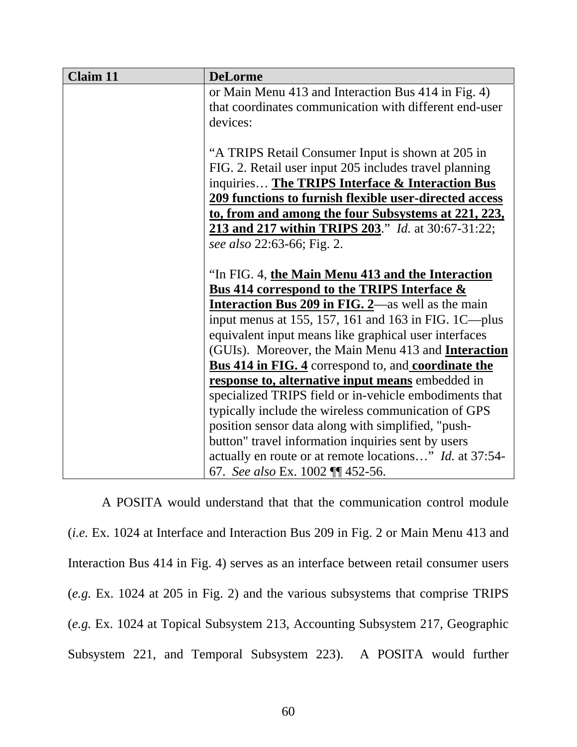| Claim 11 | DeLorme |
|---|---|
| | or Main Menu 413 and Interaction Bus 414 in Fig. 4) that coordinates communication with different end-user devices:<br><br>"A TRIPS Retail Consumer Input is shown at 205 in FIG. 2. Retail user input 205 includes travel planning inquiries… **<u>The TRIPS Interface & Interaction Bus 209 functions to furnish flexible user-directed access to, from and among the four Subsystems at 221, 223, 213 and 217 within TRIPS 203</u>**." *Id.* at 30:67-31:22; *see also* 22:63-66; Fig. 2.<br><br>"In FIG. 4, **<u>the Main Menu 413 and the Interaction Bus 414 correspond to the TRIPS Interface & Interaction Bus 209 in FIG. 2</u>**—as well as the main input menus at 155, 157, 161 and 163 in FIG. 1C—plus equivalent input means like graphical user interfaces (GUIs). Moreover, the Main Menu 413 and **<u>Interaction Bus 414 in FIG. 4</u>** correspond to, and **<u>coordinate the response to, alternative input means</u>** embedded in specialized TRIPS field or in-vehicle embodiments that typically include the wireless communication of GPS position sensor data along with simplified, "push-button" travel information inquiries sent by users actually en route or at remote locations…" *Id.* at 37:54-67. *See also* Ex. 1002 ¶¶ 452-56. |

A POSITA would understand that that the communication control module (*i.e.* Ex. 1024 at Interface and Interaction Bus 209 in Fig. 2 or Main Menu 413 and Interaction Bus 414 in Fig. 4) serves as an interface between retail consumer users (*e.g.* Ex. 1024 at 205 in Fig. 2) and the various subsystems that comprise TRIPS (*e.g.* Ex. 1024 at Topical Subsystem 213, Accounting Subsystem 217, Geographic Subsystem 221, and Temporal Subsystem 223). A POSITA would further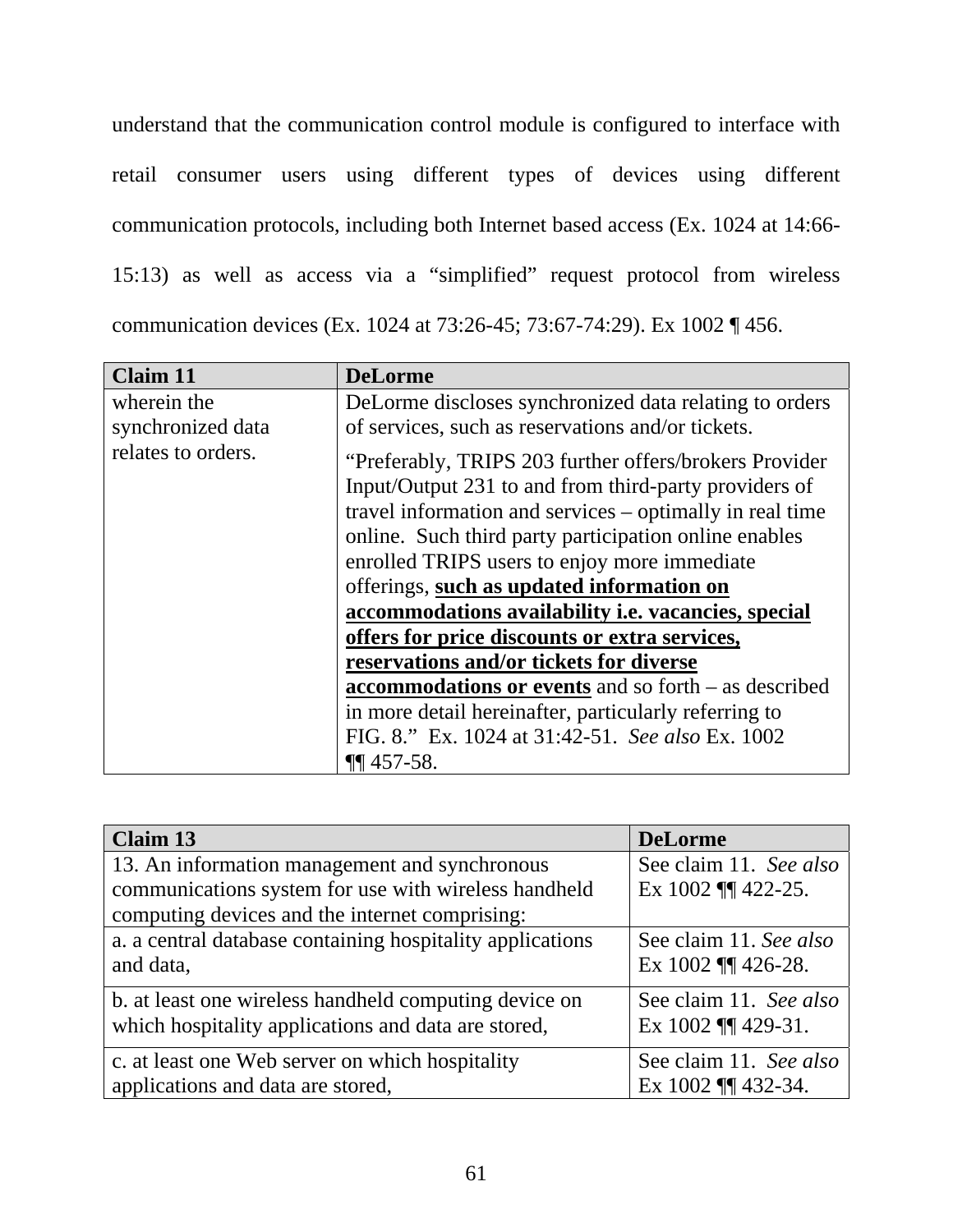understand that the communication control module is configured to interface with retail consumer users using different types of devices using different communication protocols, including both Internet based access (Ex. 1024 at 14:66-15:13) as well as access via a "simplified" request protocol from wireless communication devices (Ex. 1024 at 73:26-45; 73:67-74:29). Ex 1002 ¶ 456.

| Claim 11 | DeLorme |
|---|---|
| wherein the synchronized data relates to orders. | DeLorme discloses synchronized data relating to orders of services, such as reservations and/or tickets.<br><br>"Preferably, TRIPS 203 further offers/brokers Provider Input/Output 231 to and from third-party providers of travel information and services – optimally in real time online. Such third party participation online enables enrolled TRIPS users to enjoy more immediate offerings, **<u>such as updated information on accommodations availability i.e. vacancies, special offers for price discounts or extra services, reservations and/or tickets for diverse accommodations or events</u>** and so forth – as described in more detail hereinafter, particularly referring to FIG. 8." Ex. 1024 at 31:42-51. *See also* Ex. 1002 ¶¶ 457-58. |

| Claim 13 | DeLorme |
|---|---|
| 13. An information management and synchronous communications system for use with wireless handheld computing devices and the internet comprising: | See claim 11. *See also* Ex 1002 ¶¶ 422-25. |
| a. a central database containing hospitality applications and data, | See claim 11. *See also* Ex 1002 ¶¶ 426-28. |
| b. at least one wireless handheld computing device on which hospitality applications and data are stored, | See claim 11. *See also* Ex 1002 ¶¶ 429-31. |
| c. at least one Web server on which hospitality applications and data are stored, | See claim 11. *See also* Ex 1002 ¶¶ 432-34. |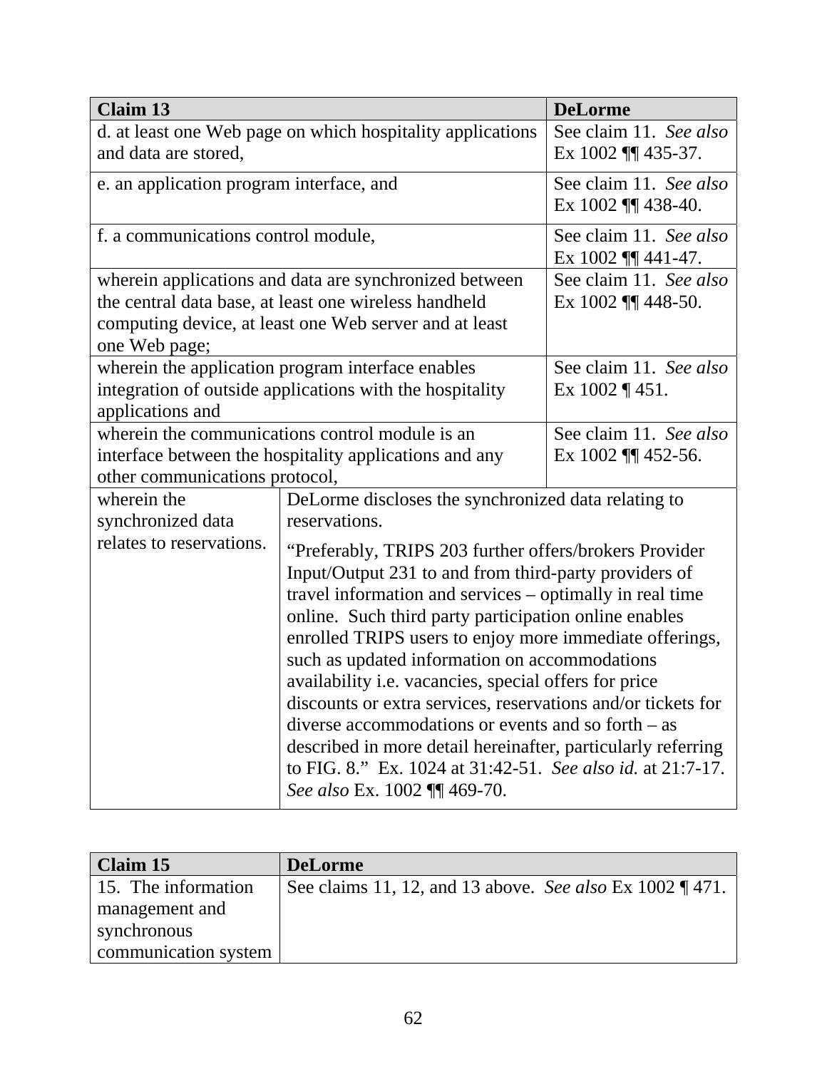| Claim 13 | DeLorme |
|---|---|
| d. at least one Web page on which hospitality applications and data are stored, | See claim 11. *See also* Ex 1002 ¶¶ 435-37. |
| e. an application program interface, and | See claim 11. *See also* Ex 1002 ¶¶ 438-40. |
| f. a communications control module, | See claim 11. *See also* Ex 1002 ¶¶ 441-47. |
| wherein applications and data are synchronized between the central data base, at least one wireless handheld computing device, at least one Web server and at least one Web page; | See claim 11. *See also* Ex 1002 ¶¶ 448-50. |
| wherein the application program interface enables integration of outside applications with the hospitality applications and | See claim 11. *See also* Ex 1002 ¶ 451. |
| wherein the communications control module is an interface between the hospitality applications and any other communications protocol, | See claim 11. *See also* Ex 1002 ¶¶ 452-56. |
| wherein the synchronized data relates to reservations. | DeLorme discloses the synchronized data relating to reservations.<br><br>"Preferably, TRIPS 203 further offers/brokers Provider Input/Output 231 to and from third-party providers of travel information and services – optimally in real time online. Such third party participation online enables enrolled TRIPS users to enjoy more immediate offerings, such as updated information on accommodations availability i.e. vacancies, special offers for price discounts or extra services, reservations and/or tickets for diverse accommodations or events and so forth – as described in more detail hereinafter, particularly referring to FIG. 8." Ex. 1024 at 31:42-51. *See also id.* at 21:7-17. *See also* Ex. 1002 ¶¶ 469-70. |

| Claim 15 | DeLorme |
|---|---|
| 15. The information management and synchronous communication system | See claims 11, 12, and 13 above. *See also* Ex 1002 ¶ 471. |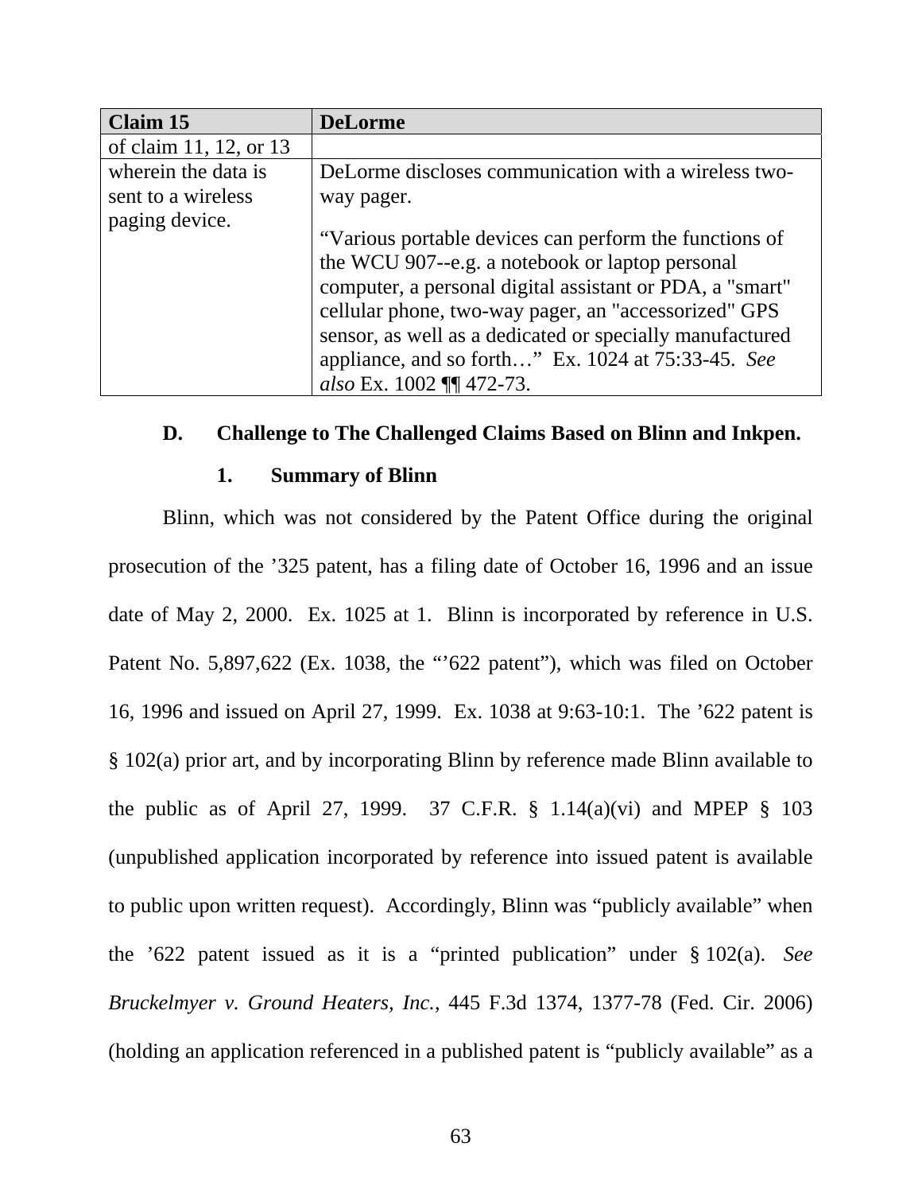| Claim 15 | DeLorme |
| --- | --- |
| of claim 11, 12, or 13 | |
| wherein the data is sent to a wireless paging device. | DeLorme discloses communication with a wireless two-way pager.<br><br>"Various portable devices can perform the functions of the WCU 907--e.g. a notebook or laptop personal computer, a personal digital assistant or PDA, a "smart" cellular phone, two-way pager, an "accessorized" GPS sensor, as well as a dedicated or specially manufactured appliance, and so forth…" Ex. 1024 at 75:33-45. *See also* Ex. 1002 ¶¶ 472-73. |

### D. Challenge to The Challenged Claims Based on Blinn and Inkpen.

#### 1. Summary of Blinn

Blinn, which was not considered by the Patent Office during the original prosecution of the '325 patent, has a filing date of October 16, 1996 and an issue date of May 2, 2000. Ex. 1025 at 1. Blinn is incorporated by reference in U.S. Patent No. 5,897,622 (Ex. 1038, the "'622 patent"), which was filed on October 16, 1996 and issued on April 27, 1999. Ex. 1038 at 9:63-10:1. The '622 patent is § 102(a) prior art, and by incorporating Blinn by reference made Blinn available to the public as of April 27, 1999. 37 C.F.R. § 1.14(a)(vi) and MPEP § 103 (unpublished application incorporated by reference into issued patent is available to public upon written request). Accordingly, Blinn was "publicly available" when the '622 patent issued as it is a "printed publication" under § 102(a). *See Bruckelmyer v. Ground Heaters, Inc.*, 445 F.3d 1374, 1377-78 (Fed. Cir. 2006) (holding an application referenced in a published patent is "publicly available" as a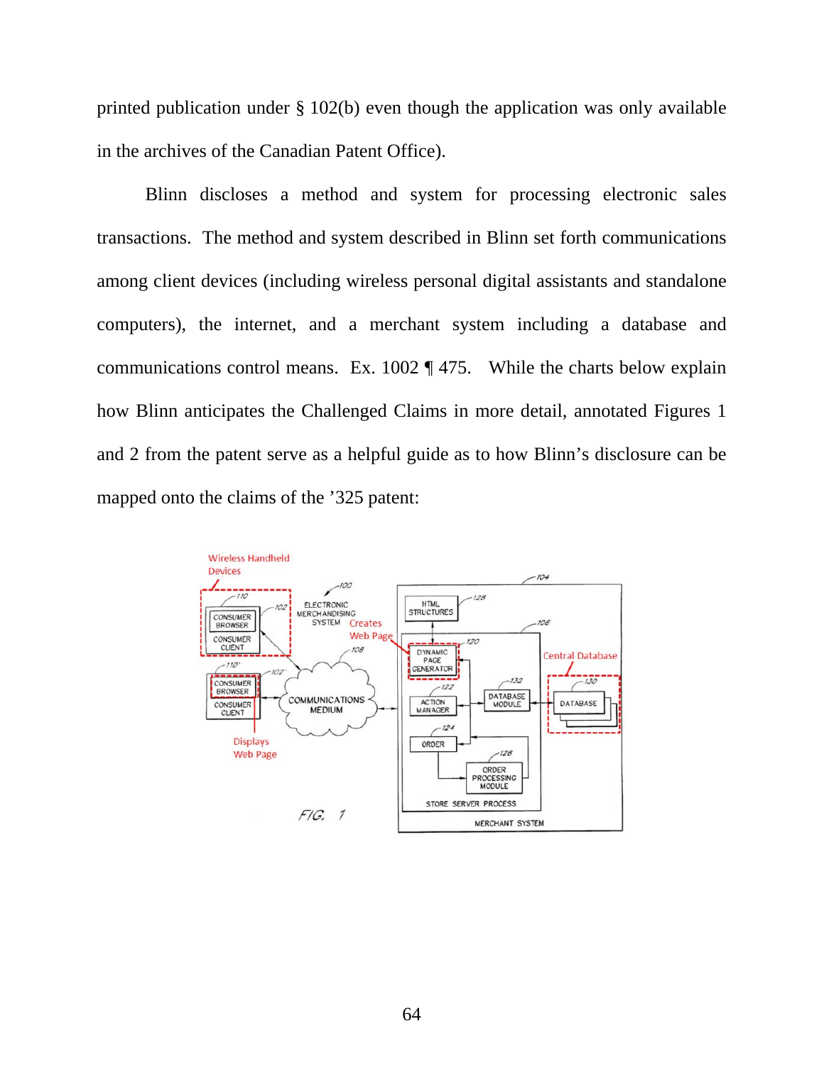printed publication under § 102(b) even though the application was only available in the archives of the Canadian Patent Office).

Blinn discloses a method and system for processing electronic sales transactions. The method and system described in Blinn set forth communications among client devices (including wireless personal digital assistants and standalone computers), the internet, and a merchant system including a database and communications control means. Ex. 1002 ¶ 475. While the charts below explain how Blinn anticipates the Challenged Claims in more detail, annotated Figures 1 and 2 from the patent serve as a helpful guide as to how Blinn's disclosure can be mapped onto the claims of the '325 patent: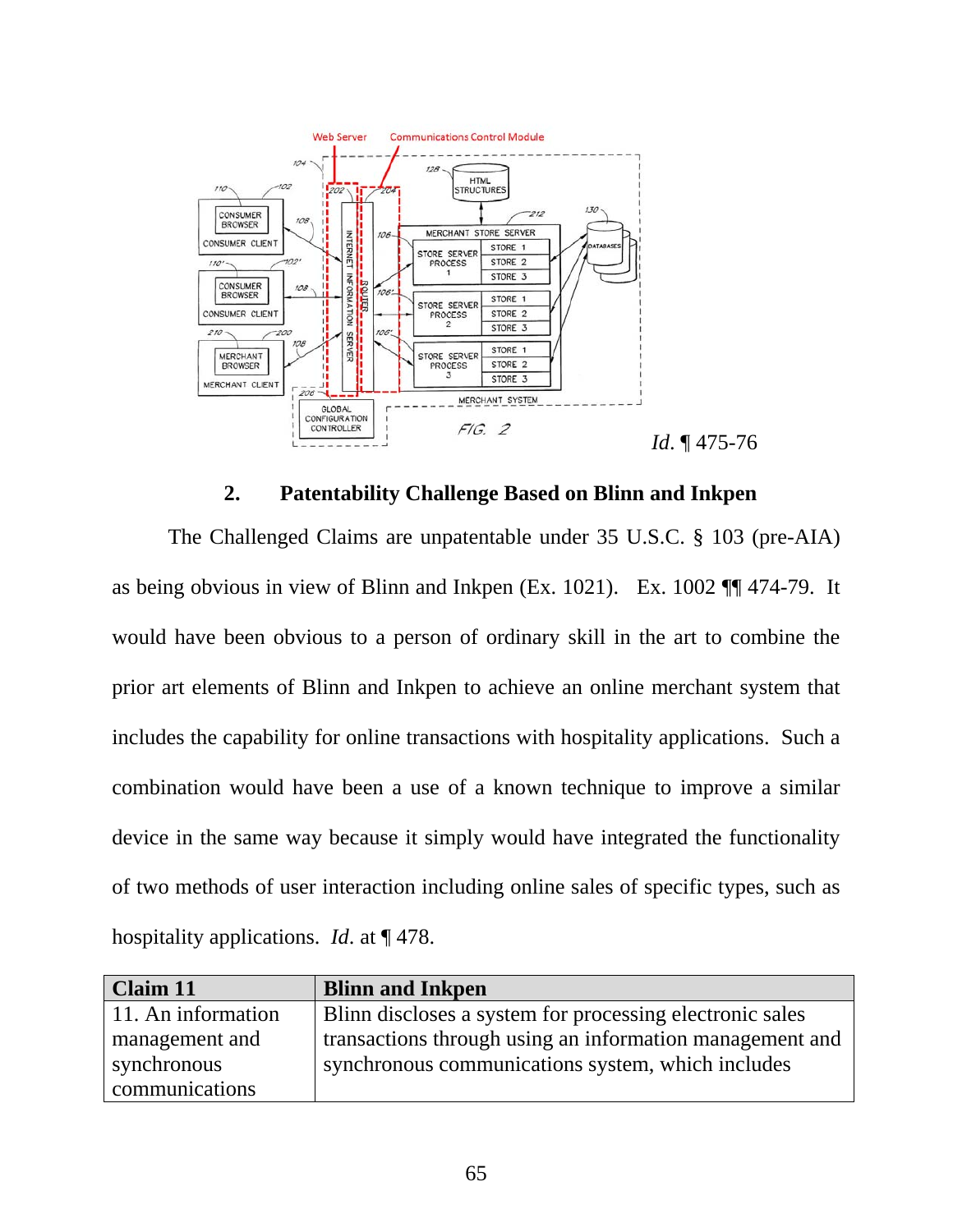*Id.* ¶ 475-76

### 2. Patentability Challenge Based on Blinn and Inkpen

The Challenged Claims are unpatentable under 35 U.S.C. § 103 (pre-AIA) as being obvious in view of Blinn and Inkpen (Ex. 1021). Ex. 1002 ¶¶ 474-79. It would have been obvious to a person of ordinary skill in the art to combine the prior art elements of Blinn and Inkpen to achieve an online merchant system that includes the capability for online transactions with hospitality applications. Such a combination would have been a use of a known technique to improve a similar device in the same way because it simply would have integrated the functionality of two methods of user interaction including online sales of specific types, such as hospitality applications. *Id.* at ¶ 478.

| Claim 11 | Blinn and Inkpen |
|---|---|
| 11. An information management and synchronous communications | Blinn discloses a system for processing electronic sales transactions through using an information management and synchronous communications system, which includes |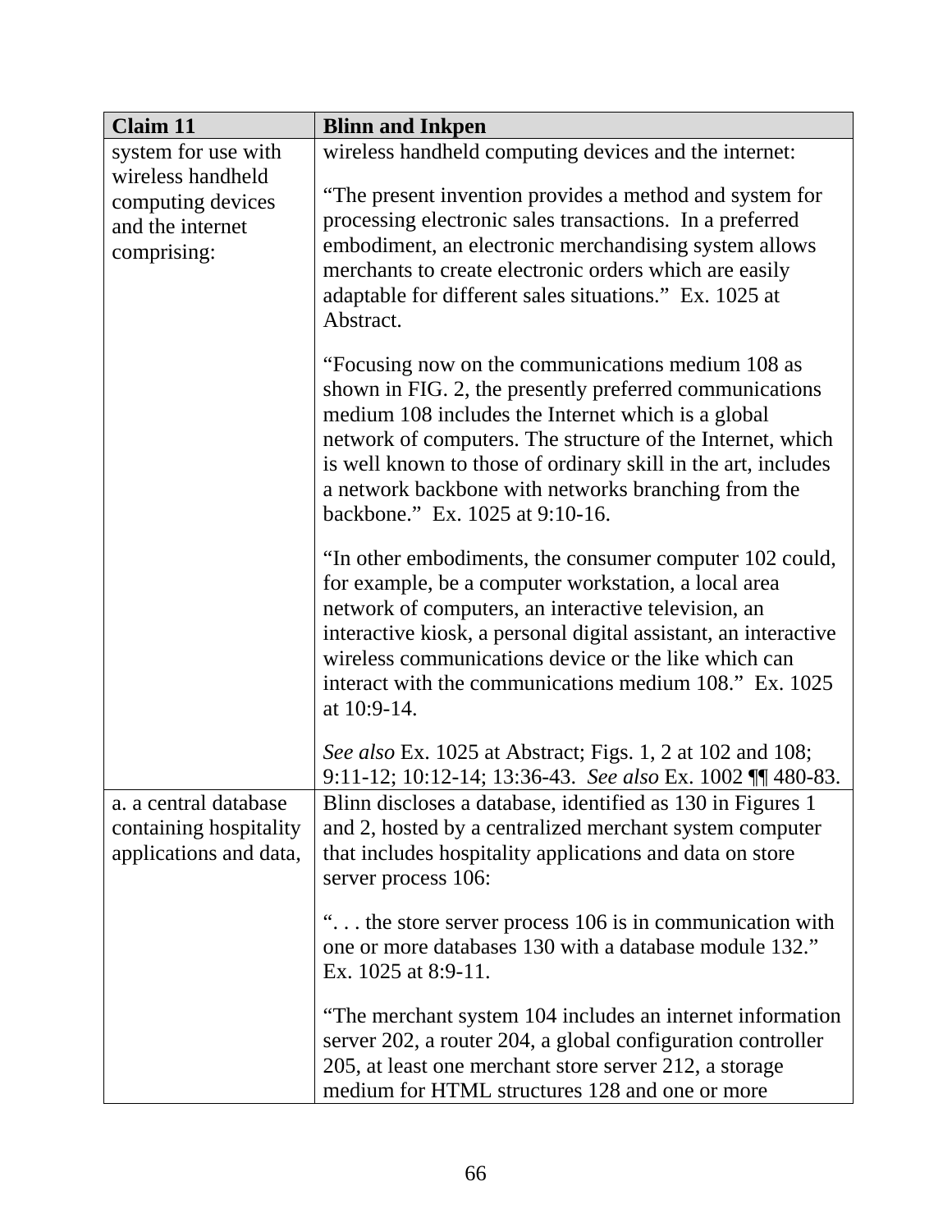| Claim 11 | Blinn and Inkpen |
|---|---|
| system for use with wireless handheld computing devices and the internet comprising: | wireless handheld computing devices and the internet:<br><br>"The present invention provides a method and system for processing electronic sales transactions. In a preferred embodiment, an electronic merchandising system allows merchants to create electronic orders which are easily adaptable for different sales situations." Ex. 1025 at Abstract.<br><br>"Focusing now on the communications medium 108 as shown in FIG. 2, the presently preferred communications medium 108 includes the Internet which is a global network of computers. The structure of the Internet, which is well known to those of ordinary skill in the art, includes a network backbone with networks branching from the backbone." Ex. 1025 at 9:10-16.<br><br>"In other embodiments, the consumer computer 102 could, for example, be a computer workstation, a local area network of computers, an interactive television, an interactive kiosk, a personal digital assistant, an interactive wireless communications device or the like which can interact with the communications medium 108." Ex. 1025 at 10:9-14.<br><br>*See also* Ex. 1025 at Abstract; Figs. 1, 2 at 102 and 108; 9:11-12; 10:12-14; 13:36-43. *See also* Ex. 1002 ¶¶ 480-83. |
| a. a central database containing hospitality applications and data, | Blinn discloses a database, identified as 130 in Figures 1 and 2, hosted by a centralized merchant system computer that includes hospitality applications and data on store server process 106:<br><br>". . . the store server process 106 is in communication with one or more databases 130 with a database module 132." Ex. 1025 at 8:9-11.<br><br>"The merchant system 104 includes an internet information server 202, a router 204, a global configuration controller 205, at least one merchant store server 212, a storage medium for HTML structures 128 and one or more |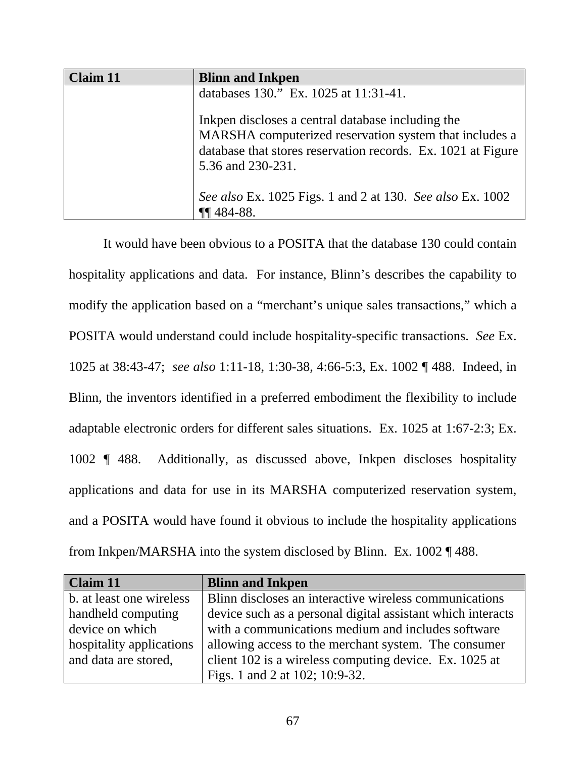| Claim 11 | Blinn and Inkpen |
|---|---|
| | databases 130." Ex. 1025 at 11:31-41.<br><br>Inkpen discloses a central database including the MARSHA computerized reservation system that includes a database that stores reservation records. Ex. 1021 at Figure 5.36 and 230-231.<br><br>*See also* Ex. 1025 Figs. 1 and 2 at 130. *See also* Ex. 1002 ¶¶ 484-88. |

It would have been obvious to a POSITA that the database 130 could contain hospitality applications and data. For instance, Blinn's describes the capability to modify the application based on a "merchant's unique sales transactions," which a POSITA would understand could include hospitality-specific transactions. *See* Ex. 1025 at 38:43-47; *see also* 1:11-18, 1:30-38, 4:66-5:3, Ex. 1002 ¶ 488. Indeed, in Blinn, the inventors identified in a preferred embodiment the flexibility to include adaptable electronic orders for different sales situations. Ex. 1025 at 1:67-2:3; Ex. 1002 ¶ 488. Additionally, as discussed above, Inkpen discloses hospitality applications and data for use in its MARSHA computerized reservation system, and a POSITA would have found it obvious to include the hospitality applications from Inkpen/MARSHA into the system disclosed by Blinn. Ex. 1002 ¶ 488.

| Claim 11 | Blinn and Inkpen |
|---|---|
| b. at least one wireless handheld computing device on which hospitality applications and data are stored, | Blinn discloses an interactive wireless communications device such as a personal digital assistant which interacts with a communications medium and includes software allowing access to the merchant system. The consumer client 102 is a wireless computing device. Ex. 1025 at Figs. 1 and 2 at 102; 10:9-32. |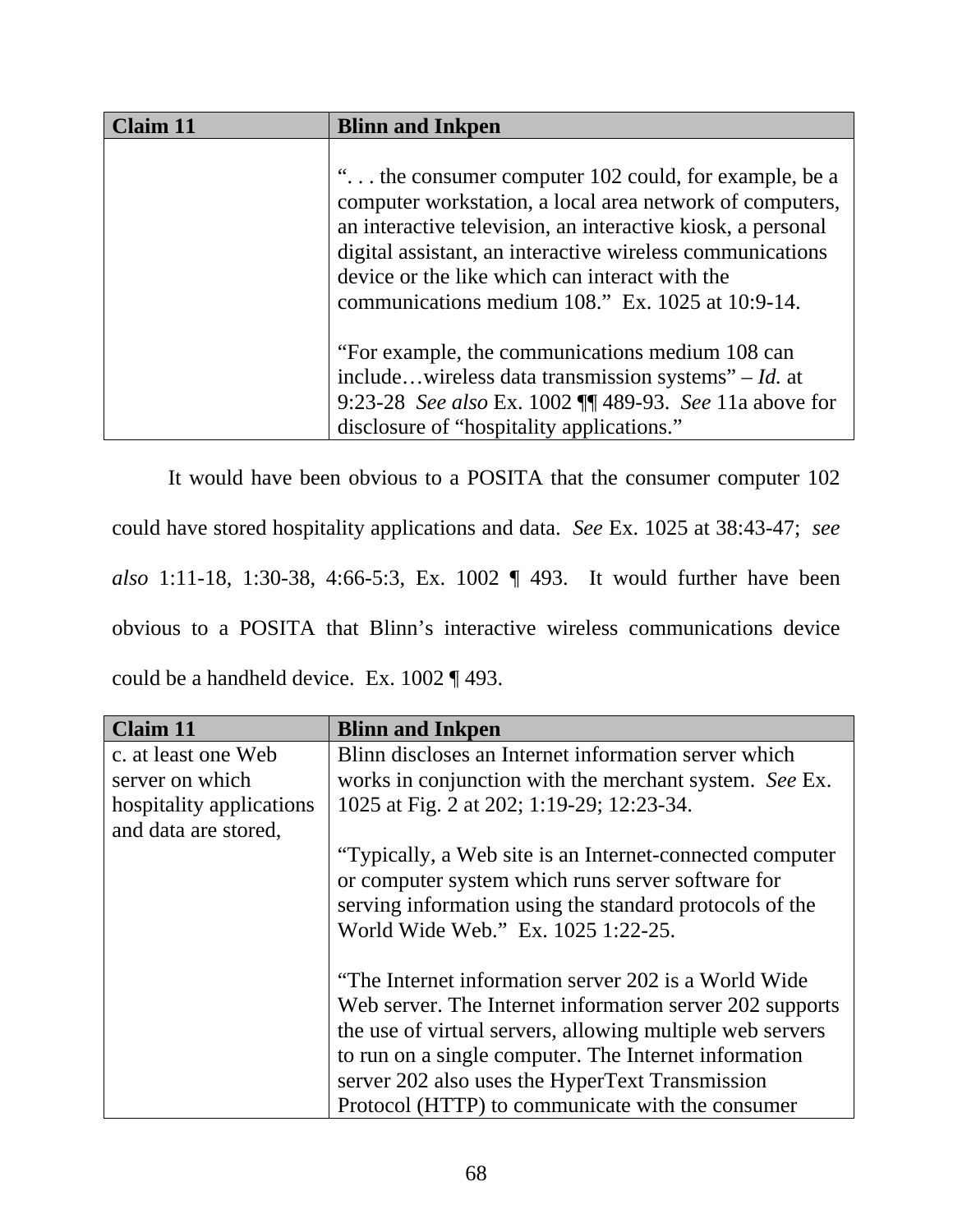| Claim 11 | Blinn and Inkpen |
|---|---|
| | “. . . the consumer computer 102 could, for example, be a computer workstation, a local area network of computers, an interactive television, an interactive kiosk, a personal digital assistant, an interactive wireless communications device or the like which can interact with the communications medium 108.” Ex. 1025 at 10:9-14.<br><br>“For example, the communications medium 108 can include…wireless data transmission systems” – *Id.* at 9:23-28 *See also* Ex. 1002 ¶¶ 489-93. *See* 11a above for disclosure of “hospitality applications.” |

It would have been obvious to a POSITA that the consumer computer 102 could have stored hospitality applications and data. *See* Ex. 1025 at 38:43-47; *see also* 1:11-18, 1:30-38, 4:66-5:3, Ex. 1002 ¶ 493. It would further have been obvious to a POSITA that Blinn’s interactive wireless communications device could be a handheld device. Ex. 1002 ¶ 493.

| Claim 11 | Blinn and Inkpen |
|---|---|
| c. at least one Web server on which hospitality applications and data are stored, | Blinn discloses an Internet information server which works in conjunction with the merchant system. *See* Ex. 1025 at Fig. 2 at 202; 1:19-29; 12:23-34.<br><br>“Typically, a Web site is an Internet-connected computer or computer system which runs server software for serving information using the standard protocols of the World Wide Web.” Ex. 1025 1:22-25.<br><br>“The Internet information server 202 is a World Wide Web server. The Internet information server 202 supports the use of virtual servers, allowing multiple web servers to run on a single computer. The Internet information server 202 also uses the HyperText Transmission Protocol (HTTP) to communicate with the consumer |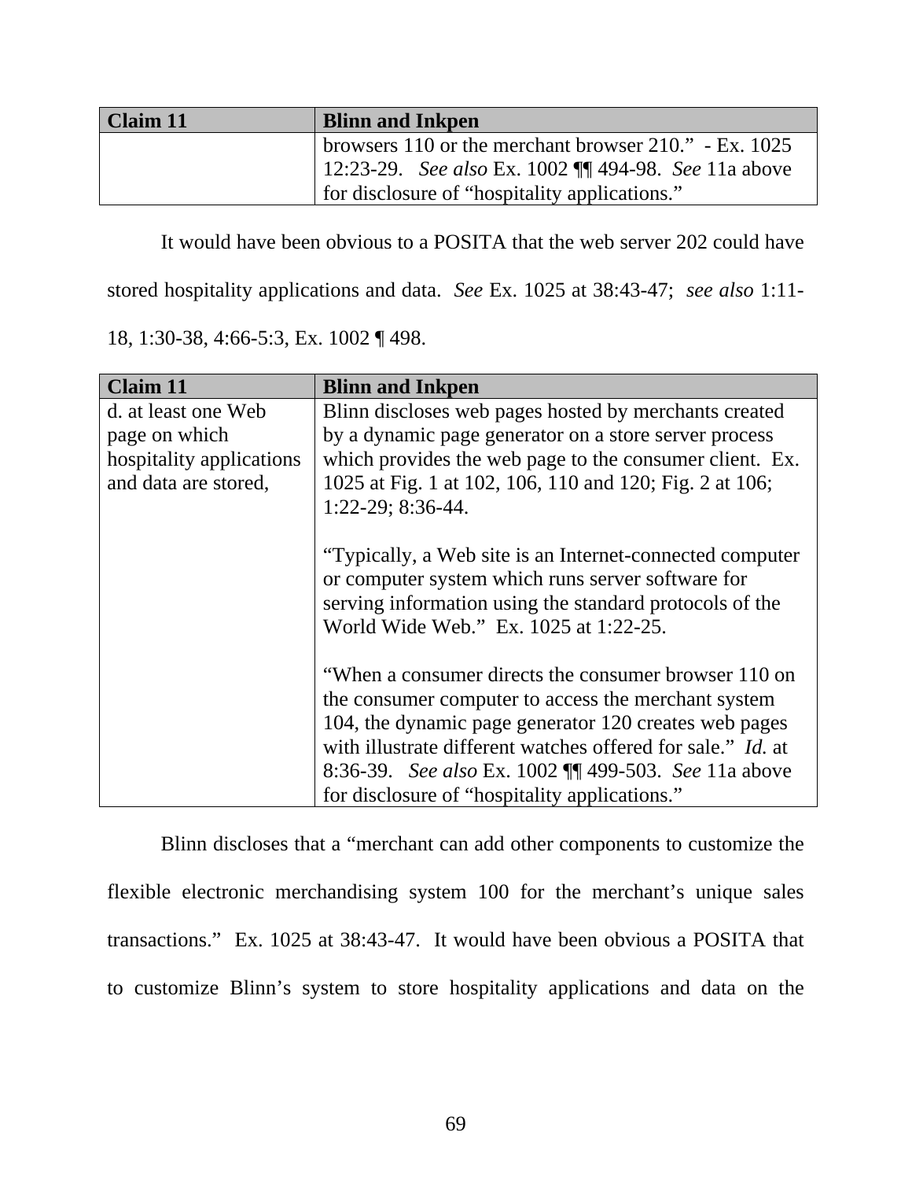| Claim 11 | Blinn and Inkpen |
|---|---|
| | browsers 110 or the merchant browser 210." - Ex. 1025 12:23-29. *See also* Ex. 1002 ¶¶ 494-98. *See* 11a above for disclosure of "hospitality applications." |

It would have been obvious to a POSITA that the web server 202 could have stored hospitality applications and data. *See* Ex. 1025 at 38:43-47; *see also* 1:11-18, 1:30-38, 4:66-5:3, Ex. 1002 ¶ 498.

| Claim 11 | Blinn and Inkpen |
|---|---|
| d. at least one Web page on which hospitality applications and data are stored, | Blinn discloses web pages hosted by merchants created by a dynamic page generator on a store server process which provides the web page to the consumer client. Ex. 1025 at Fig. 1 at 102, 106, 110 and 120; Fig. 2 at 106; 1:22-29; 8:36-44.<br><br>"Typically, a Web site is an Internet-connected computer or computer system which runs server software for serving information using the standard protocols of the World Wide Web." Ex. 1025 at 1:22-25.<br><br>"When a consumer directs the consumer browser 110 on the consumer computer to access the merchant system 104, the dynamic page generator 120 creates web pages with illustrate different watches offered for sale." *Id.* at 8:36-39. *See also* Ex. 1002 ¶¶ 499-503. *See* 11a above for disclosure of "hospitality applications." |

Blinn discloses that a "merchant can add other components to customize the flexible electronic merchandising system 100 for the merchant's unique sales transactions." Ex. 1025 at 38:43-47. It would have been obvious a POSITA that to customize Blinn's system to store hospitality applications and data on the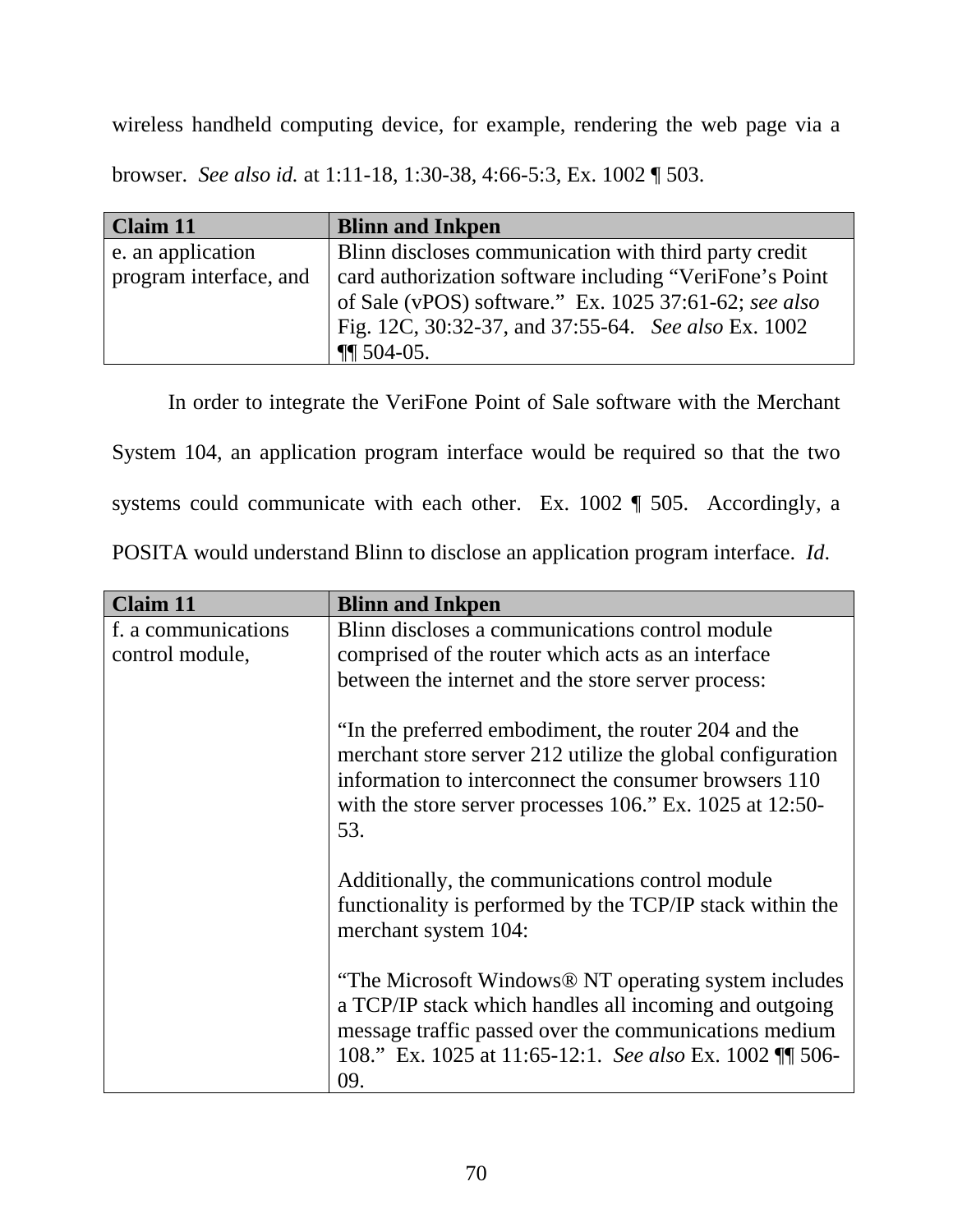wireless handheld computing device, for example, rendering the web page via a browser. *See also id.* at 1:11-18, 1:30-38, 4:66-5:3, Ex. 1002 ¶ 503.

| **Claim 11** | **Blinn and Inkpen** |
|---|---|
| e. an application program interface, and | Blinn discloses communication with third party credit card authorization software including "VeriFone's Point of Sale (vPOS) software." Ex. 1025 37:61-62; *see also* Fig. 12C, 30:32-37, and 37:55-64. *See also* Ex. 1002 ¶¶ 504-05. |

In order to integrate the VeriFone Point of Sale software with the Merchant System 104, an application program interface would be required so that the two systems could communicate with each other. Ex. 1002 ¶ 505. Accordingly, a POSITA would understand Blinn to disclose an application program interface. *Id.*

| **Claim 11** | **Blinn and Inkpen** |
|---|---|
| f. a communications control module, | Blinn discloses a communications control module comprised of the router which acts as an interface between the internet and the store server process:<br><br>"In the preferred embodiment, the router 204 and the merchant store server 212 utilize the global configuration information to interconnect the consumer browsers 110 with the store server processes 106." Ex. 1025 at 12:50-53.<br><br>Additionally, the communications control module functionality is performed by the TCP/IP stack within the merchant system 104:<br><br>"The Microsoft Windows® NT operating system includes a TCP/IP stack which handles all incoming and outgoing message traffic passed over the communications medium 108." Ex. 1025 at 11:65-12:1. *See also* Ex. 1002 ¶¶ 506-09. |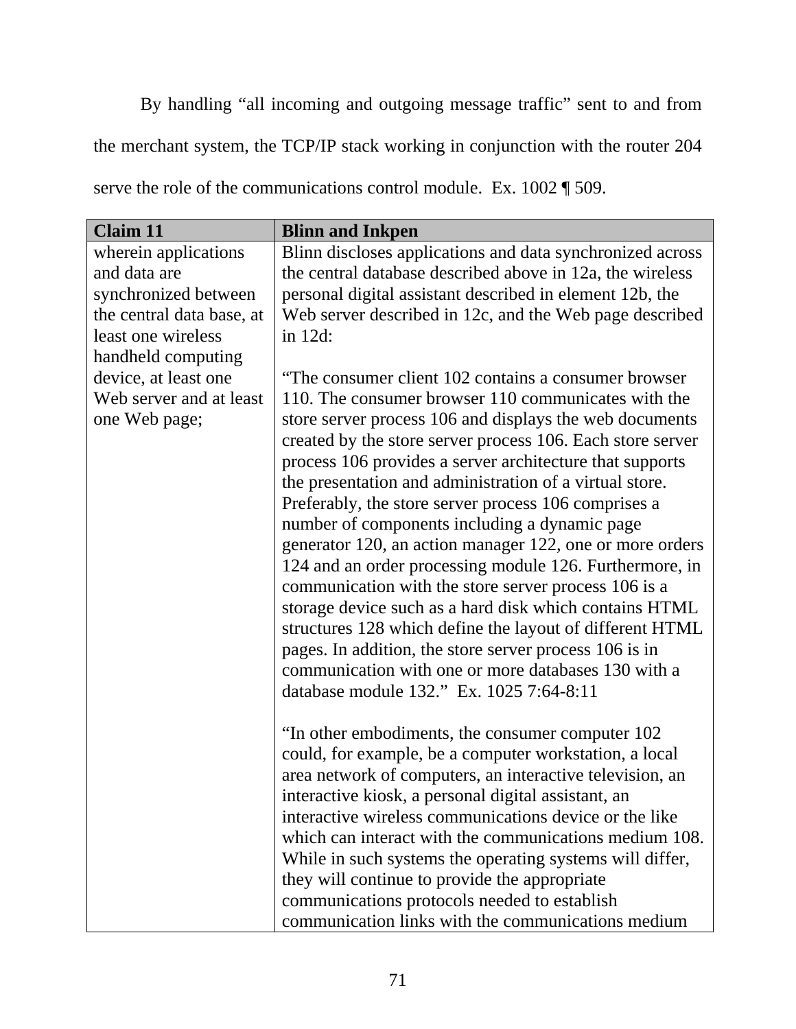By handling "all incoming and outgoing message traffic" sent to and from the merchant system, the TCP/IP stack working in conjunction with the router 204 serve the role of the communications control module. Ex. 1002 ¶ 509.

| Claim 11 | Blinn and Inkpen |
|---|---|
| wherein applications and data are synchronized between the central data base, at least one wireless handheld computing device, at least one Web server and at least one Web page; | Blinn discloses applications and data synchronized across the central database described above in 12a, the wireless personal digital assistant described in element 12b, the Web server described in 12c, and the Web page described in 12d:<br><br>"The consumer client 102 contains a consumer browser 110. The consumer browser 110 communicates with the store server process 106 and displays the web documents created by the store server process 106. Each store server process 106 provides a server architecture that supports the presentation and administration of a virtual store. Preferably, the store server process 106 comprises a number of components including a dynamic page generator 120, an action manager 122, one or more orders 124 and an order processing module 126. Furthermore, in communication with the store server process 106 is a storage device such as a hard disk which contains HTML structures 128 which define the layout of different HTML pages. In addition, the store server process 106 is in communication with one or more databases 130 with a database module 132." Ex. 1025 7:64-8:11<br><br>"In other embodiments, the consumer computer 102 could, for example, be a computer workstation, a local area network of computers, an interactive television, an interactive kiosk, a personal digital assistant, an interactive wireless communications device or the like which can interact with the communications medium 108. While in such systems the operating systems will differ, they will continue to provide the appropriate communications protocols needed to establish communication links with the communications medium |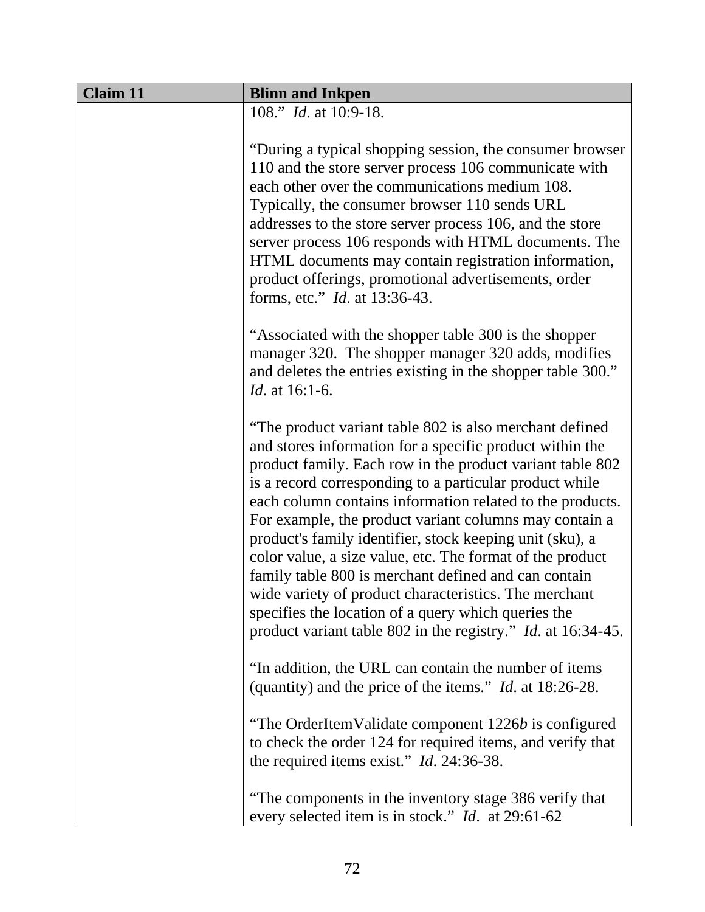| Claim 11 | Blinn and Inkpen |
|---|---|
| | 108." *Id*. at 10:9-18.<br><br>"During a typical shopping session, the consumer browser 110 and the store server process 106 communicate with each other over the communications medium 108. Typically, the consumer browser 110 sends URL addresses to the store server process 106, and the store server process 106 responds with HTML documents. The HTML documents may contain registration information, product offerings, promotional advertisements, order forms, etc." *Id*. at 13:36-43.<br><br>"Associated with the shopper table 300 is the shopper manager 320. The shopper manager 320 adds, modifies and deletes the entries existing in the shopper table 300." *Id*. at 16:1-6.<br><br>"The product variant table 802 is also merchant defined and stores information for a specific product within the product family. Each row in the product variant table 802 is a record corresponding to a particular product while each column contains information related to the products. For example, the product variant columns may contain a product's family identifier, stock keeping unit (sku), a color value, a size value, etc. The format of the product family table 800 is merchant defined and can contain wide variety of product characteristics. The merchant specifies the location of a query which queries the product variant table 802 in the registry." *Id*. at 16:34-45.<br><br>"In addition, the URL can contain the number of items (quantity) and the price of the items." *Id*. at 18:26-28.<br><br>"The OrderItemValidate component 1226*b* is configured to check the order 124 for required items, and verify that the required items exist." *Id*. 24:36-38.<br><br>"The components in the inventory stage 386 verify that every selected item is in stock." *Id*. at 29:61-62 |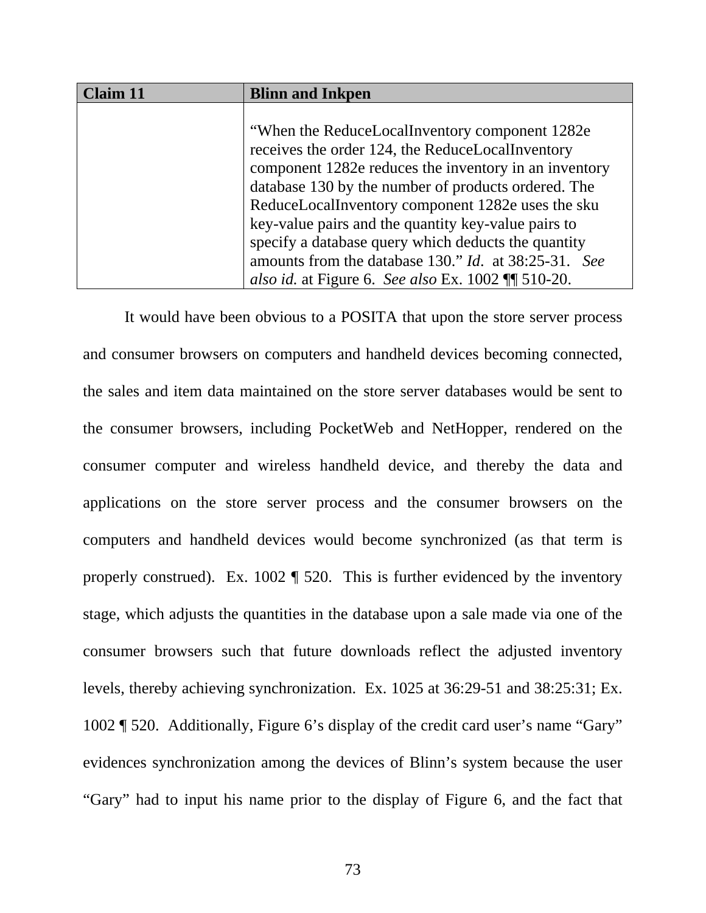| Claim 11 | Blinn and Inkpen |
|---|---|
| | "When the ReduceLocalInventory component 1282e receives the order 124, the ReduceLocalInventory component 1282e reduces the inventory in an inventory database 130 by the number of products ordered. The ReduceLocalInventory component 1282e uses the sku key-value pairs and the quantity key-value pairs to specify a database query which deducts the quantity amounts from the database 130." *Id.* at 38:25-31. *See also id.* at Figure 6. *See also* Ex. 1002 ¶¶ 510-20. |

It would have been obvious to a POSITA that upon the store server process and consumer browsers on computers and handheld devices becoming connected, the sales and item data maintained on the store server databases would be sent to the consumer browsers, including PocketWeb and NetHopper, rendered on the consumer computer and wireless handheld device, and thereby the data and applications on the store server process and the consumer browsers on the computers and handheld devices would become synchronized (as that term is properly construed). Ex. 1002 ¶ 520. This is further evidenced by the inventory stage, which adjusts the quantities in the database upon a sale made via one of the consumer browsers such that future downloads reflect the adjusted inventory levels, thereby achieving synchronization. Ex. 1025 at 36:29-51 and 38:25:31; Ex. 1002 ¶ 520. Additionally, Figure 6's display of the credit card user's name "Gary" evidences synchronization among the devices of Blinn's system because the user "Gary" had to input his name prior to the display of Figure 6, and the fact that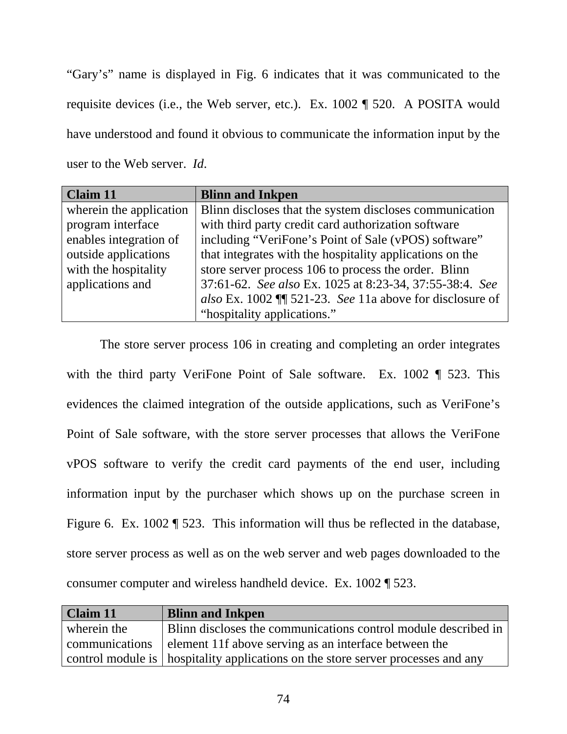"Gary's" name is displayed in Fig. 6 indicates that it was communicated to the requisite devices (i.e., the Web server, etc.). Ex. 1002 ¶ 520. A POSITA would have understood and found it obvious to communicate the information input by the user to the Web server. *Id*.

| Claim 11 | Blinn and Inkpen |
|---|---|
| wherein the application program interface enables integration of outside applications with the hospitality applications and | Blinn discloses that the system discloses communication with third party credit card authorization software including "VeriFone's Point of Sale (vPOS) software" that integrates with the hospitality applications on the store server process 106 to process the order. Blinn 37:61-62. *See also* Ex. 1025 at 8:23-34, 37:55-38:4. *See also* Ex. 1002 ¶¶ 521-23. *See* 11a above for disclosure of "hospitality applications." |

The store server process 106 in creating and completing an order integrates with the third party VeriFone Point of Sale software. Ex. 1002 ¶ 523. This evidences the claimed integration of the outside applications, such as VeriFone's Point of Sale software, with the store server processes that allows the VeriFone vPOS software to verify the credit card payments of the end user, including information input by the purchaser which shows up on the purchase screen in Figure 6. Ex. 1002 ¶ 523. This information will thus be reflected in the database, store server process as well as on the web server and web pages downloaded to the consumer computer and wireless handheld device. Ex. 1002 ¶ 523.

| Claim 11 | Blinn and Inkpen |
|---|---|
| wherein the communications control module is | Blinn discloses the communications control module described in element 11f above serving as an interface between the hospitality applications on the store server processes and any |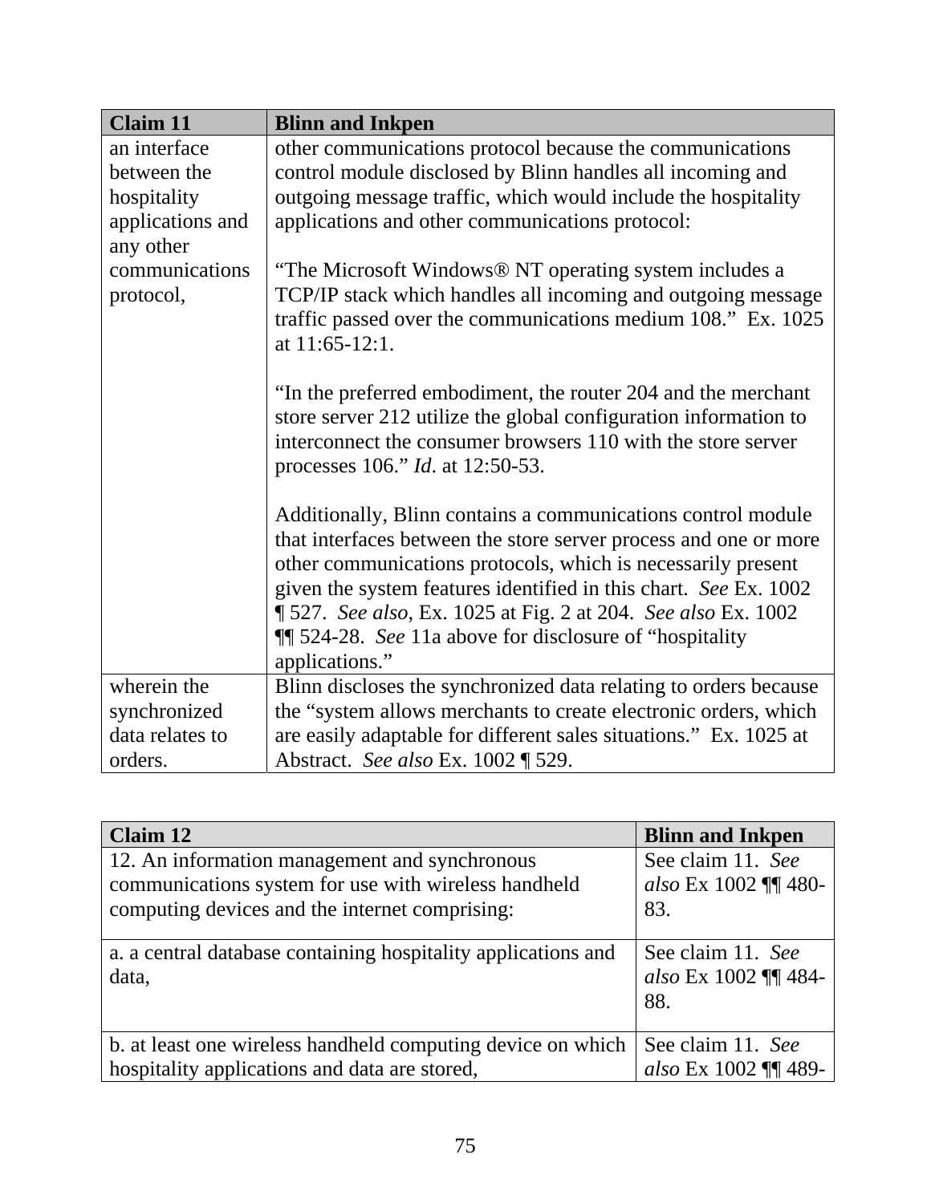| Claim 11 | Blinn and Inkpen |
| --- | --- |
| an interface between the hospitality applications and any other communications protocol, | other communications protocol because the communications control module disclosed by Blinn handles all incoming and outgoing message traffic, which would include the hospitality applications and other communications protocol:<br><br>"The Microsoft Windows® NT operating system includes a TCP/IP stack which handles all incoming and outgoing message traffic passed over the communications medium 108." Ex. 1025 at 11:65-12:1.<br><br>"In the preferred embodiment, the router 204 and the merchant store server 212 utilize the global configuration information to interconnect the consumer browsers 110 with the store server processes 106." *Id*. at 12:50-53.<br><br>Additionally, Blinn contains a communications control module that interfaces between the store server process and one or more other communications protocols, which is necessarily present given the system features identified in this chart. *See* Ex. 1002 ¶ 527. *See also*, Ex. 1025 at Fig. 2 at 204. *See also* Ex. 1002 ¶¶ 524-28. *See* 11a above for disclosure of "hospitality applications." |
| wherein the synchronized data relates to orders. | Blinn discloses the synchronized data relating to orders because the "system allows merchants to create electronic orders, which are easily adaptable for different sales situations." Ex. 1025 at Abstract. *See also* Ex. 1002 ¶ 529. |

| Claim 12 | Blinn and Inkpen |
| --- | --- |
| 12. An information management and synchronous communications system for use with wireless handheld computing devices and the internet comprising: | See claim 11. *See also* Ex 1002 ¶¶ 480-83. |
| a. a central database containing hospitality applications and data, | See claim 11. *See also* Ex 1002 ¶¶ 484-88. |
| b. at least one wireless handheld computing device on which hospitality applications and data are stored, | See claim 11. *See also* Ex 1002 ¶¶ 489- |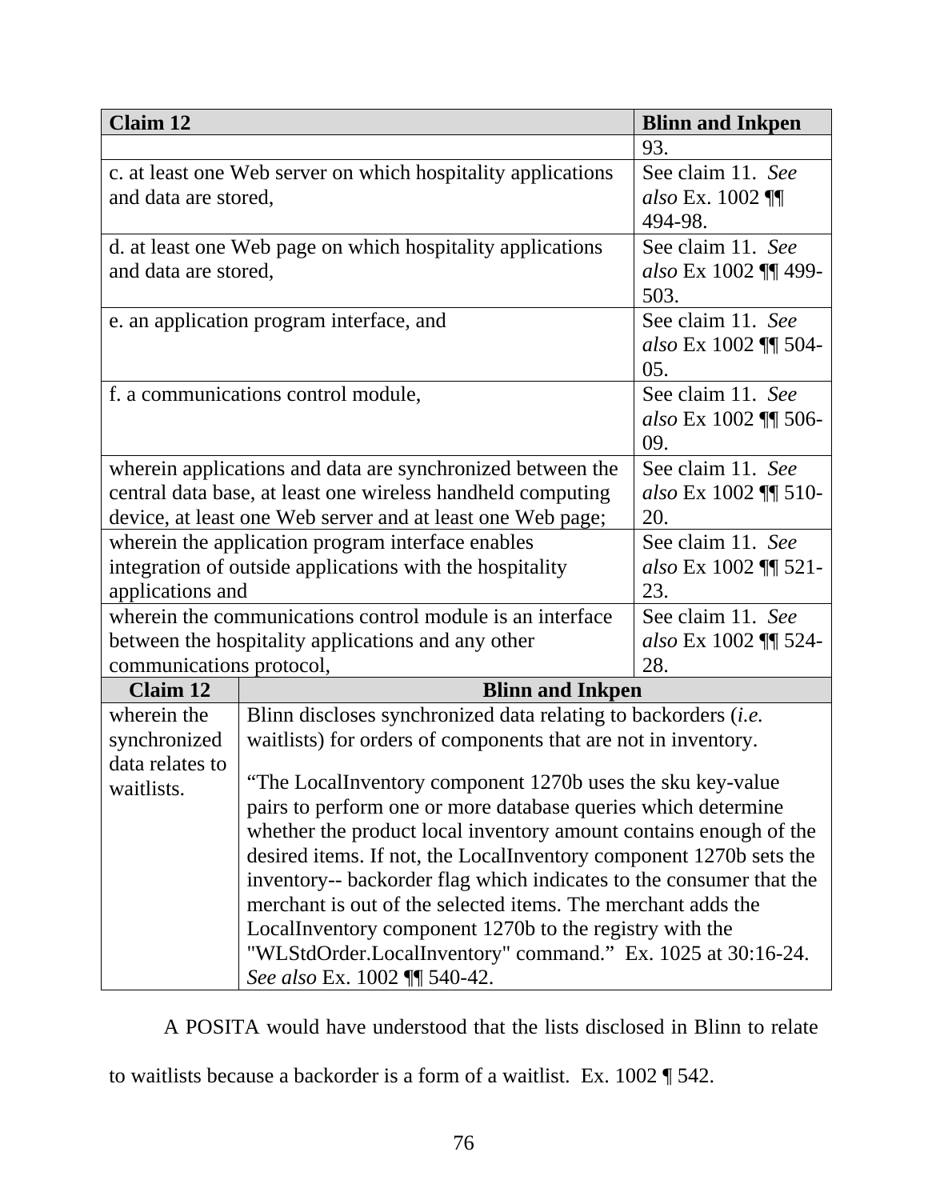| Claim 12 | Blinn and Inkpen |
|---|---|
| | 93. |
| c. at least one Web server on which hospitality applications and data are stored, | See claim 11. *See also* Ex. 1002 ¶¶ 494-98. |
| d. at least one Web page on which hospitality applications and data are stored, | See claim 11. *See also* Ex 1002 ¶¶ 499-503. |
| e. an application program interface, and | See claim 11. *See also* Ex 1002 ¶¶ 504-05. |
| f. a communications control module, | See claim 11. *See also* Ex 1002 ¶¶ 506-09. |
| wherein applications and data are synchronized between the central data base, at least one wireless handheld computing device, at least one Web server and at least one Web page; | See claim 11. *See also* Ex 1002 ¶¶ 510-20. |
| wherein the application program interface enables integration of outside applications with the hospitality applications and | See claim 11. *See also* Ex 1002 ¶¶ 521-23. |
| wherein the communications control module is an interface between the hospitality applications and any other communications protocol, | See claim 11. *See also* Ex 1002 ¶¶ 524-28. |

| Claim 12 | Blinn and Inkpen |
|---|---|
| wherein the synchronized data relates to waitlists. | Blinn discloses synchronized data relating to backorders (*i.e.* waitlists) for orders of components that are not in inventory.<br><br>"The LocalInventory component 1270b uses the sku key-value pairs to perform one or more database queries which determine whether the product local inventory amount contains enough of the desired items. If not, the LocalInventory component 1270b sets the inventory-- backorder flag which indicates to the consumer that the merchant is out of the selected items. The merchant adds the LocalInventory component 1270b to the registry with the "WLStdOrder.LocalInventory" command." Ex. 1025 at 30:16-24. *See also* Ex. 1002 ¶¶ 540-42. |

A POSITA would have understood that the lists disclosed in Blinn to relate to waitlists because a backorder is a form of a waitlist. Ex. 1002 ¶ 542.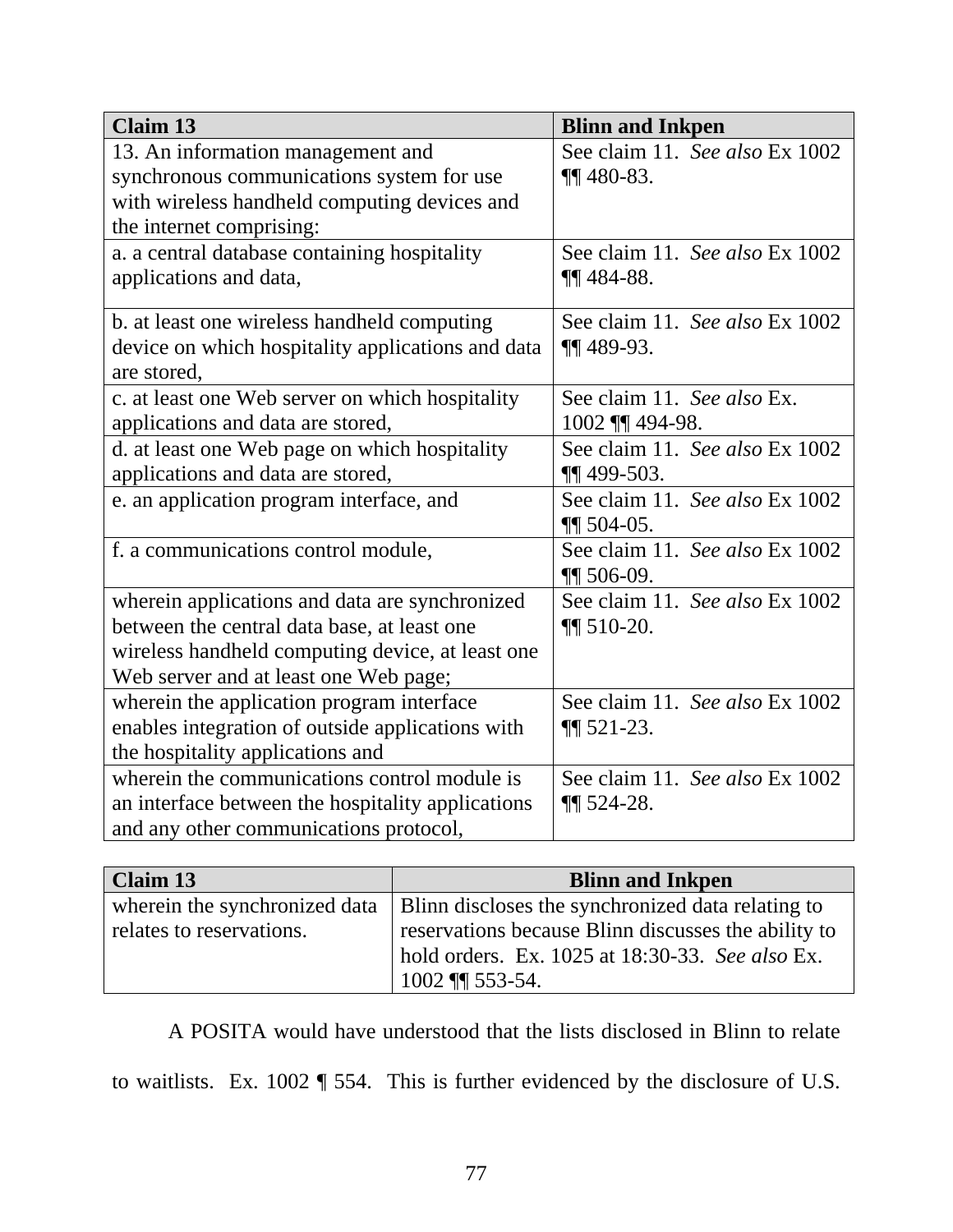| Claim 13 | Blinn and Inkpen |
|---|---|
| 13. An information management and synchronous communications system for use with wireless handheld computing devices and the internet comprising: | See claim 11. *See also* Ex 1002 ¶¶ 480-83. |
| a. a central database containing hospitality applications and data, | See claim 11. *See also* Ex 1002 ¶¶ 484-88. |
| b. at least one wireless handheld computing device on which hospitality applications and data are stored, | See claim 11. *See also* Ex 1002 ¶¶ 489-93. |
| c. at least one Web server on which hospitality applications and data are stored, | See claim 11. *See also* Ex. 1002 ¶¶ 494-98. |
| d. at least one Web page on which hospitality applications and data are stored, | See claim 11. *See also* Ex 1002 ¶¶ 499-503. |
| e. an application program interface, and | See claim 11. *See also* Ex 1002 ¶¶ 504-05. |
| f. a communications control module, | See claim 11. *See also* Ex 1002 ¶¶ 506-09. |
| wherein applications and data are synchronized between the central data base, at least one wireless handheld computing device, at least one Web server and at least one Web page; | See claim 11. *See also* Ex 1002 ¶¶ 510-20. |
| wherein the application program interface enables integration of outside applications with the hospitality applications and | See claim 11. *See also* Ex 1002 ¶¶ 521-23. |
| wherein the communications control module is an interface between the hospitality applications and any other communications protocol, | See claim 11. *See also* Ex 1002 ¶¶ 524-28. |

| Claim 13 | Blinn and Inkpen |
|---|---|
| wherein the synchronized data relates to reservations. | Blinn discloses the synchronized data relating to reservations because Blinn discusses the ability to hold orders. Ex. 1025 at 18:30-33. *See also* Ex. 1002 ¶¶ 553-54. |

A POSITA would have understood that the lists disclosed in Blinn to relate to waitlists. Ex. 1002 ¶ 554. This is further evidenced by the disclosure of U.S.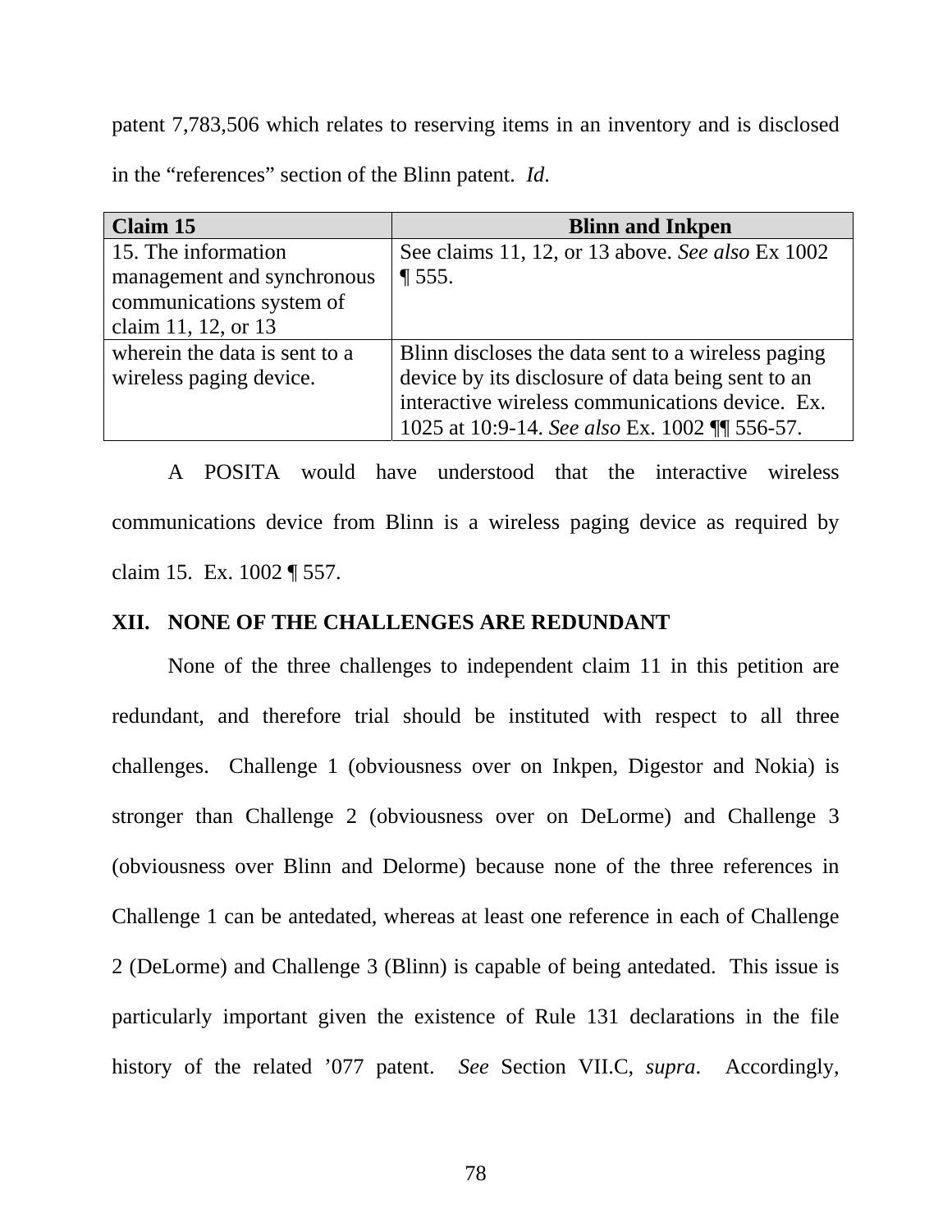patent 7,783,506 which relates to reserving items in an inventory and is disclosed in the "references" section of the Blinn patent. *Id*.

| **Claim 15** | **Blinn and Inkpen** |
|---|---|
| 15. The information management and synchronous communications system of claim 11, 12, or 13 | See claims 11, 12, or 13 above. *See also* Ex 1002 ¶ 555. |
| wherein the data is sent to a wireless paging device. | Blinn discloses the data sent to a wireless paging device by its disclosure of data being sent to an interactive wireless communications device. Ex. 1025 at 10:9-14. *See also* Ex. 1002 ¶¶ 556-57. |

A POSITA would have understood that the interactive wireless communications device from Blinn is a wireless paging device as required by claim 15. Ex. 1002 ¶ 557.

## XII. NONE OF THE CHALLENGES ARE REDUNDANT

None of the three challenges to independent claim 11 in this petition are redundant, and therefore trial should be instituted with respect to all three challenges. Challenge 1 (obviousness over on Inkpen, Digestor and Nokia) is stronger than Challenge 2 (obviousness over on DeLorme) and Challenge 3 (obviousness over Blinn and Delorme) because none of the three references in Challenge 1 can be antedated, whereas at least one reference in each of Challenge 2 (DeLorme) and Challenge 3 (Blinn) is capable of being antedated. This issue is particularly important given the existence of Rule 131 declarations in the file history of the related '077 patent. *See* Section VII.C, *supra*. Accordingly,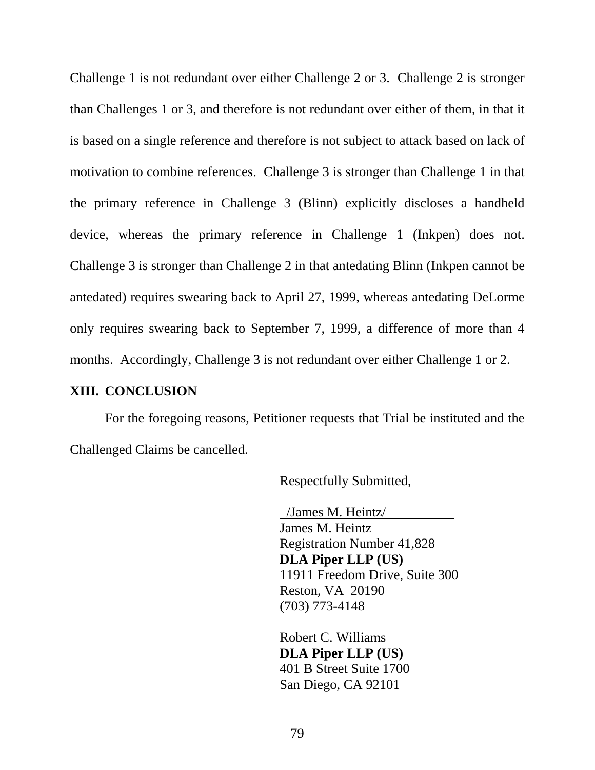Challenge 1 is not redundant over either Challenge 2 or 3. Challenge 2 is stronger than Challenges 1 or 3, and therefore is not redundant over either of them, in that it is based on a single reference and therefore is not subject to attack based on lack of motivation to combine references. Challenge 3 is stronger than Challenge 1 in that the primary reference in Challenge 3 (Blinn) explicitly discloses a handheld device, whereas the primary reference in Challenge 1 (Inkpen) does not. Challenge 3 is stronger than Challenge 2 in that antedating Blinn (Inkpen cannot be antedated) requires swearing back to April 27, 1999, whereas antedating DeLorme only requires swearing back to September 7, 1999, a difference of more than 4 months. Accordingly, Challenge 3 is not redundant over either Challenge 1 or 2.

## XIII. CONCLUSION

For the foregoing reasons, Petitioner requests that Trial be instituted and the Challenged Claims be cancelled.

Respectfully Submitted,

/James M. Heintz/
James M. Heintz
Registration Number 41,828
**DLA Piper LLP (US)**
11911 Freedom Drive, Suite 300
Reston, VA 20190
(703) 773-4148

Robert C. Williams
**DLA Piper LLP (US)**
401 B Street Suite 1700
San Diego, CA 92101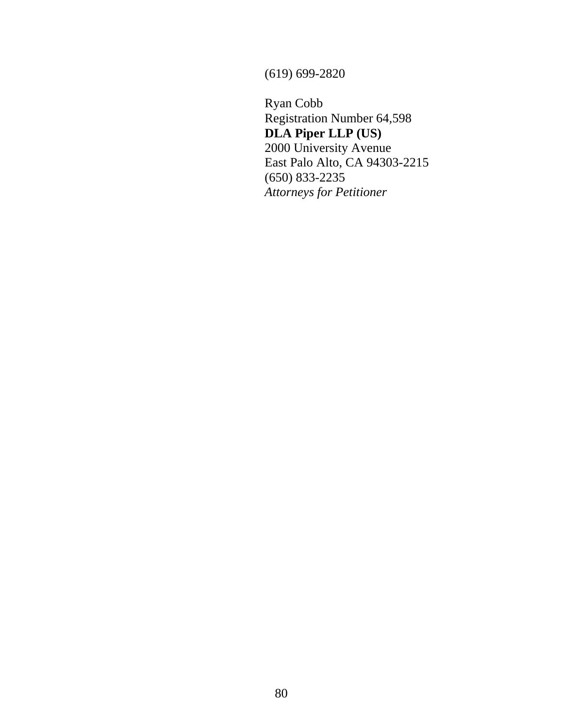(619) 699-2820

Ryan Cobb
Registration Number 64,598
**DLA Piper LLP (US)**
2000 University Avenue
East Palo Alto, CA 94303-2215
(650) 833-2235
*Attorneys for Petitioner*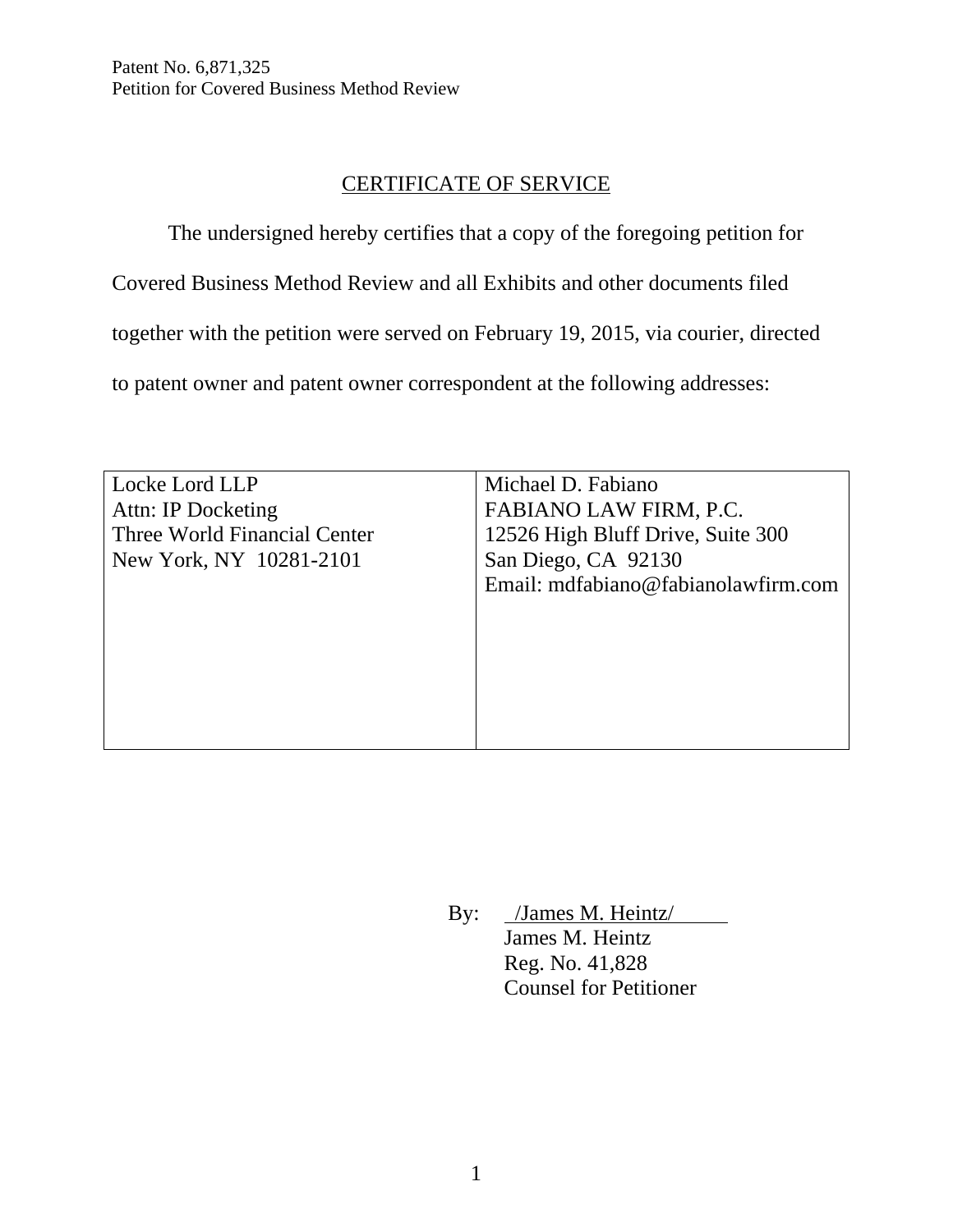## CERTIFICATE OF SERVICE

The undersigned hereby certifies that a copy of the foregoing petition for Covered Business Method Review and all Exhibits and other documents filed together with the petition were served on February 19, 2015, via courier, directed to patent owner and patent owner correspondent at the following addresses:

| | |
|---|---|
| Locke Lord LLP<br>Attn: IP Docketing<br>Three World Financial Center<br>New York, NY 10281-2101 | Michael D. Fabiano<br>FABIANO LAW FIRM, P.C.<br>12526 High Bluff Drive, Suite 300<br>San Diego, CA 92130<br>Email: mdfabiano@fabianolawfirm.com |

By: /James M. Heintz/
James M. Heintz
Reg. No. 41,828
Counsel for Petitioner